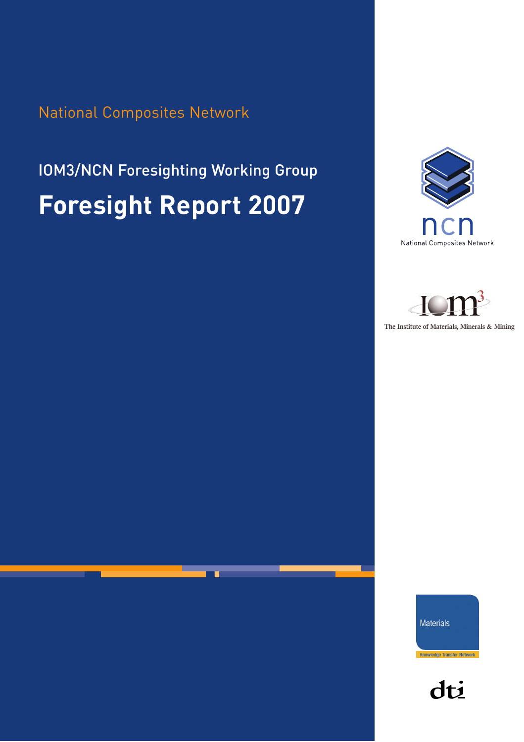National Composites Network

## IOM3/NCN Foresighting Working Group

# Foresight Report 2007

ncn

National Composites Network

The Institute of Materials, Minerals & Mining

Materials

Knowledge Transfer Network

dti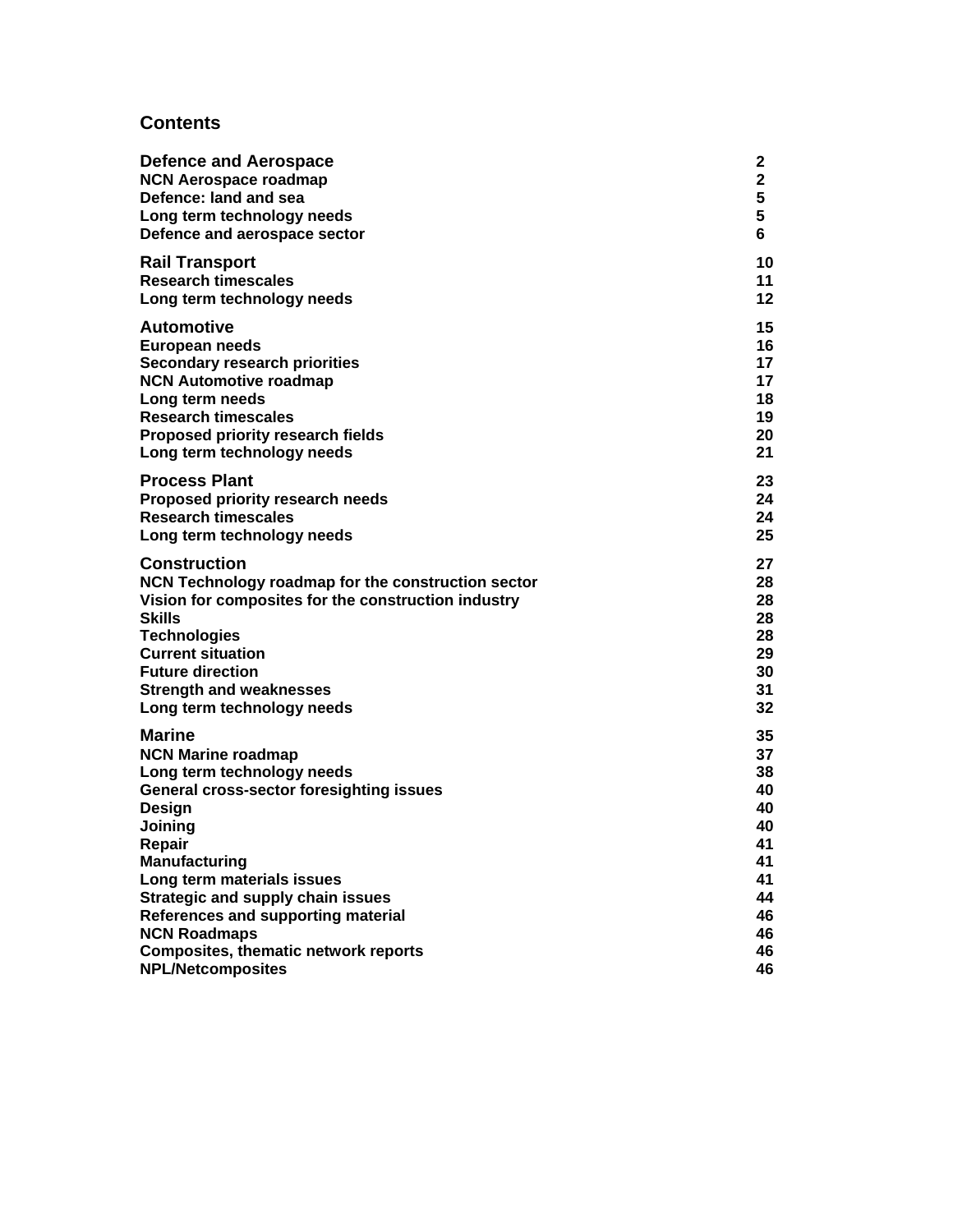## Contents

| | |
|---|---|
| **Defence and Aerospace** | **2** |
| **NCN Aerospace roadmap** | **2** |
| **Defence: land and sea** | **5** |
| **Long term technology needs** | **5** |
| **Defence and aerospace sector** | **6** |
| **Rail Transport** | **10** |
| **Research timescales** | **11** |
| **Long term technology needs** | **12** |
| **Automotive** | **15** |
| **European needs** | **16** |
| **Secondary research priorities** | **17** |
| **NCN Automotive roadmap** | **17** |
| **Long term needs** | **18** |
| **Research timescales** | **19** |
| **Proposed priority research fields** | **20** |
| **Long term technology needs** | **21** |
| **Process Plant** | **23** |
| **Proposed priority research needs** | **24** |
| **Research timescales** | **24** |
| **Long term technology needs** | **25** |
| **Construction** | **27** |
| **NCN Technology roadmap for the construction sector** | **28** |
| **Vision for composites for the construction industry** | **28** |
| **Skills** | **28** |
| **Technologies** | **28** |
| **Current situation** | **29** |
| **Future direction** | **30** |
| **Strength and weaknesses** | **31** |
| **Long term technology needs** | **32** |
| **Marine** | **35** |
| **NCN Marine roadmap** | **37** |
| **Long term technology needs** | **38** |
| **General cross-sector foresighting issues** | **40** |
| **Design** | **40** |
| **Joining** | **40** |
| **Repair** | **41** |
| **Manufacturing** | **41** |
| **Long term materials issues** | **41** |
| **Strategic and supply chain issues** | **44** |
| **References and supporting material** | **46** |
| **NCN Roadmaps** | **46** |
| **Composites, thematic network reports** | **46** |
| **NPL/Netcomposites** | **46** |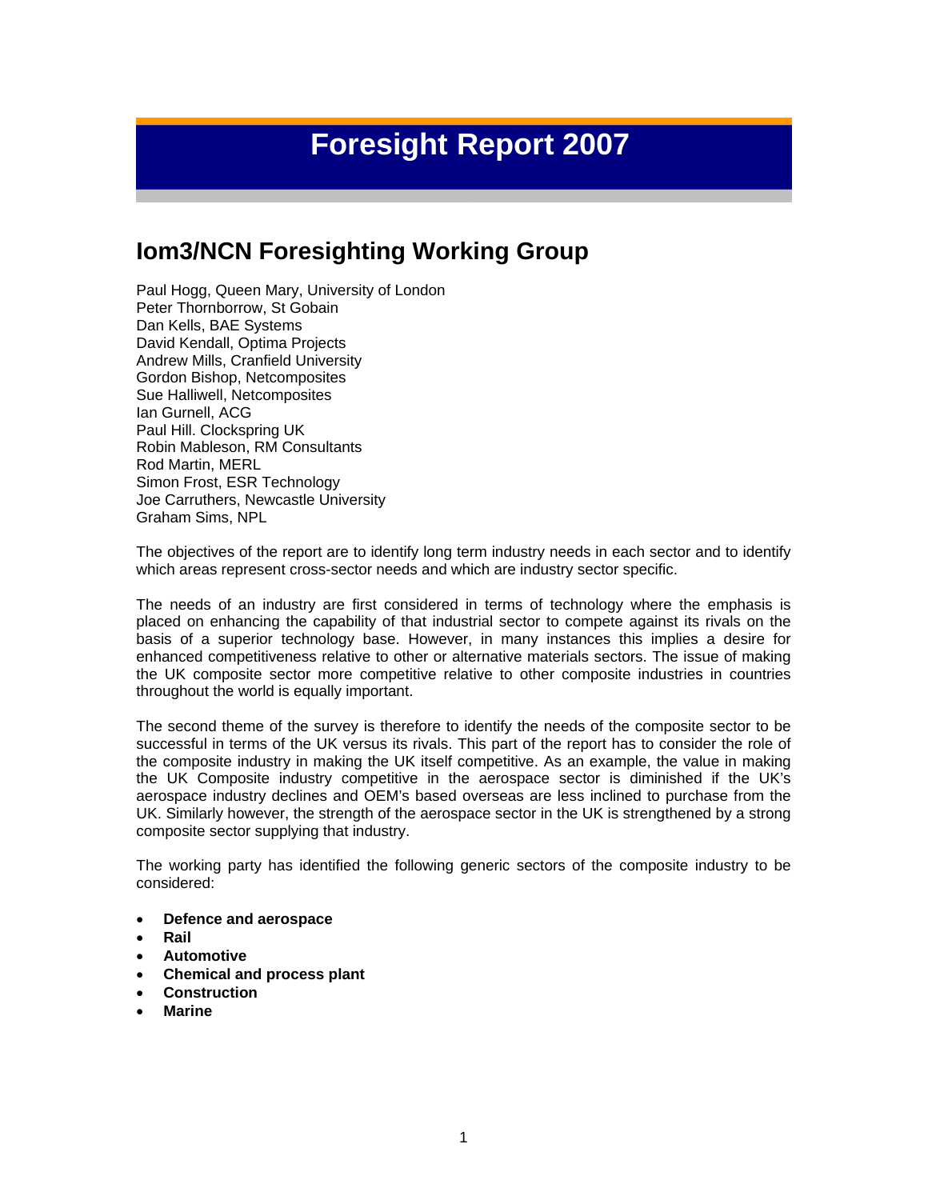# Foresight Report 2007

## Iom3/NCN Foresighting Working Group

Paul Hogg, Queen Mary, University of London
Peter Thornborrow, St Gobain
Dan Kells, BAE Systems
David Kendall, Optima Projects
Andrew Mills, Cranfield University
Gordon Bishop, Netcomposites
Sue Halliwell, Netcomposites
Ian Gurnell, ACG
Paul Hill. Clockspring UK
Robin Mableson, RM Consultants
Rod Martin, MERL
Simon Frost, ESR Technology
Joe Carruthers, Newcastle University
Graham Sims, NPL

The objectives of the report are to identify long term industry needs in each sector and to identify which areas represent cross-sector needs and which are industry sector specific.

The needs of an industry are first considered in terms of technology where the emphasis is placed on enhancing the capability of that industrial sector to compete against its rivals on the basis of a superior technology base. However, in many instances this implies a desire for enhanced competitiveness relative to other or alternative materials sectors. The issue of making the UK composite sector more competitive relative to other composite industries in countries throughout the world is equally important.

The second theme of the survey is therefore to identify the needs of the composite sector to be successful in terms of the UK versus its rivals. This part of the report has to consider the role of the composite industry in making the UK itself competitive. As an example, the value in making the UK Composite industry competitive in the aerospace sector is diminished if the UK's aerospace industry declines and OEM's based overseas are less inclined to purchase from the UK. Similarly however, the strength of the aerospace sector in the UK is strengthened by a strong composite sector supplying that industry.

The working party has identified the following generic sectors of the composite industry to be considered:

- **Defence and aerospace**
- **Rail**
- **Automotive**
- **Chemical and process plant**
- **Construction**
- **Marine**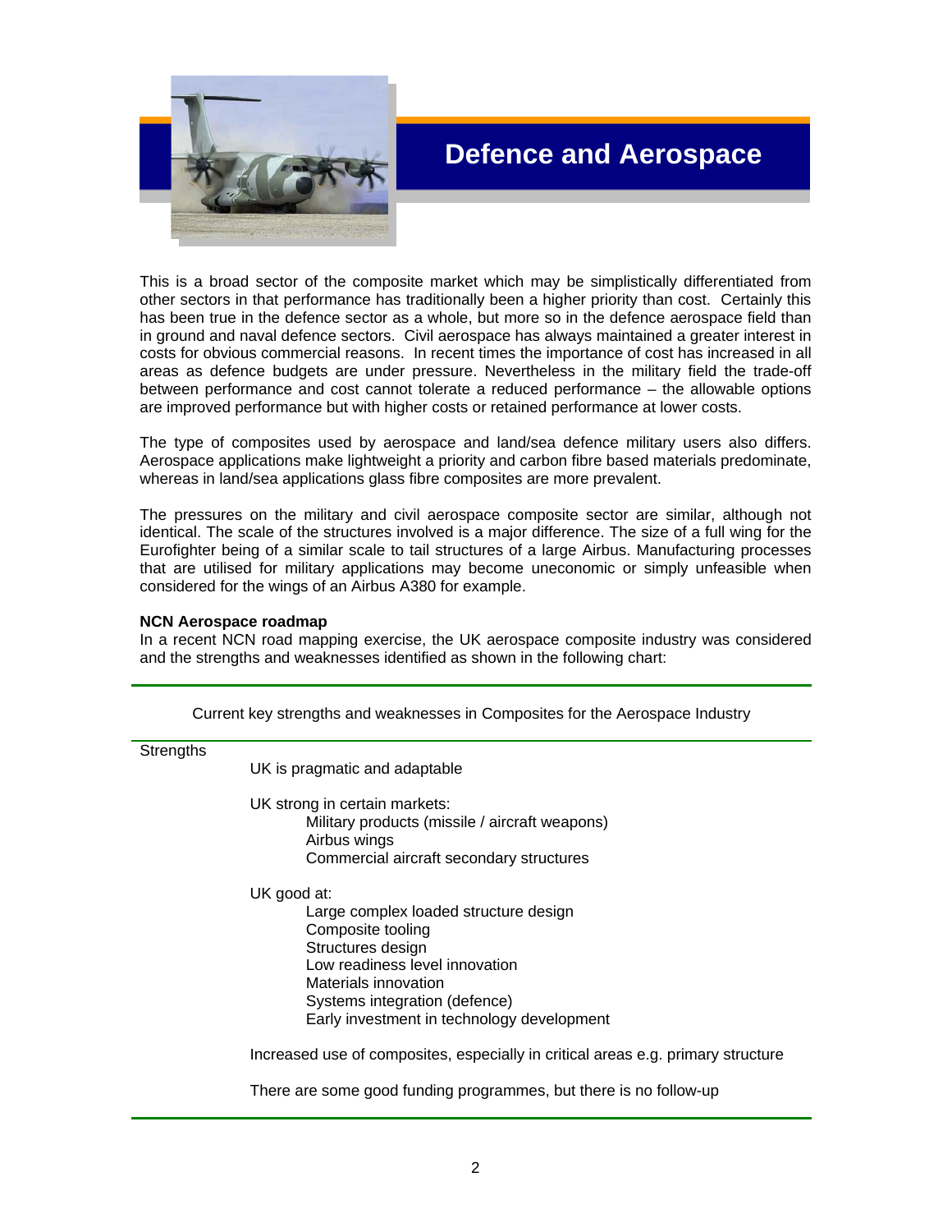# Defence and Aerospace

This is a broad sector of the composite market which may be simplistically differentiated from other sectors in that performance has traditionally been a higher priority than cost. Certainly this has been true in the defence sector as a whole, but more so in the defence aerospace field than in ground and naval defence sectors. Civil aerospace has always maintained a greater interest in costs for obvious commercial reasons. In recent times the importance of cost has increased in all areas as defence budgets are under pressure. Nevertheless in the military field the trade-off between performance and cost cannot tolerate a reduced performance – the allowable options are improved performance but with higher costs or retained performance at lower costs.

The type of composites used by aerospace and land/sea defence military users also differs. Aerospace applications make lightweight a priority and carbon fibre based materials predominate, whereas in land/sea applications glass fibre composites are more prevalent.

The pressures on the military and civil aerospace composite sector are similar, although not identical. The scale of the structures involved is a major difference. The size of a full wing for the Eurofighter being of a similar scale to tail structures of a large Airbus. Manufacturing processes that are utilised for military applications may become uneconomic or simply unfeasible when considered for the wings of an Airbus A380 for example.

**NCN Aerospace roadmap**

In a recent NCN road mapping exercise, the UK aerospace composite industry was considered and the strengths and weaknesses identified as shown in the following chart:

Current key strengths and weaknesses in Composites for the Aerospace Industry

Strengths

- UK is pragmatic and adaptable
- UK strong in certain markets:
  - Military products (missile / aircraft weapons)
  - Airbus wings
  - Commercial aircraft secondary structures
- UK good at:
  - Large complex loaded structure design
  - Composite tooling
  - Structures design
  - Low readiness level innovation
  - Materials innovation
  - Systems integration (defence)
  - Early investment in technology development
- Increased use of composites, especially in critical areas e.g. primary structure
- There are some good funding programmes, but there is no follow-up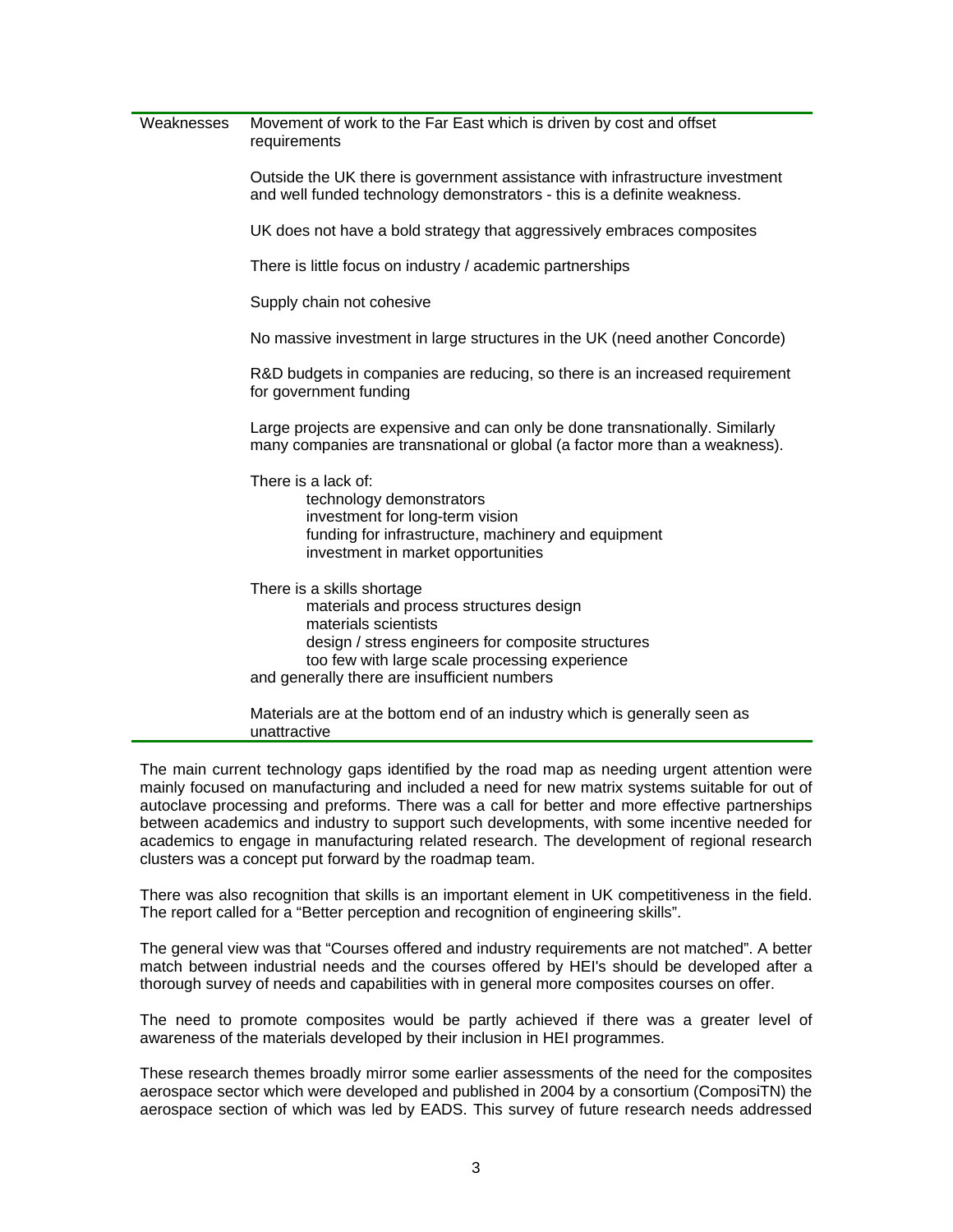| Weaknesses | Movement of work to the Far East which is driven by cost and offset requirements<br><br>Outside the UK there is government assistance with infrastructure investment and well funded technology demonstrators - this is a definite weakness.<br><br>UK does not have a bold strategy that aggressively embraces composites<br><br>There is little focus on industry / academic partnerships<br><br>Supply chain not cohesive<br><br>No massive investment in large structures in the UK (need another Concorde)<br><br>R&D budgets in companies are reducing, so there is an increased requirement for government funding<br><br>Large projects are expensive and can only be done transnationally. Similarly many companies are transnational or global (a factor more than a weakness).<br><br>There is a lack of:<br>technology demonstrators<br>investment for long-term vision<br>funding for infrastructure, machinery and equipment<br>investment in market opportunities<br><br>There is a skills shortage<br>materials and process structures design<br>materials scientists<br>design / stress engineers for composite structures<br>too few with large scale processing experience<br>and generally there are insufficient numbers<br><br>Materials are at the bottom end of an industry which is generally seen as unattractive |
|---|---|

The main current technology gaps identified by the road map as needing urgent attention were mainly focused on manufacturing and included a need for new matrix systems suitable for out of autoclave processing and preforms. There was a call for better and more effective partnerships between academics and industry to support such developments, with some incentive needed for academics to engage in manufacturing related research. The development of regional research clusters was a concept put forward by the roadmap team.

There was also recognition that skills is an important element in UK competitiveness in the field. The report called for a "Better perception and recognition of engineering skills".

The general view was that "Courses offered and industry requirements are not matched". A better match between industrial needs and the courses offered by HEI's should be developed after a thorough survey of needs and capabilities with in general more composites courses on offer.

The need to promote composites would be partly achieved if there was a greater level of awareness of the materials developed by their inclusion in HEI programmes.

These research themes broadly mirror some earlier assessments of the need for the composites aerospace sector which were developed and published in 2004 by a consortium (ComposiTN) the aerospace section of which was led by EADS. This survey of future research needs addressed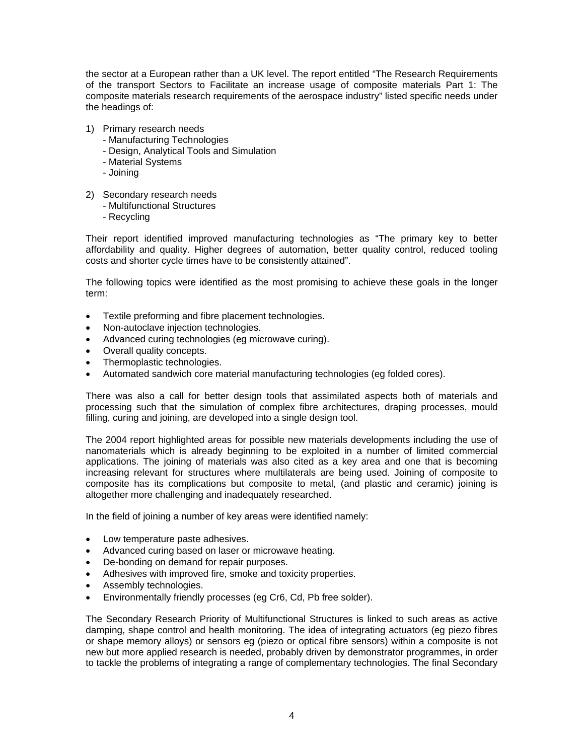the sector at a European rather than a UK level. The report entitled "The Research Requirements of the transport Sectors to Facilitate an increase usage of composite materials Part 1: The composite materials research requirements of the aerospace industry" listed specific needs under the headings of:

1) Primary research needs
   - Manufacturing Technologies
   - Design, Analytical Tools and Simulation
   - Material Systems
   - Joining

2) Secondary research needs
   - Multifunctional Structures
   - Recycling

Their report identified improved manufacturing technologies as "The primary key to better affordability and quality. Higher degrees of automation, better quality control, reduced tooling costs and shorter cycle times have to be consistently attained".

The following topics were identified as the most promising to achieve these goals in the longer term:

- Textile preforming and fibre placement technologies.
- Non-autoclave injection technologies.
- Advanced curing technologies (eg microwave curing).
- Overall quality concepts.
- Thermoplastic technologies.
- Automated sandwich core material manufacturing technologies (eg folded cores).

There was also a call for better design tools that assimilated aspects both of materials and processing such that the simulation of complex fibre architectures, draping processes, mould filling, curing and joining, are developed into a single design tool.

The 2004 report highlighted areas for possible new materials developments including the use of nanomaterials which is already beginning to be exploited in a number of limited commercial applications. The joining of materials was also cited as a key area and one that is becoming increasing relevant for structures where multilaterals are being used. Joining of composite to composite has its complications but composite to metal, (and plastic and ceramic) joining is altogether more challenging and inadequately researched.

In the field of joining a number of key areas were identified namely:

- Low temperature paste adhesives.
- Advanced curing based on laser or microwave heating.
- De-bonding on demand for repair purposes.
- Adhesives with improved fire, smoke and toxicity properties.
- Assembly technologies.
- Environmentally friendly processes (eg Cr6, Cd, Pb free solder).

The Secondary Research Priority of Multifunctional Structures is linked to such areas as active damping, shape control and health monitoring. The idea of integrating actuators (eg piezo fibres or shape memory alloys) or sensors eg (piezo or optical fibre sensors) within a composite is not new but more applied research is needed, probably driven by demonstrator programmes, in order to tackle the problems of integrating a range of complementary technologies. The final Secondary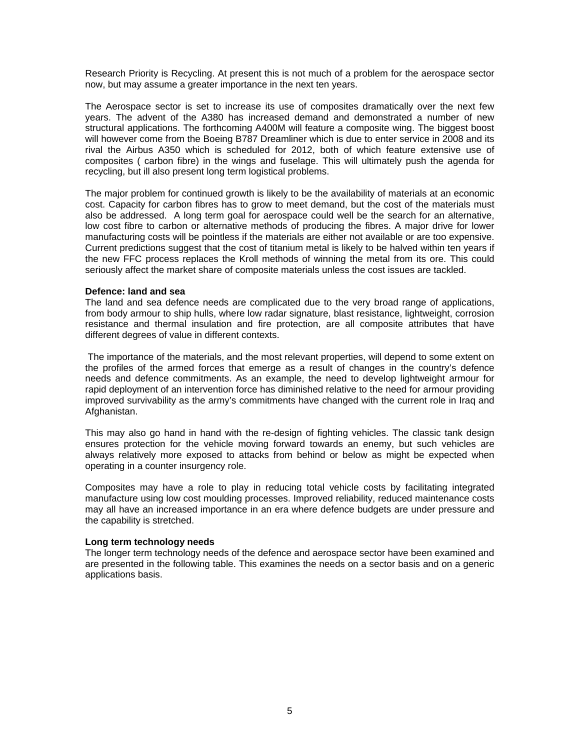Research Priority is Recycling. At present this is not much of a problem for the aerospace sector now, but may assume a greater importance in the next ten years.

The Aerospace sector is set to increase its use of composites dramatically over the next few years. The advent of the A380 has increased demand and demonstrated a number of new structural applications. The forthcoming A400M will feature a composite wing. The biggest boost will however come from the Boeing B787 Dreamliner which is due to enter service in 2008 and its rival the Airbus A350 which is scheduled for 2012, both of which feature extensive use of composites ( carbon fibre) in the wings and fuselage. This will ultimately push the agenda for recycling, but ill also present long term logistical problems.

The major problem for continued growth is likely to be the availability of materials at an economic cost. Capacity for carbon fibres has to grow to meet demand, but the cost of the materials must also be addressed. A long term goal for aerospace could well be the search for an alternative, low cost fibre to carbon or alternative methods of producing the fibres. A major drive for lower manufacturing costs will be pointless if the materials are either not available or are too expensive. Current predictions suggest that the cost of titanium metal is likely to be halved within ten years if the new FFC process replaces the Kroll methods of winning the metal from its ore. This could seriously affect the market share of composite materials unless the cost issues are tackled.

**Defence: land and sea**

The land and sea defence needs are complicated due to the very broad range of applications, from body armour to ship hulls, where low radar signature, blast resistance, lightweight, corrosion resistance and thermal insulation and fire protection, are all composite attributes that have different degrees of value in different contexts.

The importance of the materials, and the most relevant properties, will depend to some extent on the profiles of the armed forces that emerge as a result of changes in the country's defence needs and defence commitments. As an example, the need to develop lightweight armour for rapid deployment of an intervention force has diminished relative to the need for armour providing improved survivability as the army's commitments have changed with the current role in Iraq and Afghanistan.

This may also go hand in hand with the re-design of fighting vehicles. The classic tank design ensures protection for the vehicle moving forward towards an enemy, but such vehicles are always relatively more exposed to attacks from behind or below as might be expected when operating in a counter insurgency role.

Composites may have a role to play in reducing total vehicle costs by facilitating integrated manufacture using low cost moulding processes. Improved reliability, reduced maintenance costs may all have an increased importance in an era where defence budgets are under pressure and the capability is stretched.

**Long term technology needs**

The longer term technology needs of the defence and aerospace sector have been examined and are presented in the following table. This examines the needs on a sector basis and on a generic applications basis.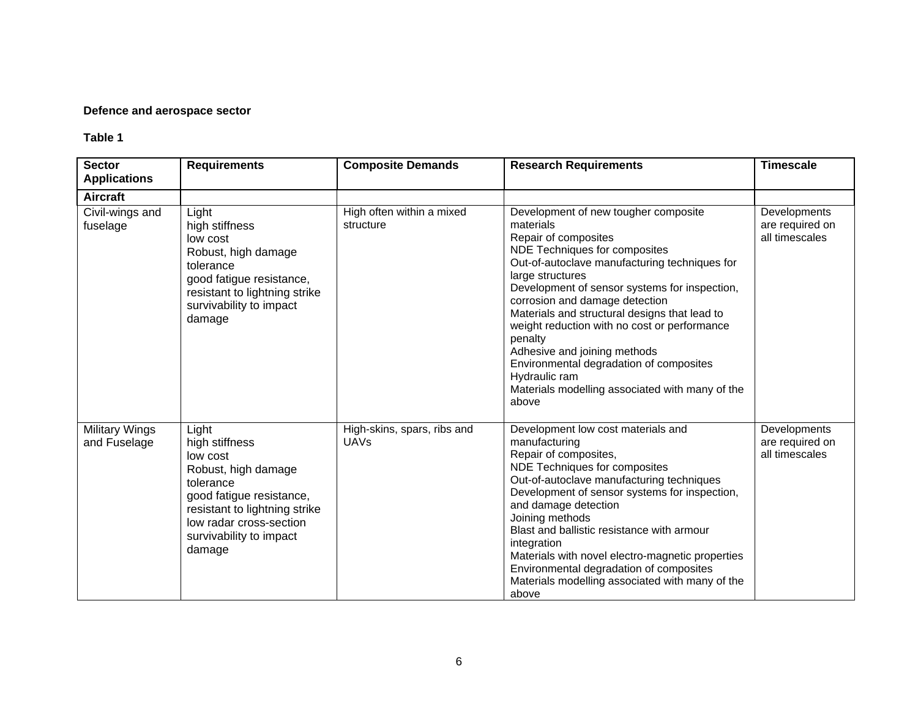**Defence and aerospace sector**

**Table 1**

| Sector Applications | Requirements | Composite Demands | Research Requirements | Timescale |
|---|---|---|---|---|
| **Aircraft** | | | | |
| Civil-wings and fuselage | Light<br>high stiffness<br>low cost<br>Robust, high damage tolerance<br>good fatigue resistance,<br>resistant to lightning strike<br>survivability to impact damage | High often within a mixed structure | Development of new tougher composite materials<br>Repair of composites<br>NDE Techniques for composites<br>Out-of-autoclave manufacturing techniques for large structures<br>Development of sensor systems for inspection, corrosion and damage detection<br>Materials and structural designs that lead to weight reduction with no cost or performance penalty<br>Adhesive and joining methods<br>Environmental degradation of composites<br>Hydraulic ram<br>Materials modelling associated with many of the above | Developments are required on all timescales |
| Military Wings and Fuselage | Light<br>high stiffness<br>low cost<br>Robust, high damage tolerance<br>good fatigue resistance,<br>resistant to lightning strike<br>low radar cross-section<br>survivability to impact damage | High-skins, spars, ribs and UAVs | Development low cost materials and manufacturing<br>Repair of composites,<br>NDE Techniques for composites<br>Out-of-autoclave manufacturing techniques<br>Development of sensor systems for inspection, and damage detection<br>Joining methods<br>Blast and ballistic resistance with armour integration<br>Materials with novel electro-magnetic properties<br>Environmental degradation of composites<br>Materials modelling associated with many of the above | Developments are required on all timescales |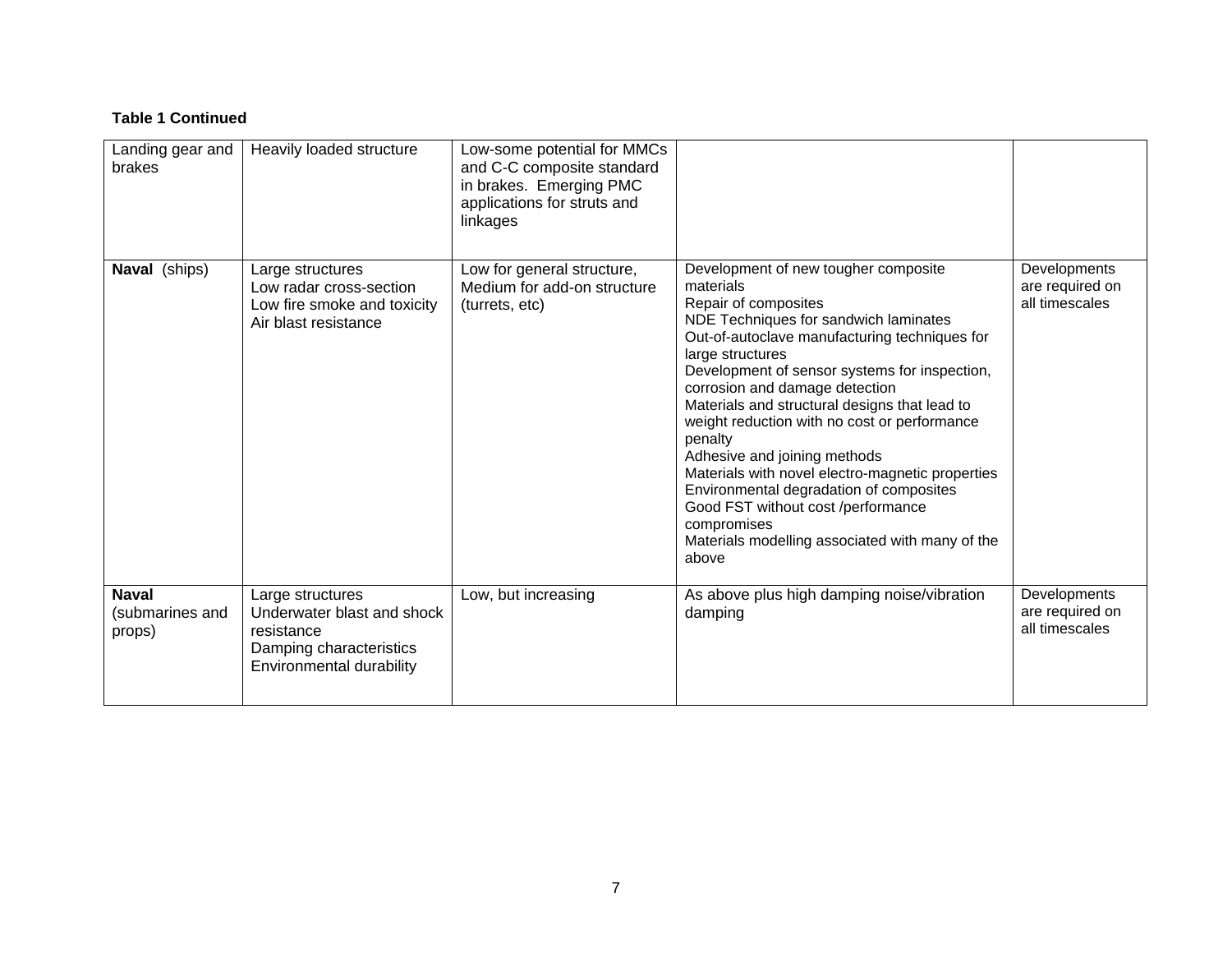**Table 1 Continued**

| | | | | |
|---|---|---|---|---|
| Landing gear and brakes | Heavily loaded structure | Low-some potential for MMCs and C-C composite standard in brakes. Emerging PMC applications for struts and linkages | | |
| **Naval** (ships) | Large structures<br>Low radar cross-section<br>Low fire smoke and toxicity<br>Air blast resistance | Low for general structure, Medium for add-on structure (turrets, etc) | Development of new tougher composite materials<br>Repair of composites<br>NDE Techniques for sandwich laminates<br>Out-of-autoclave manufacturing techniques for large structures<br>Development of sensor systems for inspection, corrosion and damage detection<br>Materials and structural designs that lead to weight reduction with no cost or performance penalty<br>Adhesive and joining methods<br>Materials with novel electro-magnetic properties<br>Environmental degradation of composites<br>Good FST without cost /performance compromises<br>Materials modelling associated with many of the above | Developments are required on all timescales |
| **Naval** (submarines and props) | Large structures<br>Underwater blast and shock resistance<br>Damping characteristics<br>Environmental durability | Low, but increasing | As above plus high damping noise/vibration damping | Developments are required on all timescales |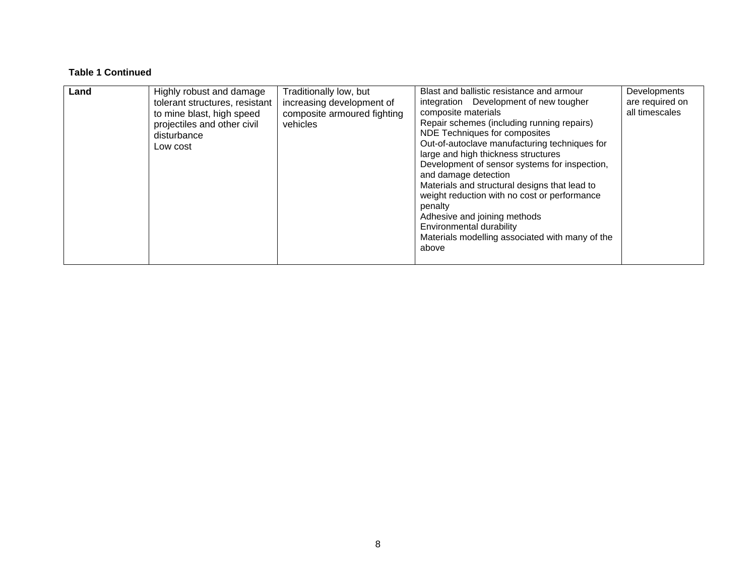**Table 1 Continued**

| | | | | |
|---|---|---|---|---|
| **Land** | Highly robust and damage tolerant structures, resistant to mine blast, high speed projectiles and other civil disturbance<br>Low cost | Traditionally low, but increasing development of composite armoured fighting vehicles | Blast and ballistic resistance and armour integration Development of new tougher composite materials<br>Repair schemes (including running repairs)<br>NDE Techniques for composites<br>Out-of-autoclave manufacturing techniques for large and high thickness structures<br>Development of sensor systems for inspection, and damage detection<br>Materials and structural designs that lead to weight reduction with no cost or performance penalty<br>Adhesive and joining methods<br>Environmental durability<br>Materials modelling associated with many of the above | Developments are required on all timescales |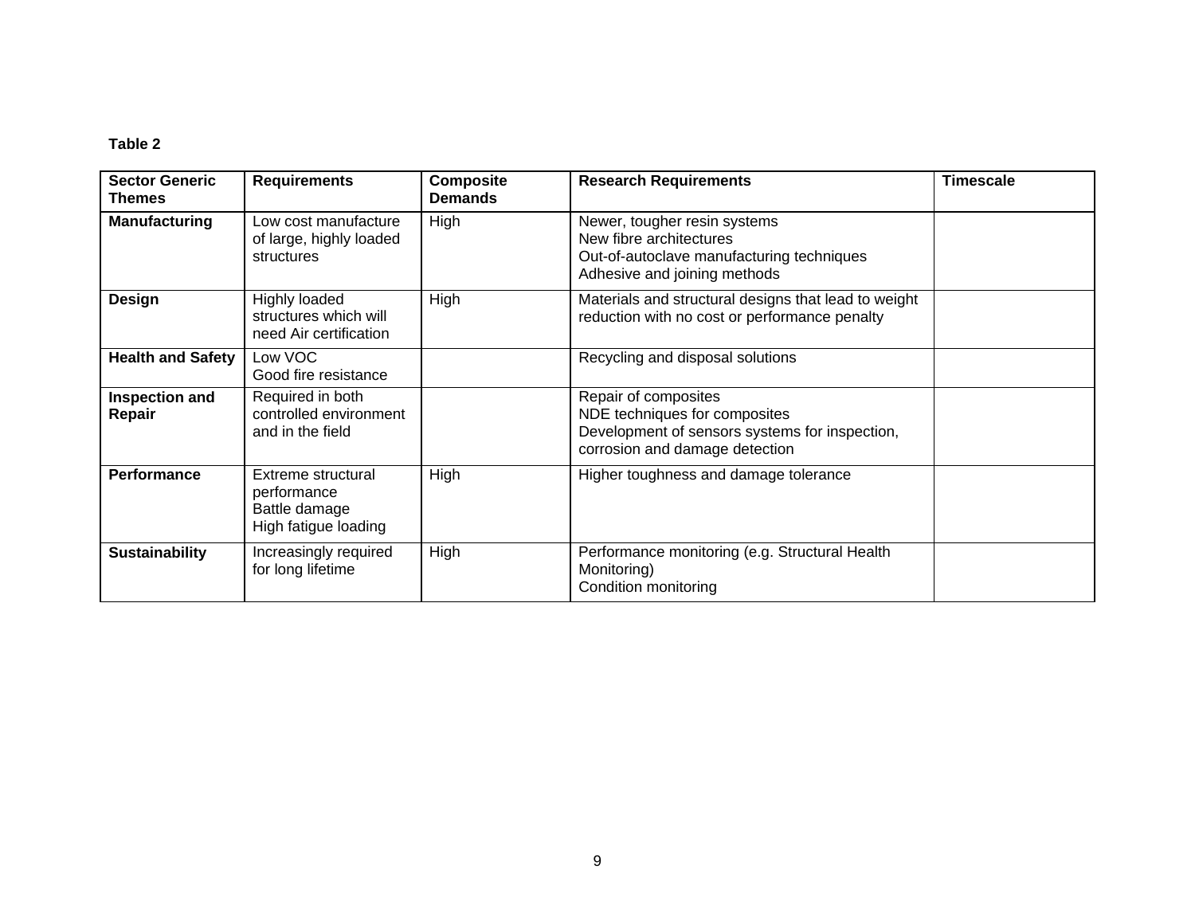**Table 2**

| Sector Generic Themes | Requirements | Composite Demands | Research Requirements | Timescale |
|---|---|---|---|---|
| **Manufacturing** | Low cost manufacture of large, highly loaded structures | High | Newer, tougher resin systems<br>New fibre architectures<br>Out-of-autoclave manufacturing techniques<br>Adhesive and joining methods | |
| **Design** | Highly loaded structures which will need Air certification | High | Materials and structural designs that lead to weight reduction with no cost or performance penalty | |
| **Health and Safety** | Low VOC<br>Good fire resistance | | Recycling and disposal solutions | |
| **Inspection and Repair** | Required in both controlled environment and in the field | | Repair of composites<br>NDE techniques for composites<br>Development of sensors systems for inspection, corrosion and damage detection | |
| **Performance** | Extreme structural performance<br>Battle damage<br>High fatigue loading | High | Higher toughness and damage tolerance | |
| **Sustainability** | Increasingly required for long lifetime | High | Performance monitoring (e.g. Structural Health Monitoring)<br>Condition monitoring | |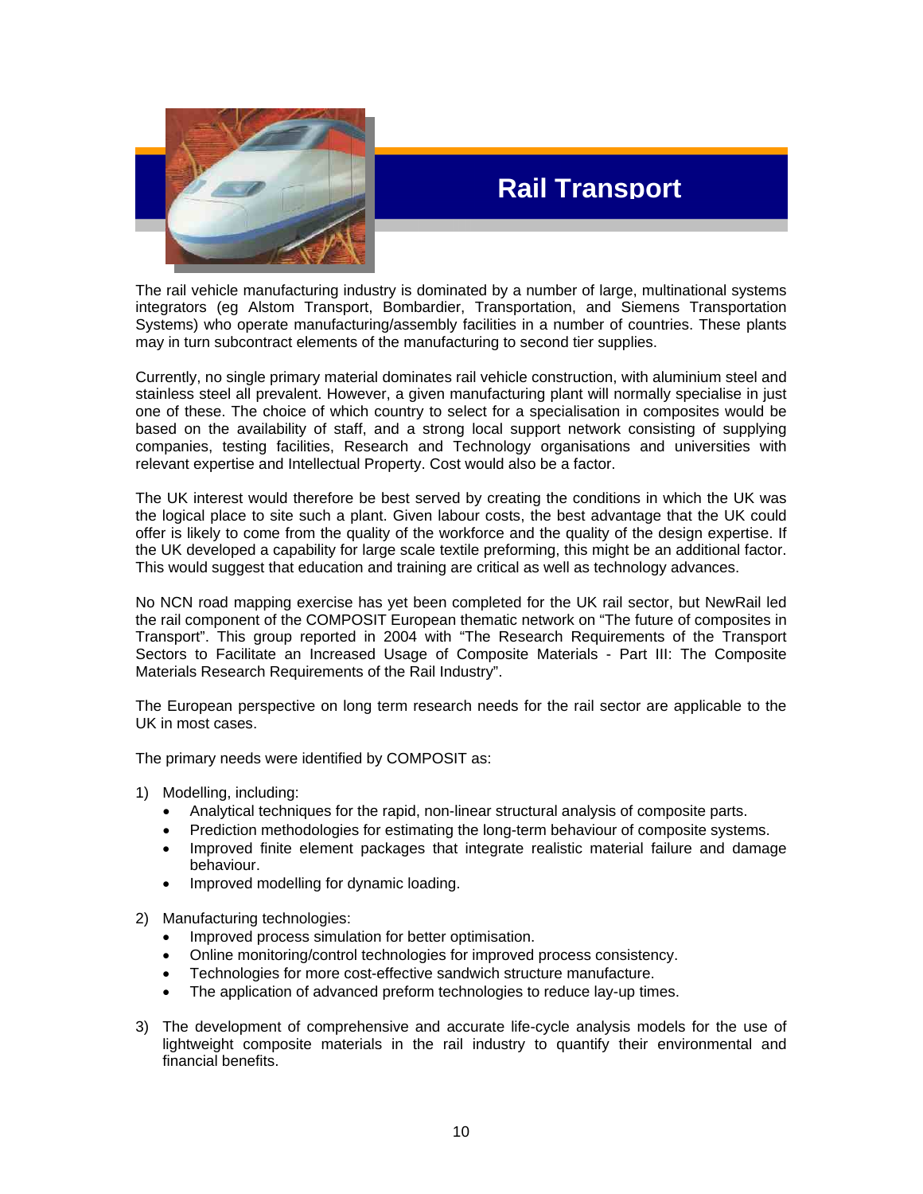# Rail Transport

The rail vehicle manufacturing industry is dominated by a number of large, multinational systems integrators (eg Alstom Transport, Bombardier, Transportation, and Siemens Transportation Systems) who operate manufacturing/assembly facilities in a number of countries. These plants may in turn subcontract elements of the manufacturing to second tier supplies.

Currently, no single primary material dominates rail vehicle construction, with aluminium steel and stainless steel all prevalent. However, a given manufacturing plant will normally specialise in just one of these. The choice of which country to select for a specialisation in composites would be based on the availability of staff, and a strong local support network consisting of supplying companies, testing facilities, Research and Technology organisations and universities with relevant expertise and Intellectual Property. Cost would also be a factor.

The UK interest would therefore be best served by creating the conditions in which the UK was the logical place to site such a plant. Given labour costs, the best advantage that the UK could offer is likely to come from the quality of the workforce and the quality of the design expertise. If the UK developed a capability for large scale textile preforming, this might be an additional factor. This would suggest that education and training are critical as well as technology advances.

No NCN road mapping exercise has yet been completed for the UK rail sector, but NewRail led the rail component of the COMPOSIT European thematic network on "The future of composites in Transport". This group reported in 2004 with "The Research Requirements of the Transport Sectors to Facilitate an Increased Usage of Composite Materials - Part III: The Composite Materials Research Requirements of the Rail Industry".

The European perspective on long term research needs for the rail sector are applicable to the UK in most cases.

The primary needs were identified by COMPOSIT as:

1) Modelling, including:
   - Analytical techniques for the rapid, non-linear structural analysis of composite parts.
   - Prediction methodologies for estimating the long-term behaviour of composite systems.
   - Improved finite element packages that integrate realistic material failure and damage behaviour.
   - Improved modelling for dynamic loading.

2) Manufacturing technologies:
   - Improved process simulation for better optimisation.
   - Online monitoring/control technologies for improved process consistency.
   - Technologies for more cost-effective sandwich structure manufacture.
   - The application of advanced preform technologies to reduce lay-up times.

3) The development of comprehensive and accurate life-cycle analysis models for the use of lightweight composite materials in the rail industry to quantify their environmental and financial benefits.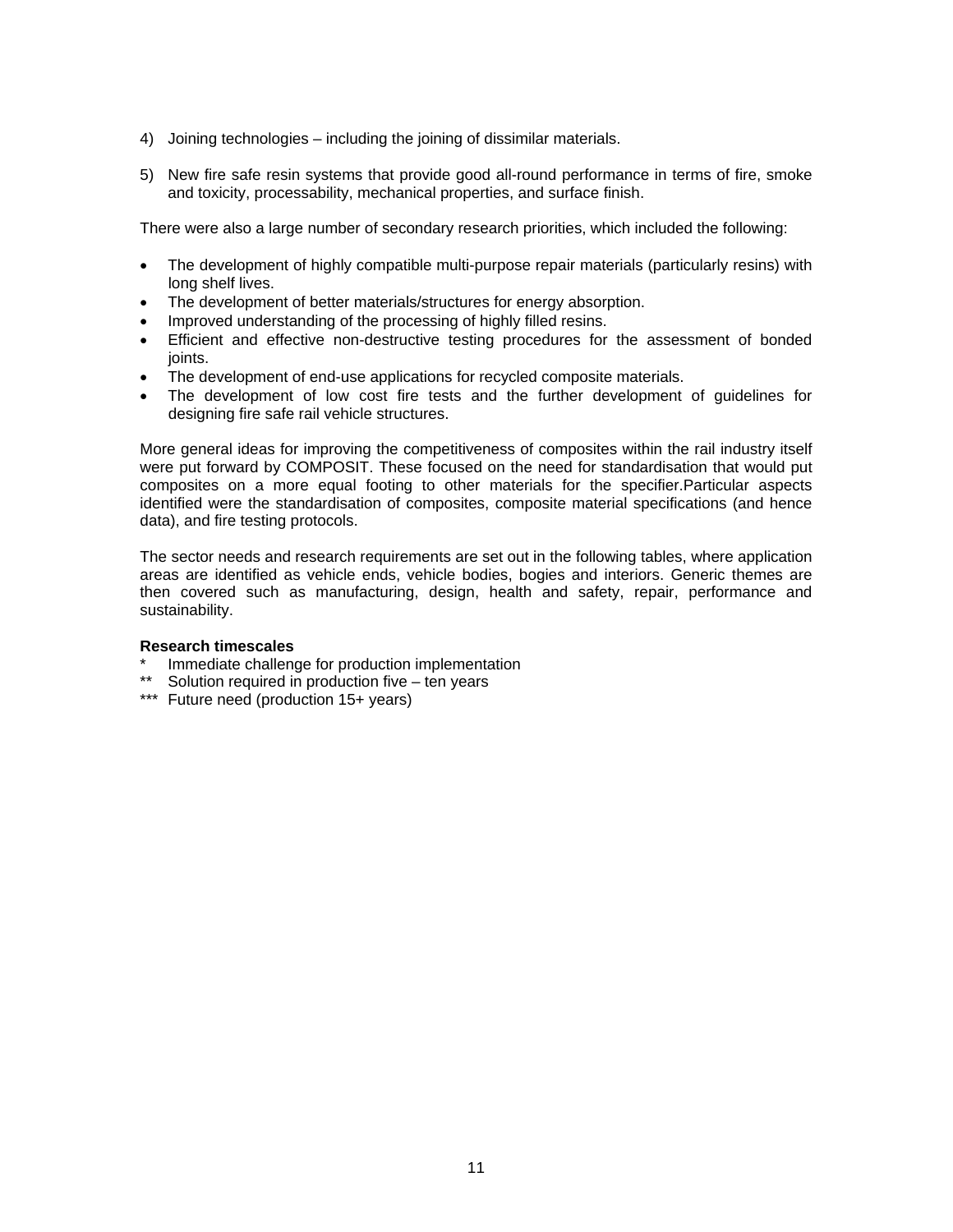4) Joining technologies – including the joining of dissimilar materials.

5) New fire safe resin systems that provide good all-round performance in terms of fire, smoke and toxicity, processability, mechanical properties, and surface finish.

There were also a large number of secondary research priorities, which included the following:

- The development of highly compatible multi-purpose repair materials (particularly resins) with long shelf lives.
- The development of better materials/structures for energy absorption.
- Improved understanding of the processing of highly filled resins.
- Efficient and effective non-destructive testing procedures for the assessment of bonded joints.
- The development of end-use applications for recycled composite materials.
- The development of low cost fire tests and the further development of guidelines for designing fire safe rail vehicle structures.

More general ideas for improving the competitiveness of composites within the rail industry itself were put forward by COMPOSIT. These focused on the need for standardisation that would put composites on a more equal footing to other materials for the specifier.Particular aspects identified were the standardisation of composites, composite material specifications (and hence data), and fire testing protocols.

The sector needs and research requirements are set out in the following tables, where application areas are identified as vehicle ends, vehicle bodies, bogies and interiors. Generic themes are then covered such as manufacturing, design, health and safety, repair, performance and sustainability.

**Research timescales**

\* Immediate challenge for production implementation  
\** Solution required in production five – ten years  
\*** Future need (production 15+ years)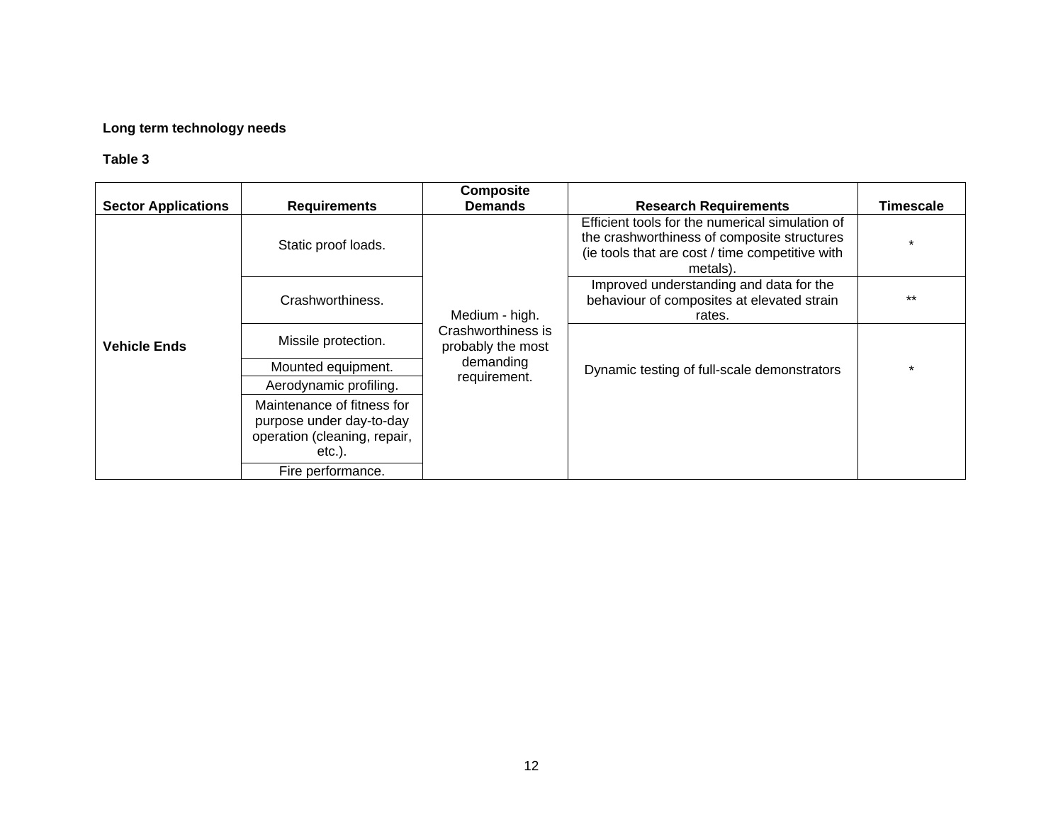**Long term technology needs**

**Table 3**

| Sector Applications | Requirements | Composite Demands | Research Requirements | Timescale |
|---|---|---|---|---|
| **Vehicle Ends** | Static proof loads. | Medium - high. Crashworthiness is probably the most demanding requirement. | Efficient tools for the numerical simulation of the crashworthiness of composite structures (ie tools that are cost / time competitive with metals). | * |
| | Crashworthiness. | | Improved understanding and data for the behaviour of composites at elevated strain rates. | ** |
| | Missile protection. | | Dynamic testing of full-scale demonstrators | * |
| | Mounted equipment. | | | |
| | Aerodynamic profiling. | | | |
| | Maintenance of fitness for purpose under day-to-day operation (cleaning, repair, etc.). | | | |
| | Fire performance. | | | |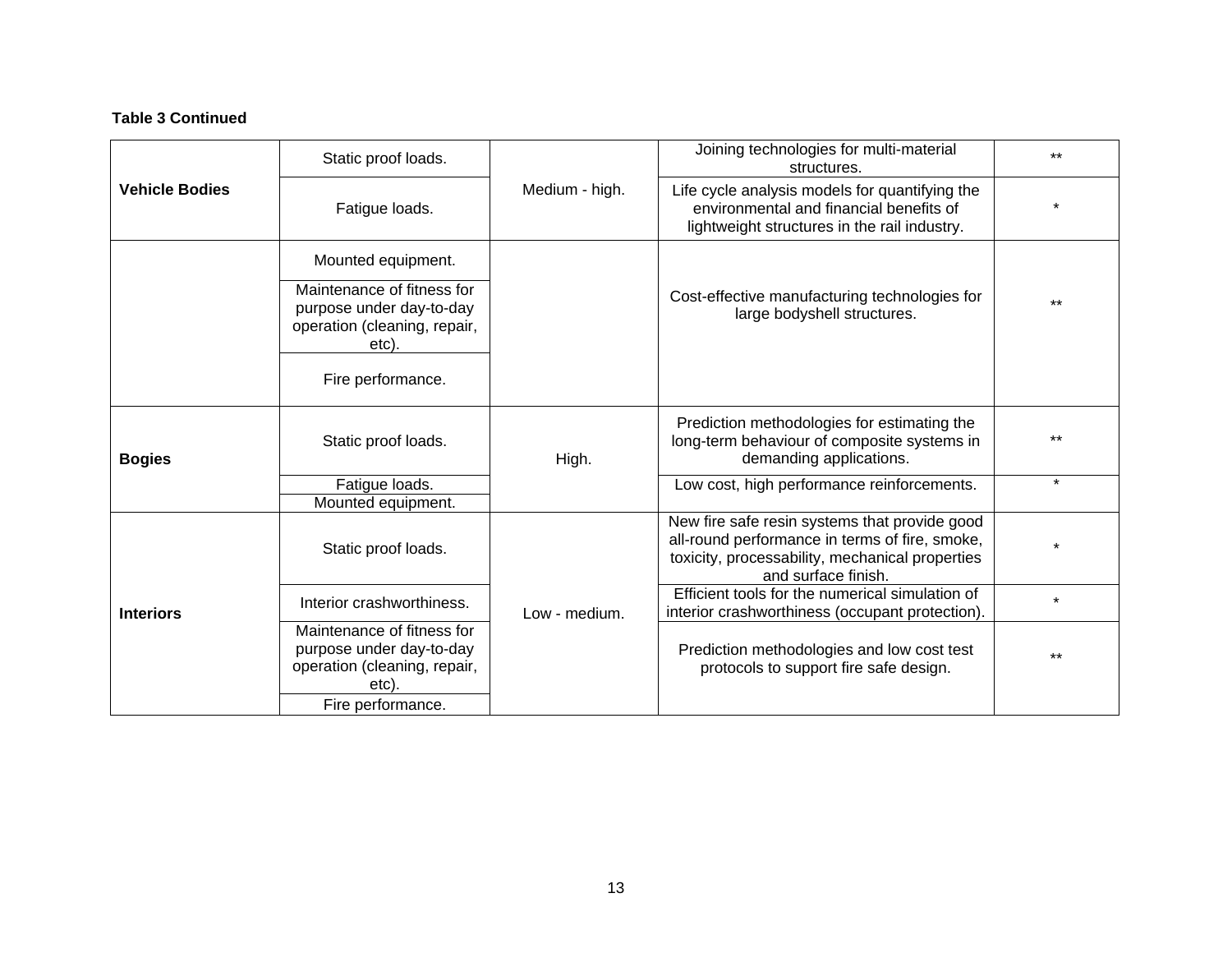**Table 3 Continued**

| | | | | |
|---|---|---|---|---|
| **Vehicle Bodies** | Static proof loads. | Medium - high. | Joining technologies for multi-material structures. | ** |
| | Fatigue loads. | | Life cycle analysis models for quantifying the environmental and financial benefits of lightweight structures in the rail industry. | * |
| | Mounted equipment. | | Cost-effective manufacturing technologies for large bodyshell structures. | ** |
| | Maintenance of fitness for purpose under day-to-day operation (cleaning, repair, etc). | | | |
| | Fire performance. | | | |
| **Bogies** | Static proof loads. | High. | Prediction methodologies for estimating the long-term behaviour of composite systems in demanding applications. | ** |
| | Fatigue loads. | | Low cost, high performance reinforcements. | * |
| | Mounted equipment. | | | |
| **Interiors** | Static proof loads. | Low - medium. | New fire safe resin systems that provide good all-round performance in terms of fire, smoke, toxicity, processability, mechanical properties and surface finish. | * |
| | Interior crashworthiness. | | Efficient tools for the numerical simulation of interior crashworthiness (occupant protection). | * |
| | Maintenance of fitness for purpose under day-to-day operation (cleaning, repair, etc). | | Prediction methodologies and low cost test protocols to support fire safe design. | ** |
| | Fire performance. | | | |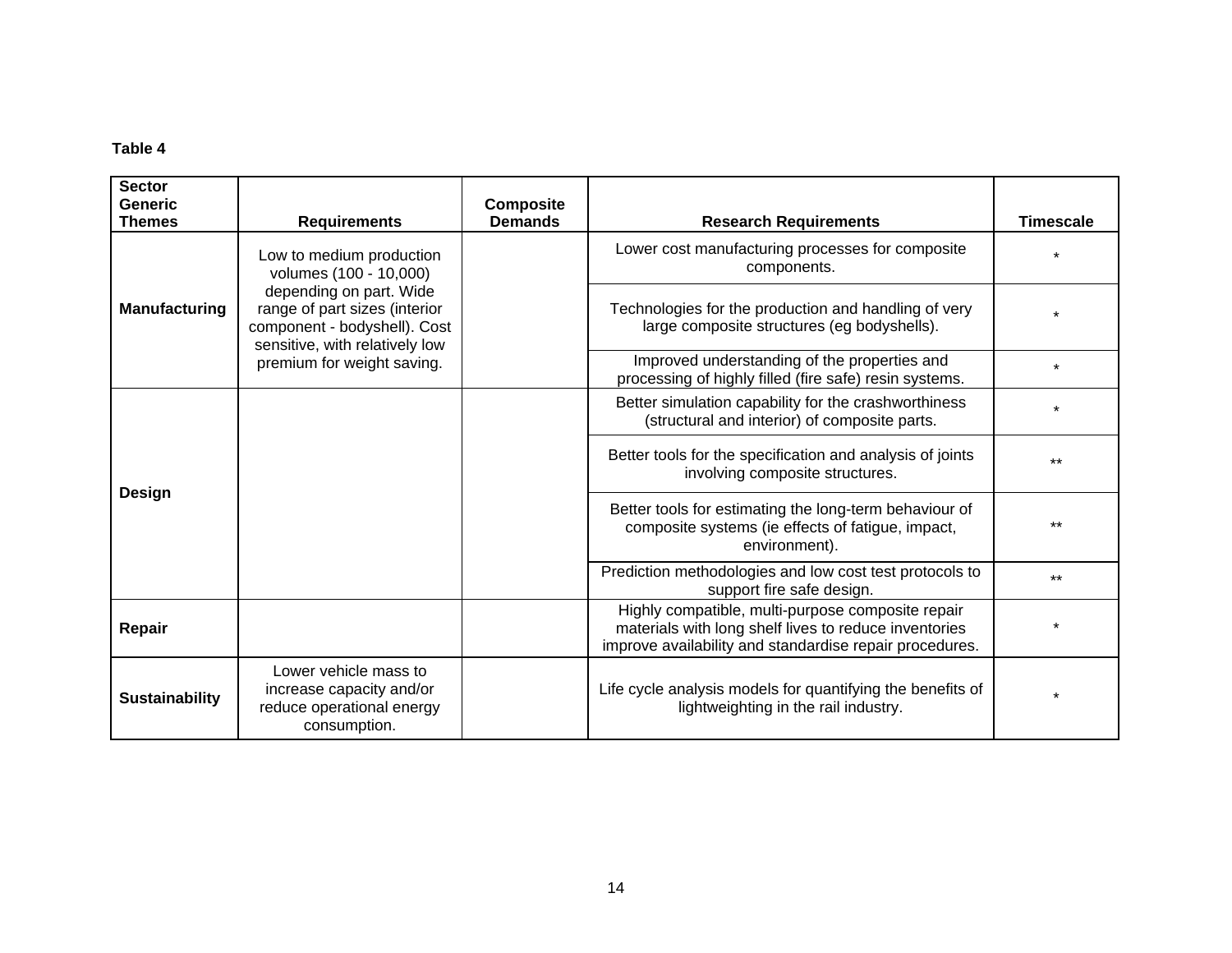**Table 4**

| Sector Generic Themes | Requirements | Composite Demands | Research Requirements | Timescale |
|---|---|---|---|---|
| **Manufacturing** | Low to medium production volumes (100 - 10,000) depending on part. Wide range of part sizes (interior component - bodyshell). Cost sensitive, with relatively low premium for weight saving. | | Lower cost manufacturing processes for composite components. | * |
| | | | Technologies for the production and handling of very large composite structures (eg bodyshells). | * |
| | | | Improved understanding of the properties and processing of highly filled (fire safe) resin systems. | * |
| **Design** | | | Better simulation capability for the crashworthiness (structural and interior) of composite parts. | * |
| | | | Better tools for the specification and analysis of joints involving composite structures. | ** |
| | | | Better tools for estimating the long-term behaviour of composite systems (ie effects of fatigue, impact, environment). | ** |
| | | | Prediction methodologies and low cost test protocols to support fire safe design. | ** |
| **Repair** | | | Highly compatible, multi-purpose composite repair materials with long shelf lives to reduce inventories improve availability and standardise repair procedures. | * |
| **Sustainability** | Lower vehicle mass to increase capacity and/or reduce operational energy consumption. | | Life cycle analysis models for quantifying the benefits of lightweighting in the rail industry. | * |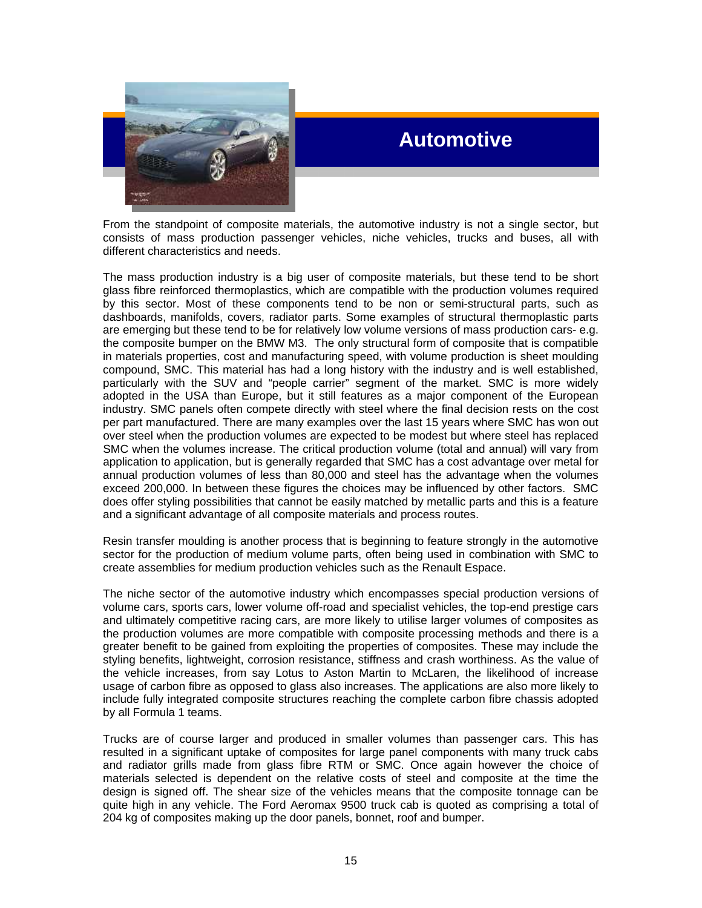# Automotive

From the standpoint of composite materials, the automotive industry is not a single sector, but consists of mass production passenger vehicles, niche vehicles, trucks and buses, all with different characteristics and needs.

The mass production industry is a big user of composite materials, but these tend to be short glass fibre reinforced thermoplastics, which are compatible with the production volumes required by this sector. Most of these components tend to be non or semi-structural parts, such as dashboards, manifolds, covers, radiator parts. Some examples of structural thermoplastic parts are emerging but these tend to be for relatively low volume versions of mass production cars- e.g. the composite bumper on the BMW M3. The only structural form of composite that is compatible in materials properties, cost and manufacturing speed, with volume production is sheet moulding compound, SMC. This material has had a long history with the industry and is well established, particularly with the SUV and "people carrier" segment of the market. SMC is more widely adopted in the USA than Europe, but it still features as a major component of the European industry. SMC panels often compete directly with steel where the final decision rests on the cost per part manufactured. There are many examples over the last 15 years where SMC has won out over steel when the production volumes are expected to be modest but where steel has replaced SMC when the volumes increase. The critical production volume (total and annual) will vary from application to application, but is generally regarded that SMC has a cost advantage over metal for annual production volumes of less than 80,000 and steel has the advantage when the volumes exceed 200,000. In between these figures the choices may be influenced by other factors. SMC does offer styling possibilities that cannot be easily matched by metallic parts and this is a feature and a significant advantage of all composite materials and process routes.

Resin transfer moulding is another process that is beginning to feature strongly in the automotive sector for the production of medium volume parts, often being used in combination with SMC to create assemblies for medium production vehicles such as the Renault Espace.

The niche sector of the automotive industry which encompasses special production versions of volume cars, sports cars, lower volume off-road and specialist vehicles, the top-end prestige cars and ultimately competitive racing cars, are more likely to utilise larger volumes of composites as the production volumes are more compatible with composite processing methods and there is a greater benefit to be gained from exploiting the properties of composites. These may include the styling benefits, lightweight, corrosion resistance, stiffness and crash worthiness. As the value of the vehicle increases, from say Lotus to Aston Martin to McLaren, the likelihood of increase usage of carbon fibre as opposed to glass also increases. The applications are also more likely to include fully integrated composite structures reaching the complete carbon fibre chassis adopted by all Formula 1 teams.

Trucks are of course larger and produced in smaller volumes than passenger cars. This has resulted in a significant uptake of composites for large panel components with many truck cabs and radiator grills made from glass fibre RTM or SMC. Once again however the choice of materials selected is dependent on the relative costs of steel and composite at the time the design is signed off. The shear size of the vehicles means that the composite tonnage can be quite high in any vehicle. The Ford Aeromax 9500 truck cab is quoted as comprising a total of 204 kg of composites making up the door panels, bonnet, roof and bumper.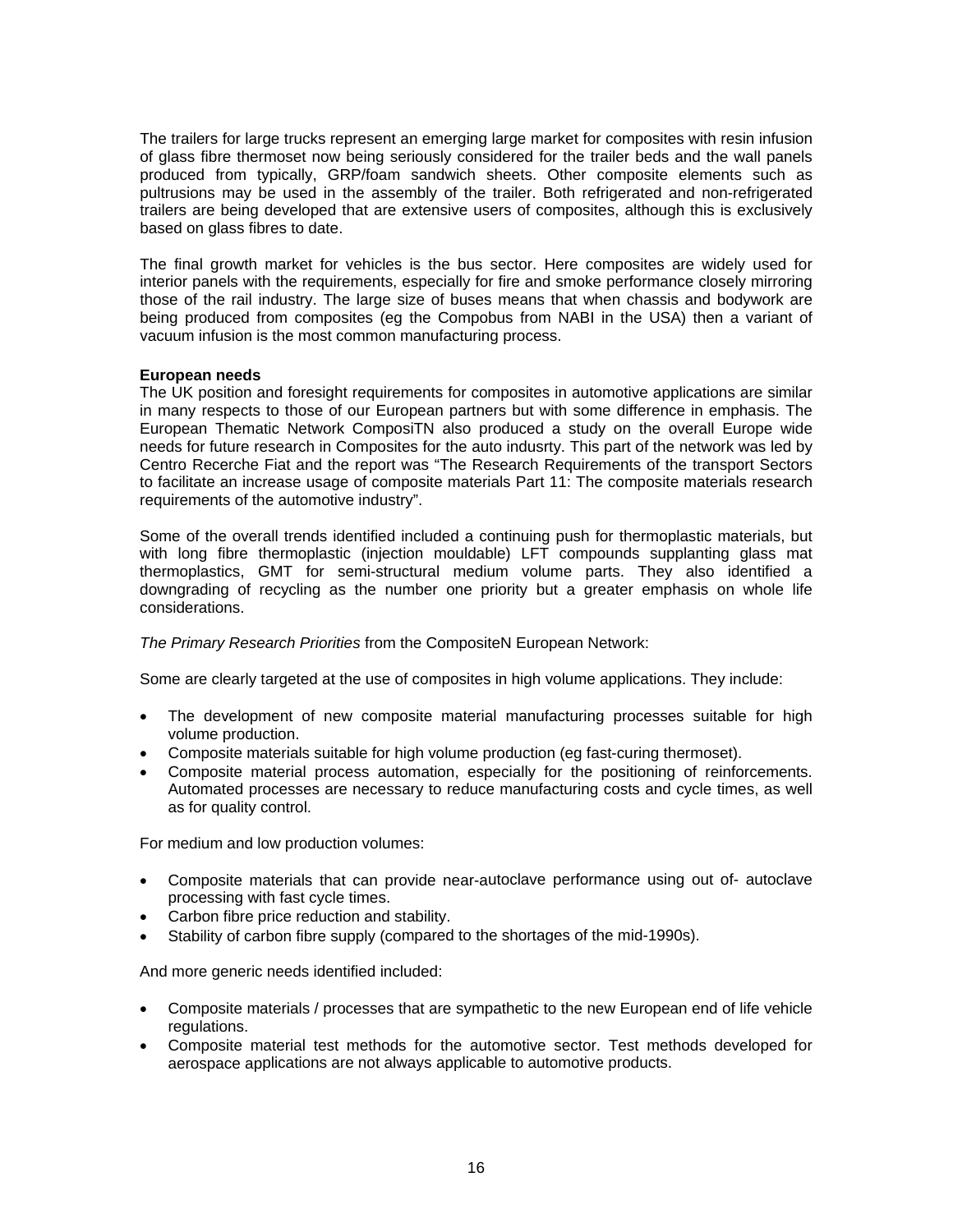The trailers for large trucks represent an emerging large market for composites with resin infusion of glass fibre thermoset now being seriously considered for the trailer beds and the wall panels produced from typically, GRP/foam sandwich sheets. Other composite elements such as pultrusions may be used in the assembly of the trailer. Both refrigerated and non-refrigerated trailers are being developed that are extensive users of composites, although this is exclusively based on glass fibres to date.

The final growth market for vehicles is the bus sector. Here composites are widely used for interior panels with the requirements, especially for fire and smoke performance closely mirroring those of the rail industry. The large size of buses means that when chassis and bodywork are being produced from composites (eg the Compobus from NABI in the USA) then a variant of vacuum infusion is the most common manufacturing process.

**European needs**

The UK position and foresight requirements for composites in automotive applications are similar in many respects to those of our European partners but with some difference in emphasis. The European Thematic Network ComposiTN also produced a study on the overall Europe wide needs for future research in Composites for the auto indusrty. This part of the network was led by Centro Recerche Fiat and the report was "The Research Requirements of the transport Sectors to facilitate an increase usage of composite materials Part 11: The composite materials research requirements of the automotive industry".

Some of the overall trends identified included a continuing push for thermoplastic materials, but with long fibre thermoplastic (injection mouldable) LFT compounds supplanting glass mat thermoplastics, GMT for semi-structural medium volume parts. They also identified a downgrading of recycling as the number one priority but a greater emphasis on whole life considerations.

*The Primary Research Priorities* from the CompositeN European Network:

Some are clearly targeted at the use of composites in high volume applications. They include:

- The development of new composite material manufacturing processes suitable for high volume production.
- Composite materials suitable for high volume production (eg fast-curing thermoset).
- Composite material process automation, especially for the positioning of reinforcements. Automated processes are necessary to reduce manufacturing costs and cycle times, as well as for quality control.

For medium and low production volumes:

- Composite materials that can provide near-autoclave performance using out of- autoclave processing with fast cycle times.
- Carbon fibre price reduction and stability.
- Stability of carbon fibre supply (compared to the shortages of the mid-1990s).

And more generic needs identified included:

- Composite materials / processes that are sympathetic to the new European end of life vehicle regulations.
- Composite material test methods for the automotive sector. Test methods developed for aerospace applications are not always applicable to automotive products.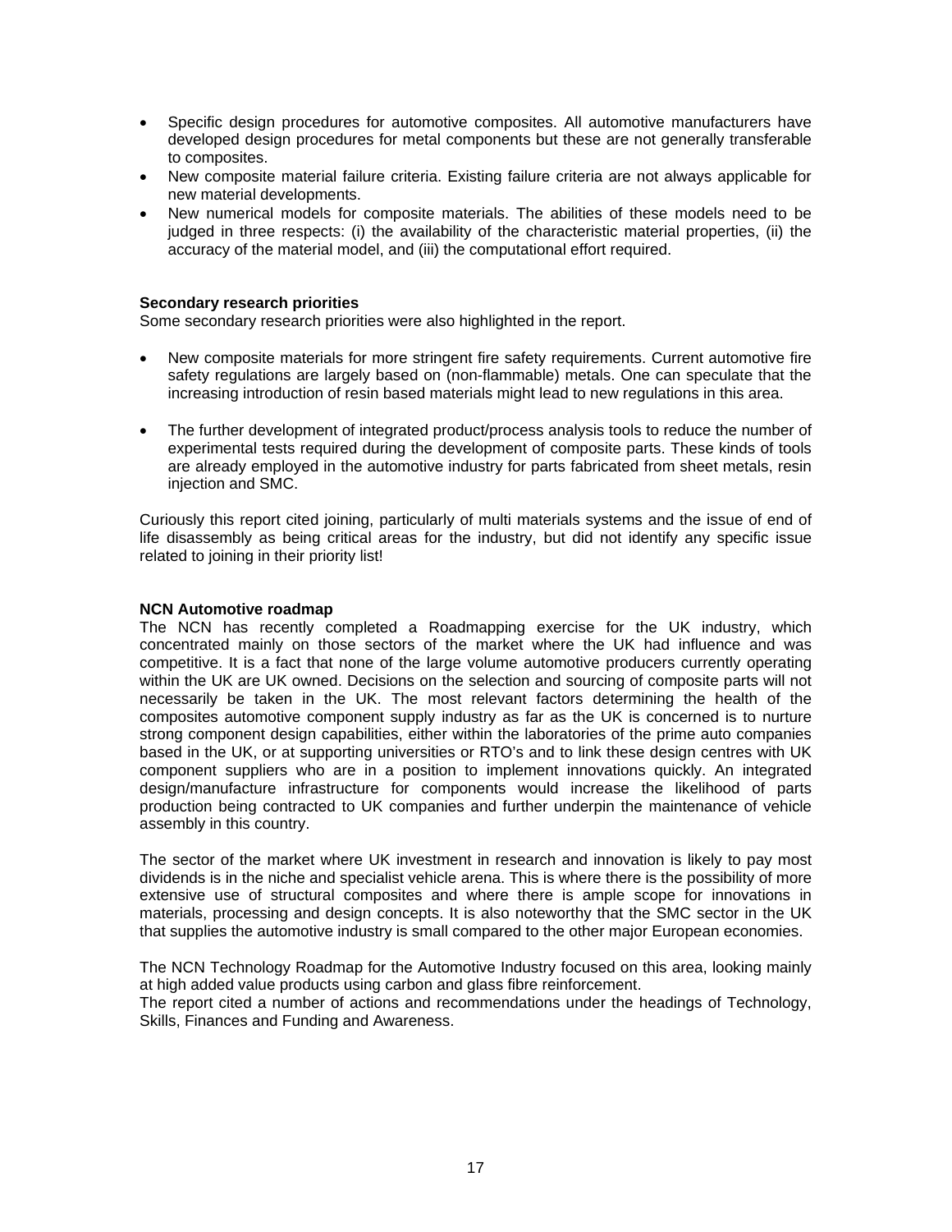- Specific design procedures for automotive composites. All automotive manufacturers have developed design procedures for metal components but these are not generally transferable to composites.
- New composite material failure criteria. Existing failure criteria are not always applicable for new material developments.
- New numerical models for composite materials. The abilities of these models need to be judged in three respects: (i) the availability of the characteristic material properties, (ii) the accuracy of the material model, and (iii) the computational effort required.

**Secondary research priorities**

Some secondary research priorities were also highlighted in the report.

- New composite materials for more stringent fire safety requirements. Current automotive fire safety regulations are largely based on (non-flammable) metals. One can speculate that the increasing introduction of resin based materials might lead to new regulations in this area.

- The further development of integrated product/process analysis tools to reduce the number of experimental tests required during the development of composite parts. These kinds of tools are already employed in the automotive industry for parts fabricated from sheet metals, resin injection and SMC.

Curiously this report cited joining, particularly of multi materials systems and the issue of end of life disassembly as being critical areas for the industry, but did not identify any specific issue related to joining in their priority list!

**NCN Automotive roadmap**

The NCN has recently completed a Roadmapping exercise for the UK industry, which concentrated mainly on those sectors of the market where the UK had influence and was competitive. It is a fact that none of the large volume automotive producers currently operating within the UK are UK owned. Decisions on the selection and sourcing of composite parts will not necessarily be taken in the UK. The most relevant factors determining the health of the composites automotive component supply industry as far as the UK is concerned is to nurture strong component design capabilities, either within the laboratories of the prime auto companies based in the UK, or at supporting universities or RTO's and to link these design centres with UK component suppliers who are in a position to implement innovations quickly. An integrated design/manufacture infrastructure for components would increase the likelihood of parts production being contracted to UK companies and further underpin the maintenance of vehicle assembly in this country.

The sector of the market where UK investment in research and innovation is likely to pay most dividends is in the niche and specialist vehicle arena. This is where there is the possibility of more extensive use of structural composites and where there is ample scope for innovations in materials, processing and design concepts. It is also noteworthy that the SMC sector in the UK that supplies the automotive industry is small compared to the other major European economies.

The NCN Technology Roadmap for the Automotive Industry focused on this area, looking mainly at high added value products using carbon and glass fibre reinforcement.
The report cited a number of actions and recommendations under the headings of Technology, Skills, Finances and Funding and Awareness.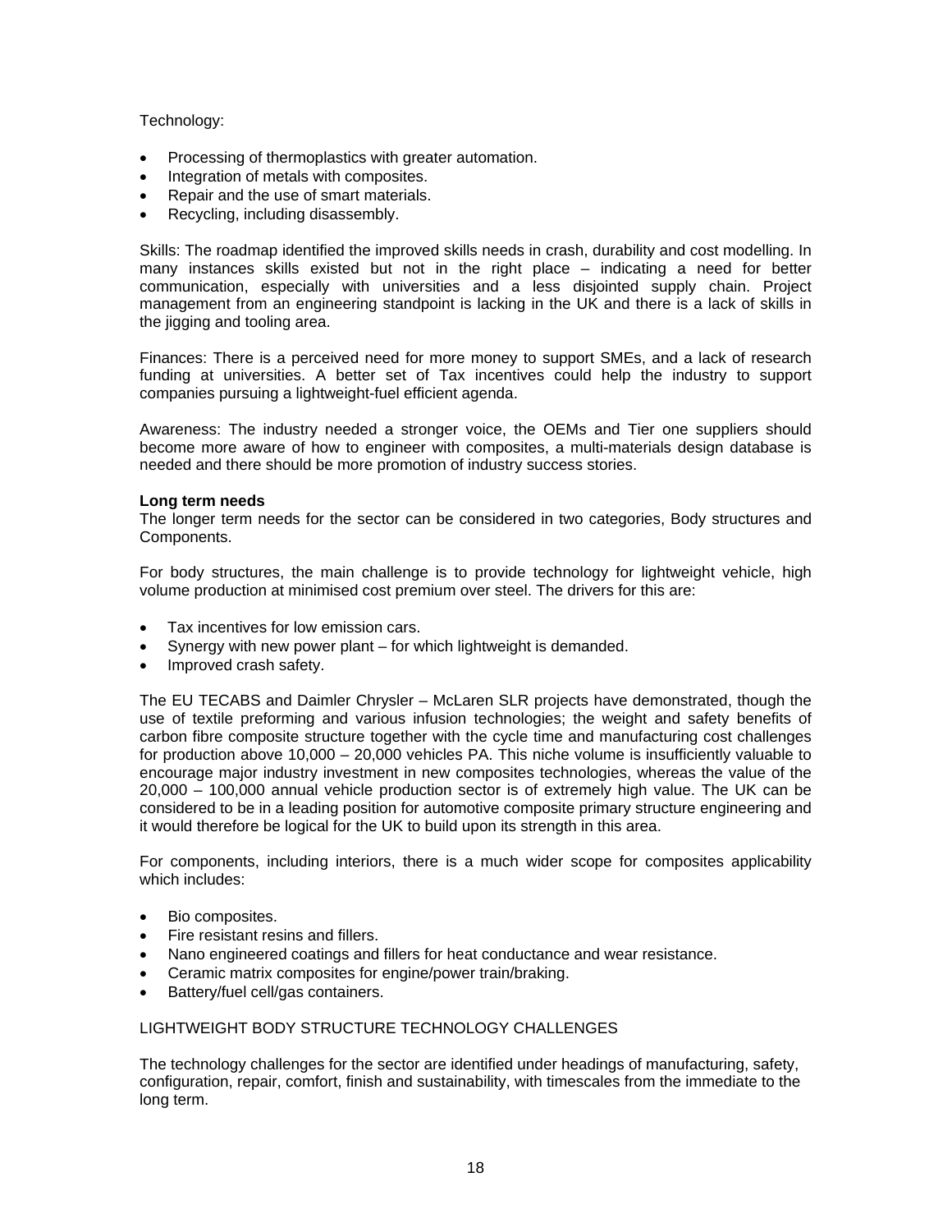Technology:

- Processing of thermoplastics with greater automation.
- Integration of metals with composites.
- Repair and the use of smart materials.
- Recycling, including disassembly.

Skills: The roadmap identified the improved skills needs in crash, durability and cost modelling. In many instances skills existed but not in the right place – indicating a need for better communication, especially with universities and a less disjointed supply chain. Project management from an engineering standpoint is lacking in the UK and there is a lack of skills in the jigging and tooling area.

Finances: There is a perceived need for more money to support SMEs, and a lack of research funding at universities. A better set of Tax incentives could help the industry to support companies pursuing a lightweight-fuel efficient agenda.

Awareness: The industry needed a stronger voice, the OEMs and Tier one suppliers should become more aware of how to engineer with composites, a multi-materials design database is needed and there should be more promotion of industry success stories.

**Long term needs**

The longer term needs for the sector can be considered in two categories, Body structures and Components.

For body structures, the main challenge is to provide technology for lightweight vehicle, high volume production at minimised cost premium over steel. The drivers for this are:

- Tax incentives for low emission cars.
- Synergy with new power plant – for which lightweight is demanded.
- Improved crash safety.

The EU TECABS and Daimler Chrysler – McLaren SLR projects have demonstrated, though the use of textile preforming and various infusion technologies; the weight and safety benefits of carbon fibre composite structure together with the cycle time and manufacturing cost challenges for production above 10,000 – 20,000 vehicles PA. This niche volume is insufficiently valuable to encourage major industry investment in new composites technologies, whereas the value of the 20,000 – 100,000 annual vehicle production sector is of extremely high value. The UK can be considered to be in a leading position for automotive composite primary structure engineering and it would therefore be logical for the UK to build upon its strength in this area.

For components, including interiors, there is a much wider scope for composites applicability which includes:

- Bio composites.
- Fire resistant resins and fillers.
- Nano engineered coatings and fillers for heat conductance and wear resistance.
- Ceramic matrix composites for engine/power train/braking.
- Battery/fuel cell/gas containers.

LIGHTWEIGHT BODY STRUCTURE TECHNOLOGY CHALLENGES

The technology challenges for the sector are identified under headings of manufacturing, safety, configuration, repair, comfort, finish and sustainability, with timescales from the immediate to the long term.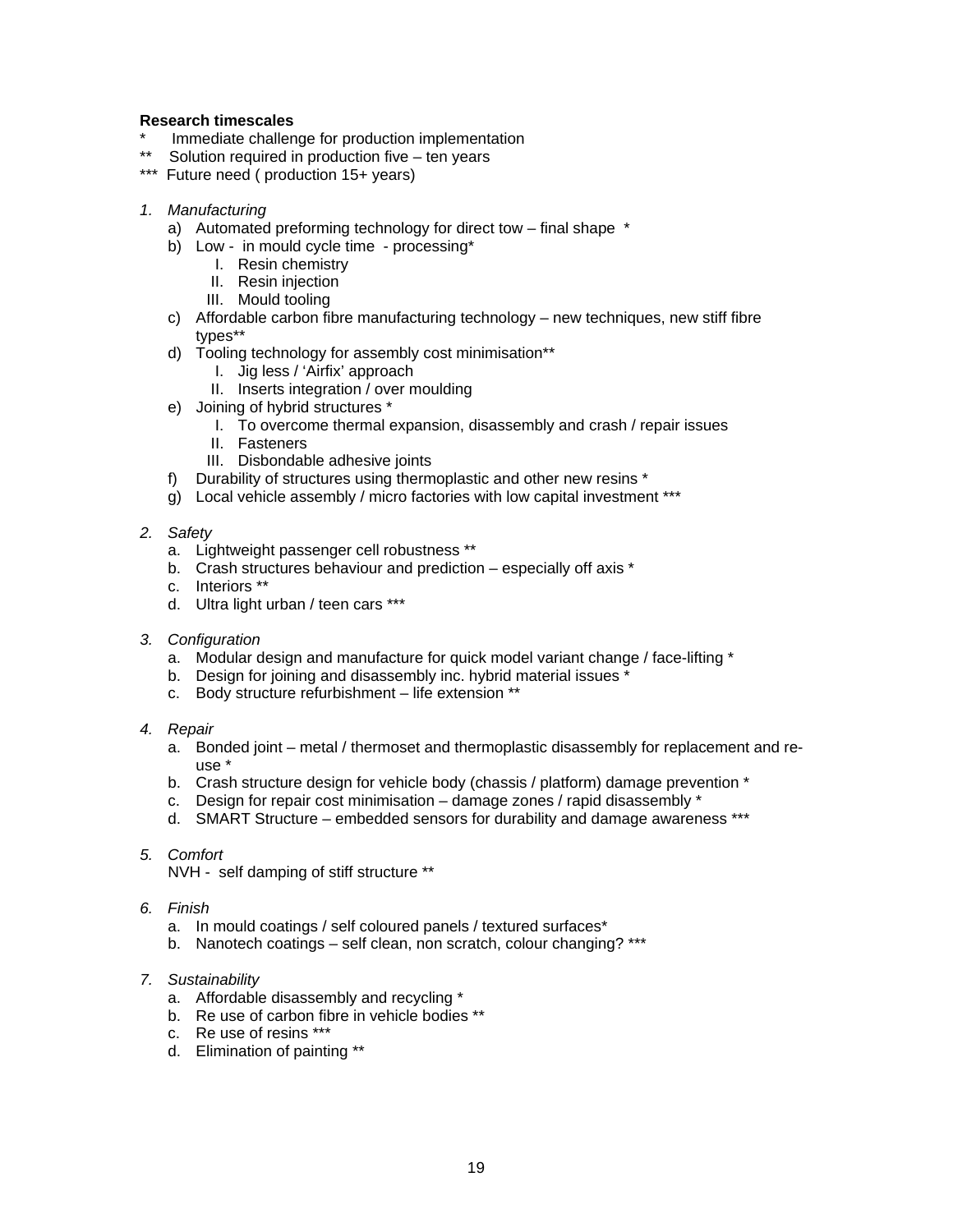**Research timescales**

*   Immediate challenge for production implementation
**  Solution required in production five – ten years
*** Future need ( production 15+ years)

1. *Manufacturing*
    a) Automated preforming technology for direct tow – final shape *
    b) Low - in mould cycle time - processing*
        I. Resin chemistry
        II. Resin injection
        III. Mould tooling
    c) Affordable carbon fibre manufacturing technology – new techniques, new stiff fibre types**
    d) Tooling technology for assembly cost minimisation**
        I. Jig less / 'Airfix' approach
        II. Inserts integration / over moulding
    e) Joining of hybrid structures *
        I. To overcome thermal expansion, disassembly and crash / repair issues
        II. Fasteners
        III. Disbondable adhesive joints
    f) Durability of structures using thermoplastic and other new resins *
    g) Local vehicle assembly / micro factories with low capital investment ***

2. *Safety*
    a. Lightweight passenger cell robustness **
    b. Crash structures behaviour and prediction – especially off axis *
    c. Interiors **
    d. Ultra light urban / teen cars ***

3. *Configuration*
    a. Modular design and manufacture for quick model variant change / face-lifting *
    b. Design for joining and disassembly inc. hybrid material issues *
    c. Body structure refurbishment – life extension **

4. *Repair*
    a. Bonded joint – metal / thermoset and thermoplastic disassembly for replacement and re-use *
    b. Crash structure design for vehicle body (chassis / platform) damage prevention *
    c. Design for repair cost minimisation – damage zones / rapid disassembly *
    d. SMART Structure – embedded sensors for durability and damage awareness ***

5. *Comfort*
    NVH - self damping of stiff structure **

6. *Finish*
    a. In mould coatings / self coloured panels / textured surfaces*
    b. Nanotech coatings – self clean, non scratch, colour changing? ***

7. *Sustainability*
    a. Affordable disassembly and recycling *
    b. Re use of carbon fibre in vehicle bodies **
    c. Re use of resins ***
    d. Elimination of painting **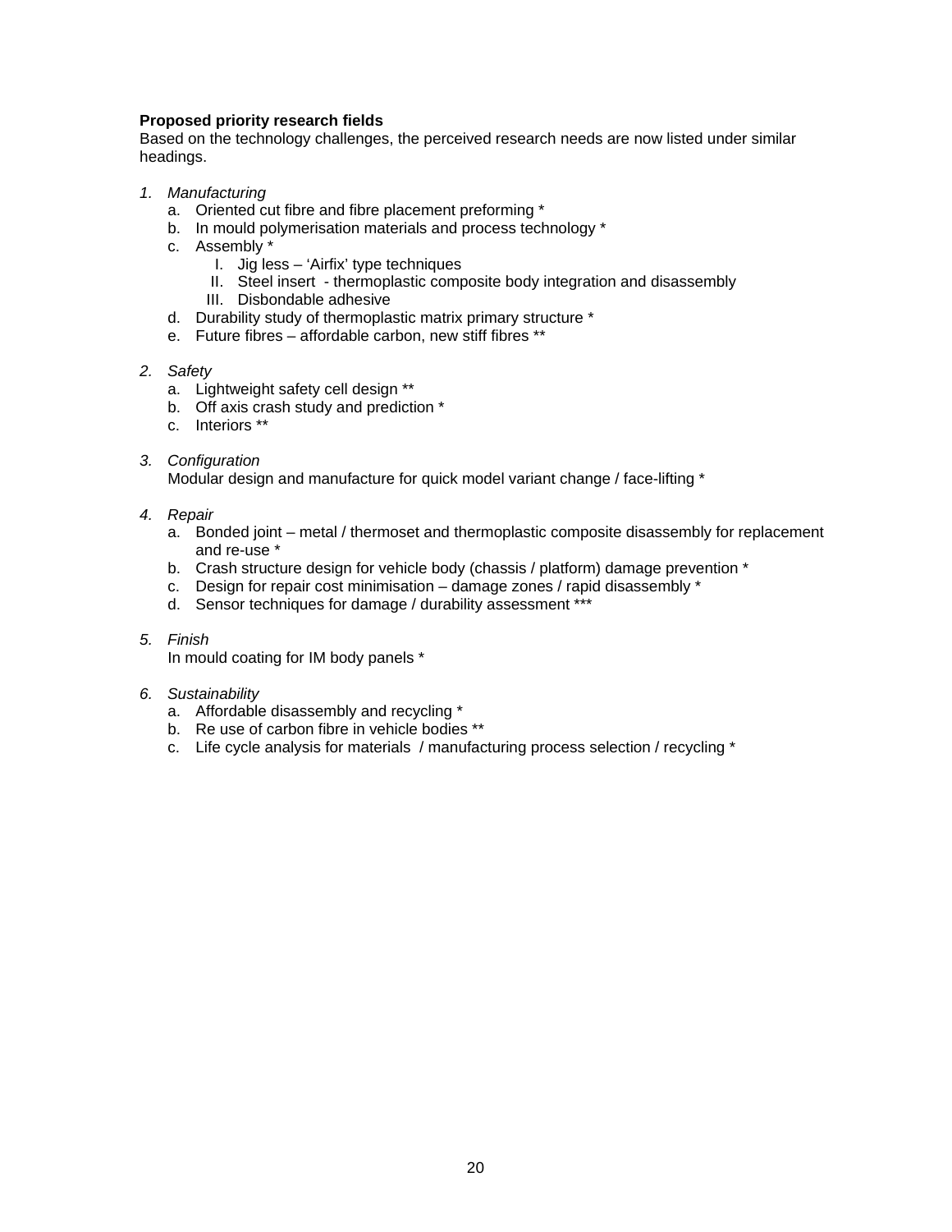**Proposed priority research fields**

Based on the technology challenges, the perceived research needs are now listed under similar headings.

1. *Manufacturing*
   a. Oriented cut fibre and fibre placement preforming *
   b. In mould polymerisation materials and process technology *
   c. Assembly *
      I. Jig less – ‘Airfix’ type techniques
      II. Steel insert - thermoplastic composite body integration and disassembly
      III. Disbondable adhesive
   d. Durability study of thermoplastic matrix primary structure *
   e. Future fibres – affordable carbon, new stiff fibres **

2. *Safety*
   a. Lightweight safety cell design **
   b. Off axis crash study and prediction *
   c. Interiors **

3. *Configuration*
   Modular design and manufacture for quick model variant change / face-lifting *

4. *Repair*
   a. Bonded joint – metal / thermoset and thermoplastic composite disassembly for replacement and re-use *
   b. Crash structure design for vehicle body (chassis / platform) damage prevention *
   c. Design for repair cost minimisation – damage zones / rapid disassembly *
   d. Sensor techniques for damage / durability assessment ***

5. *Finish*
   In mould coating for IM body panels *

6. *Sustainability*
   a. Affordable disassembly and recycling *
   b. Re use of carbon fibre in vehicle bodies **
   c. Life cycle analysis for materials / manufacturing process selection / recycling *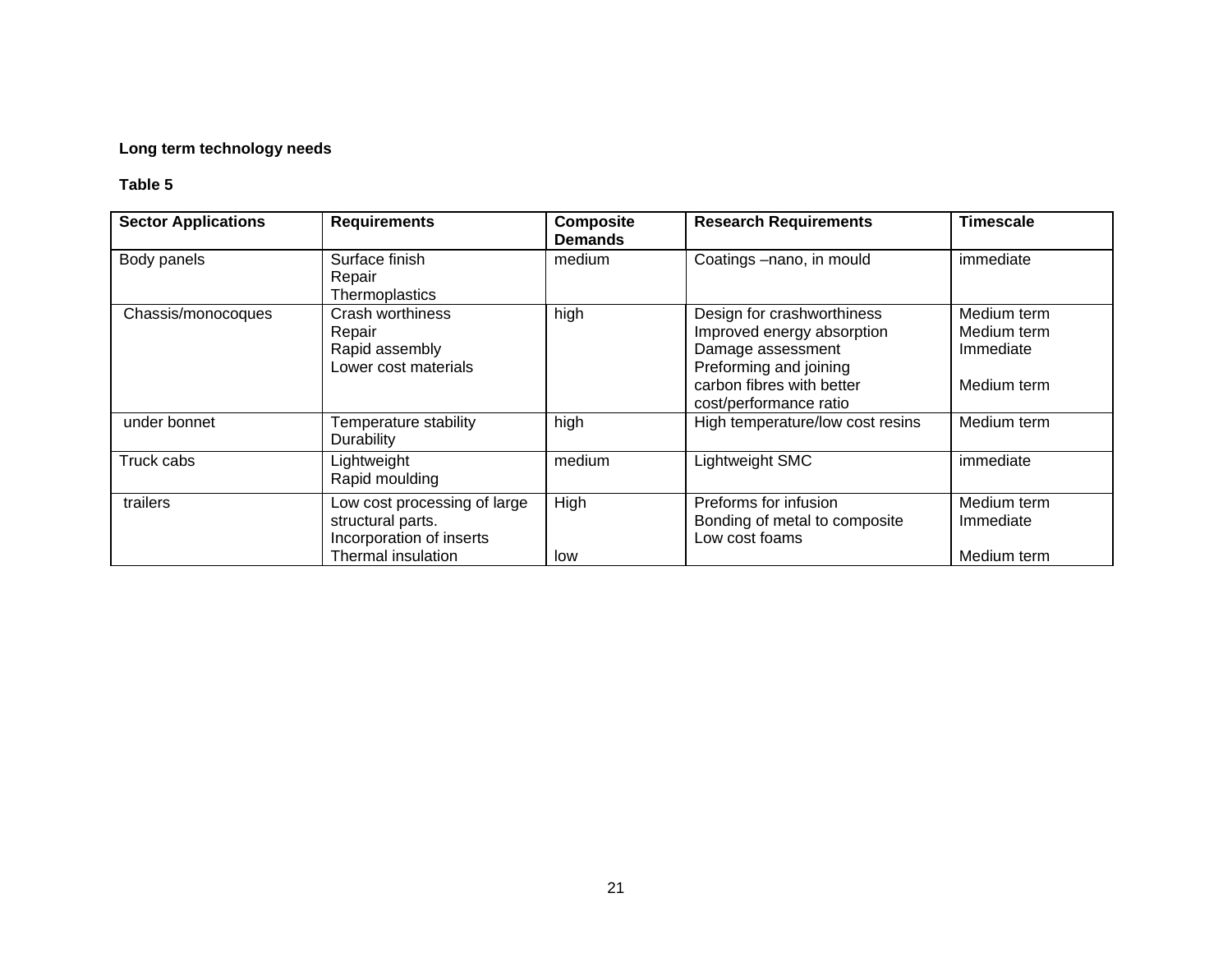**Long term technology needs**

**Table 5**

| Sector Applications | Requirements | Composite Demands | Research Requirements | Timescale |
|---|---|---|---|---|
| Body panels | Surface finish<br>Repair<br>Thermoplastics | medium | Coatings –nano, in mould | immediate |
| Chassis/monocoques | Crash worthiness<br>Repair<br>Rapid assembly<br>Lower cost materials | high | Design for crashworthiness<br>Improved energy absorption<br>Damage assessment<br>Preforming and joining<br>carbon fibres with better cost/performance ratio | Medium term<br>Medium term<br>Immediate<br><br>Medium term |
| under bonnet | Temperature stability<br>Durability | high | High temperature/low cost resins | Medium term |
| Truck cabs | Lightweight<br>Rapid moulding | medium | Lightweight SMC | immediate |
| trailers | Low cost processing of large structural parts.<br>Incorporation of inserts<br>Thermal insulation | High<br><br><br>low | Preforms for infusion<br>Bonding of metal to composite<br>Low cost foams | Medium term<br>Immediate<br><br>Medium term |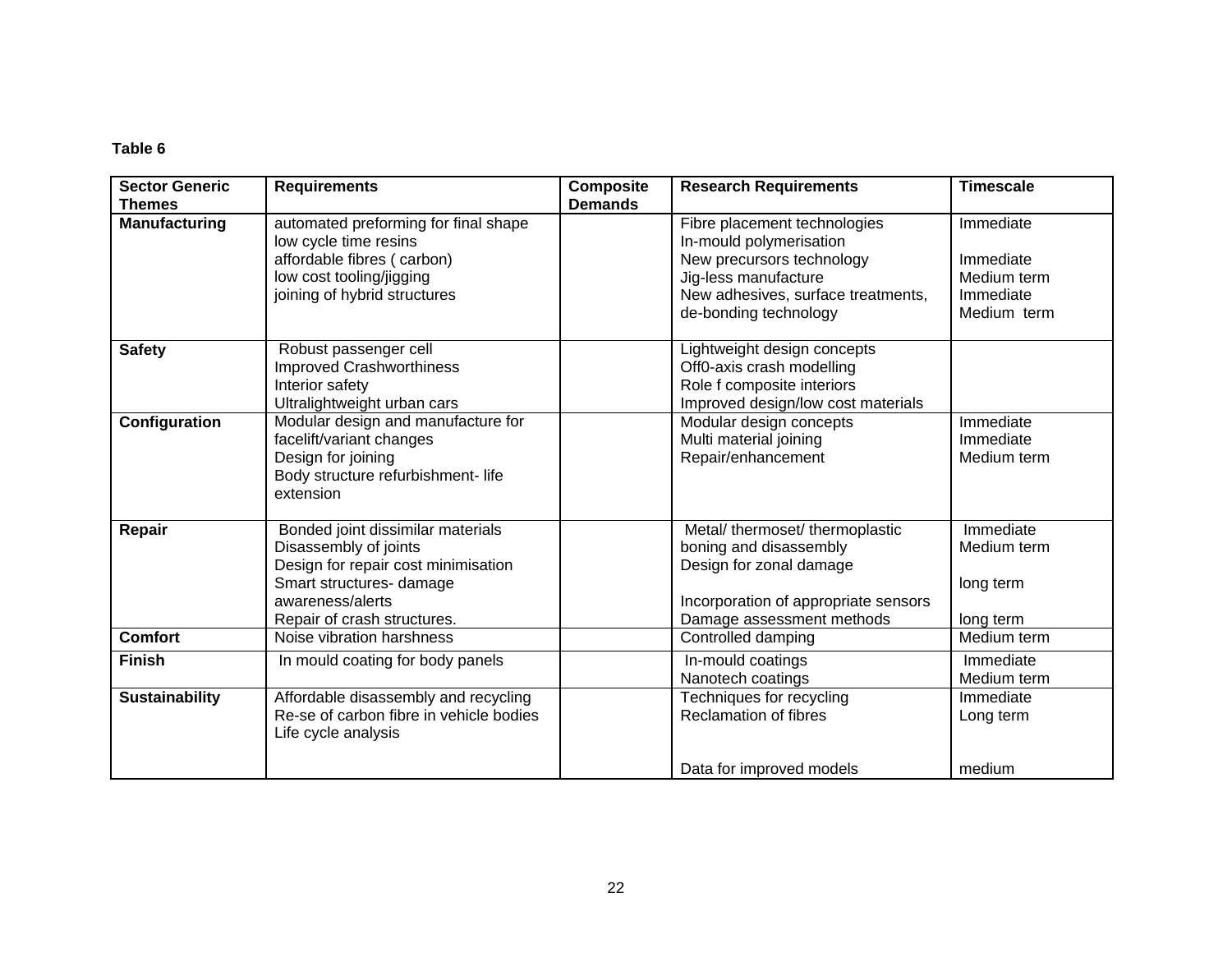**Table 6**

| Sector Generic Themes | Requirements | Composite Demands | Research Requirements | Timescale |
|---|---|---|---|---|
| **Manufacturing** | automated preforming for final shape<br>low cycle time resins<br>affordable fibres ( carbon)<br>low cost tooling/jigging<br>joining of hybrid structures | | Fibre placement technologies<br>In-mould polymerisation<br>New precursors technology<br>Jig-less manufacture<br>New adhesives, surface treatments, de-bonding technology | Immediate<br><br>Immediate<br>Medium term<br>Immediate<br>Medium term |
| **Safety** | Robust passenger cell<br>Improved Crashworthiness<br>Interior safety<br>Ultralightweight urban cars | | Lightweight design concepts<br>Off0-axis crash modelling<br>Role f composite interiors<br>Improved design/low cost materials | |
| **Configuration** | Modular design and manufacture for facelift/variant changes<br>Design for joining<br>Body structure refurbishment- life extension | | Modular design concepts<br>Multi material joining<br>Repair/enhancement | Immediate<br>Immediate<br>Medium term |
| **Repair** | Bonded joint dissimilar materials<br>Disassembly of joints<br>Design for repair cost minimisation<br>Smart structures- damage awareness/alerts<br>Repair of crash structures. | | Metal/ thermoset/ thermoplastic boning and disassembly<br>Design for zonal damage<br><br>Incorporation of appropriate sensors<br>Damage assessment methods | Immediate<br>Medium term<br><br>long term<br><br>long term |
| **Comfort** | Noise vibration harshness | | Controlled damping | Medium term |
| **Finish** | In mould coating for body panels | | In-mould coatings<br>Nanotech coatings | Immediate<br>Medium term |
| **Sustainability** | Affordable disassembly and recycling<br>Re-se of carbon fibre in vehicle bodies<br>Life cycle analysis | | Techniques for recycling<br>Reclamation of fibres<br><br><br>Data for improved models | Immediate<br>Long term<br><br><br>medium |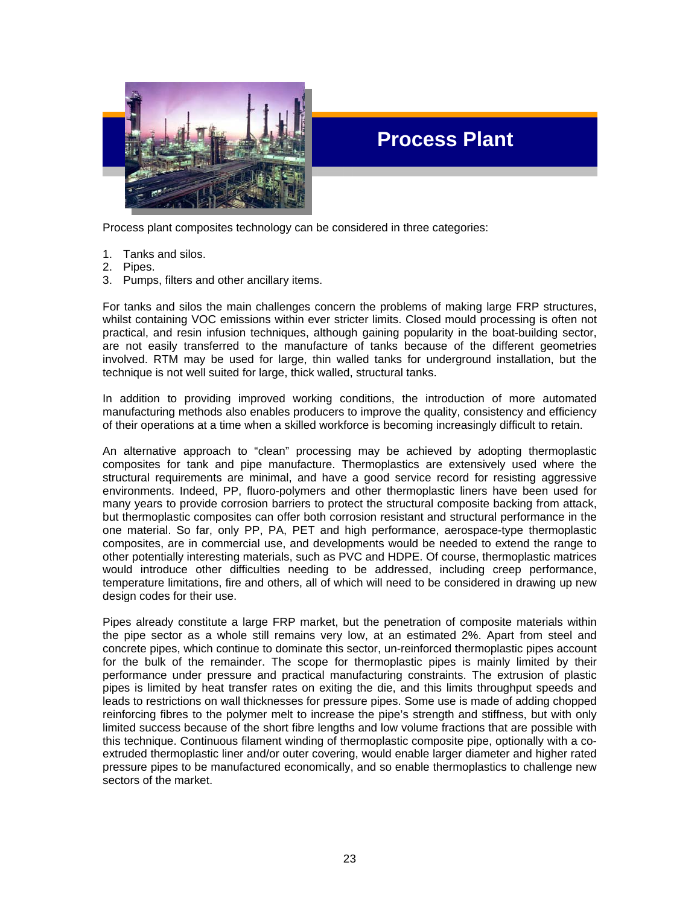# Process Plant

Process plant composites technology can be considered in three categories:

1. Tanks and silos.
2. Pipes.
3. Pumps, filters and other ancillary items.

For tanks and silos the main challenges concern the problems of making large FRP structures, whilst containing VOC emissions within ever stricter limits. Closed mould processing is often not practical, and resin infusion techniques, although gaining popularity in the boat-building sector, are not easily transferred to the manufacture of tanks because of the different geometries involved. RTM may be used for large, thin walled tanks for underground installation, but the technique is not well suited for large, thick walled, structural tanks.

In addition to providing improved working conditions, the introduction of more automated manufacturing methods also enables producers to improve the quality, consistency and efficiency of their operations at a time when a skilled workforce is becoming increasingly difficult to retain.

An alternative approach to "clean" processing may be achieved by adopting thermoplastic composites for tank and pipe manufacture. Thermoplastics are extensively used where the structural requirements are minimal, and have a good service record for resisting aggressive environments. Indeed, PP, fluoro-polymers and other thermoplastic liners have been used for many years to provide corrosion barriers to protect the structural composite backing from attack, but thermoplastic composites can offer both corrosion resistant and structural performance in the one material. So far, only PP, PA, PET and high performance, aerospace-type thermoplastic composites, are in commercial use, and developments would be needed to extend the range to other potentially interesting materials, such as PVC and HDPE. Of course, thermoplastic matrices would introduce other difficulties needing to be addressed, including creep performance, temperature limitations, fire and others, all of which will need to be considered in drawing up new design codes for their use.

Pipes already constitute a large FRP market, but the penetration of composite materials within the pipe sector as a whole still remains very low, at an estimated 2%. Apart from steel and concrete pipes, which continue to dominate this sector, un-reinforced thermoplastic pipes account for the bulk of the remainder. The scope for thermoplastic pipes is mainly limited by their performance under pressure and practical manufacturing constraints. The extrusion of plastic pipes is limited by heat transfer rates on exiting the die, and this limits throughput speeds and leads to restrictions on wall thicknesses for pressure pipes. Some use is made of adding chopped reinforcing fibres to the polymer melt to increase the pipe's strength and stiffness, but with only limited success because of the short fibre lengths and low volume fractions that are possible with this technique. Continuous filament winding of thermoplastic composite pipe, optionally with a co-extruded thermoplastic liner and/or outer covering, would enable larger diameter and higher rated pressure pipes to be manufactured economically, and so enable thermoplastics to challenge new sectors of the market.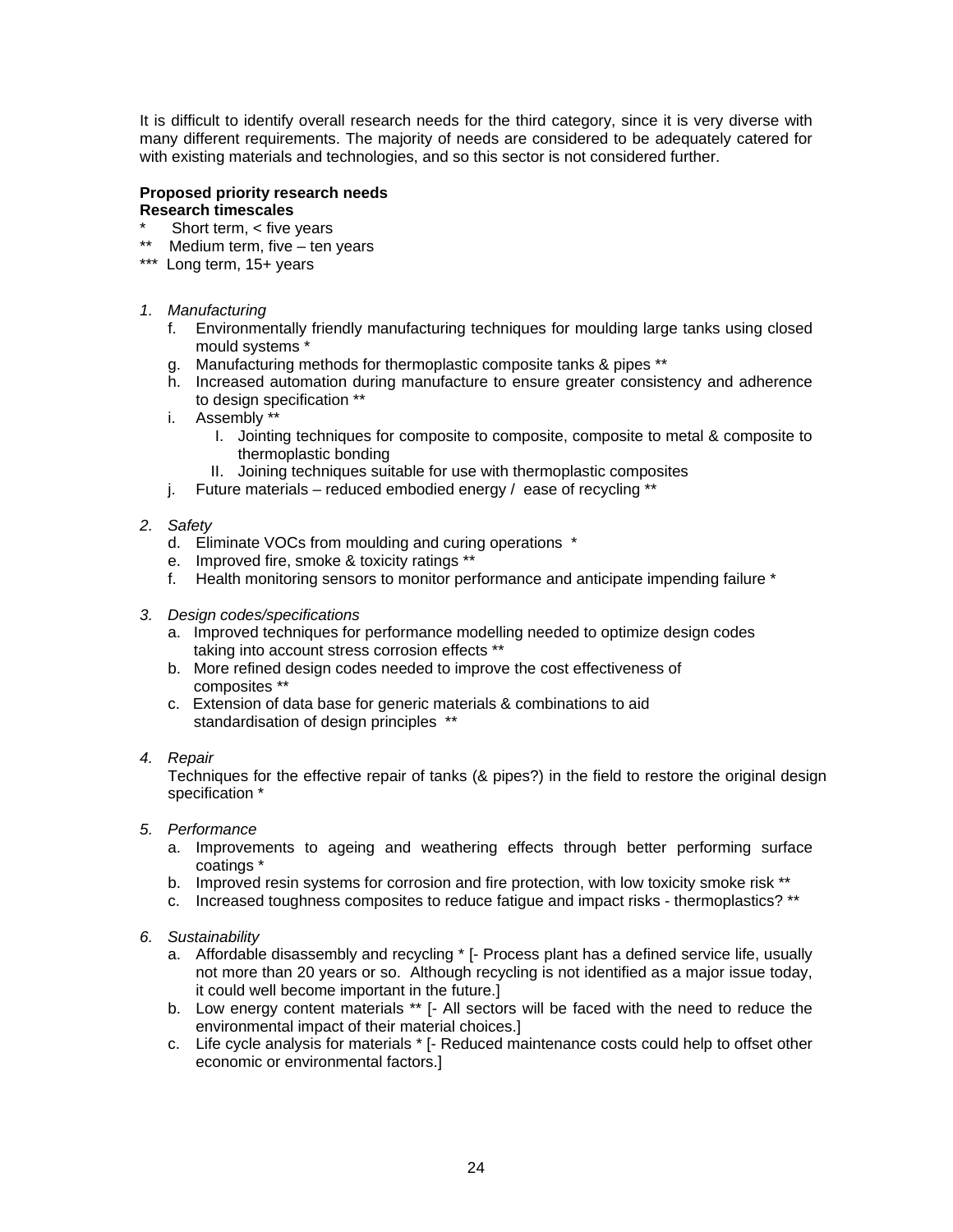It is difficult to identify overall research needs for the third category, since it is very diverse with many different requirements. The majority of needs are considered to be adequately catered for with existing materials and technologies, and so this sector is not considered further.

**Proposed priority research needs**
**Research timescales**

\*     Short term, < five years
\*\*   Medium term, five – ten years
\*\*\*  Long term, 15+ years

1. *Manufacturing*
   f. Environmentally friendly manufacturing techniques for moulding large tanks using closed mould systems *
   g. Manufacturing methods for thermoplastic composite tanks & pipes **
   h. Increased automation during manufacture to ensure greater consistency and adherence to design specification **
   i. Assembly **
      I. Jointing techniques for composite to composite, composite to metal & composite to thermoplastic bonding
      II. Joining techniques suitable for use with thermoplastic composites
   j. Future materials – reduced embodied energy / ease of recycling **

2. *Safety*
   d. Eliminate VOCs from moulding and curing operations *
   e. Improved fire, smoke & toxicity ratings **
   f. Health monitoring sensors to monitor performance and anticipate impending failure *

3. *Design codes/specifications*
   a. Improved techniques for performance modelling needed to optimize design codes taking into account stress corrosion effects **
   b. More refined design codes needed to improve the cost effectiveness of composites **
   c. Extension of data base for generic materials & combinations to aid standardisation of design principles **

4. *Repair*
   Techniques for the effective repair of tanks (& pipes?) in the field to restore the original design specification *

5. *Performance*
   a. Improvements to ageing and weathering effects through better performing surface coatings *
   b. Improved resin systems for corrosion and fire protection, with low toxicity smoke risk **
   c. Increased toughness composites to reduce fatigue and impact risks - thermoplastics? **

6. *Sustainability*
   a. Affordable disassembly and recycling * [- Process plant has a defined service life, usually not more than 20 years or so. Although recycling is not identified as a major issue today, it could well become important in the future.]
   b. Low energy content materials ** [- All sectors will be faced with the need to reduce the environmental impact of their material choices.]
   c. Life cycle analysis for materials * [- Reduced maintenance costs could help to offset other economic or environmental factors.]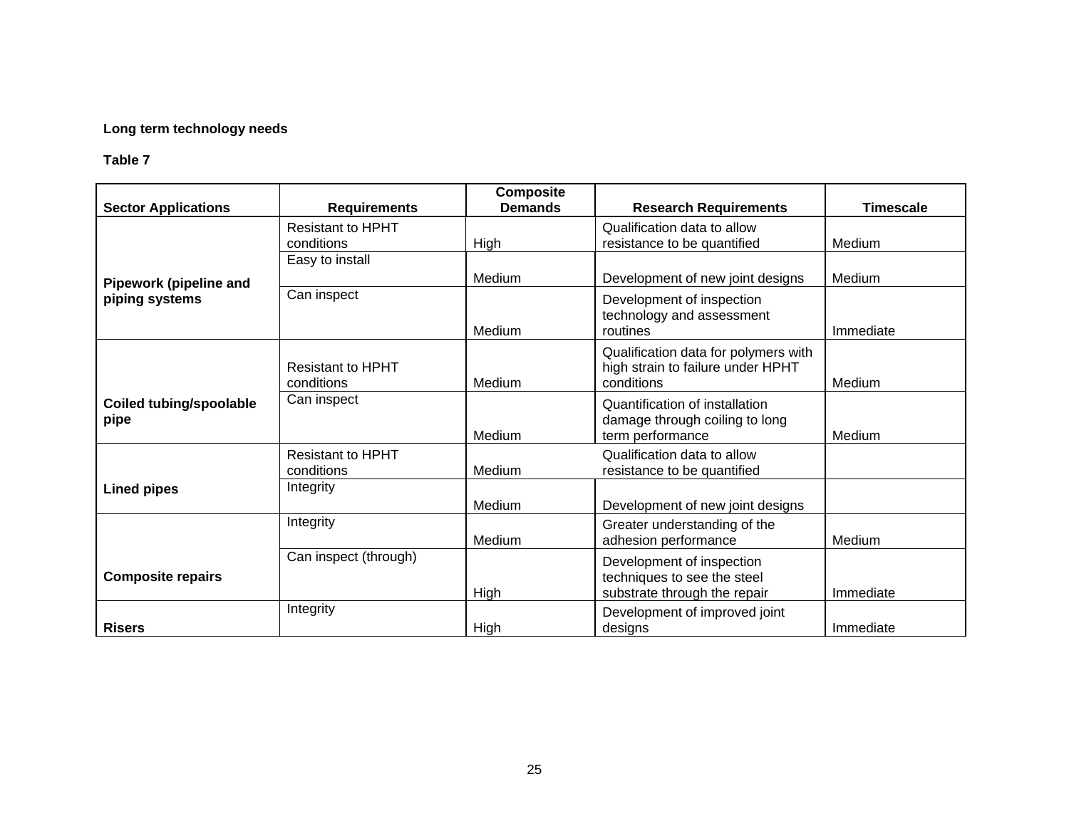**Long term technology needs**

**Table 7**

| Sector Applications | Requirements | Composite Demands | Research Requirements | Timescale |
|---|---|---|---|---|
| **Pipework (pipeline and piping systems** | Resistant to HPHT conditions | High | Qualification data to allow resistance to be quantified | Medium |
| | Easy to install | Medium | Development of new joint designs | Medium |
| | Can inspect | Medium | Development of inspection technology and assessment routines | Immediate |
| **Coiled tubing/spoolable pipe** | Resistant to HPHT conditions | Medium | Qualification data for polymers with high strain to failure under HPHT conditions | Medium |
| | Can inspect | Medium | Quantification of installation damage through coiling to long term performance | Medium |
| **Lined pipes** | Resistant to HPHT conditions | Medium | Qualification data to allow resistance to be quantified | |
| | Integrity | Medium | Development of new joint designs | |
| **Composite repairs** | Integrity | Medium | Greater understanding of the adhesion performance | Medium |
| | Can inspect (through) | High | Development of inspection techniques to see the steel substrate through the repair | Immediate |
| **Risers** | Integrity | High | Development of improved joint designs | Immediate |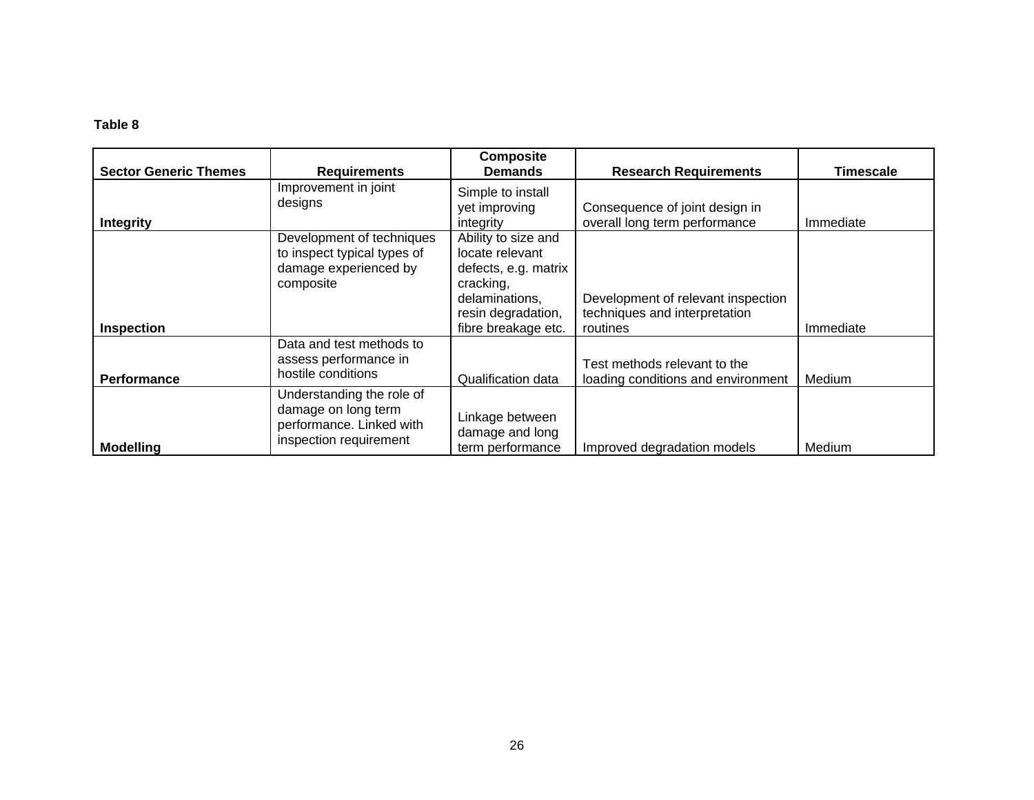**Table 8**

| Sector Generic Themes | Requirements | Composite Demands | Research Requirements | Timescale |
|---|---|---|---|---|
| **Integrity** | Improvement in joint designs | Simple to install yet improving integrity | Consequence of joint design in overall long term performance | Immediate |
| **Inspection** | Development of techniques to inspect typical types of damage experienced by composite | Ability to size and locate relevant defects, e.g. matrix cracking, delaminations, resin degradation, fibre breakage etc. | Development of relevant inspection techniques and interpretation routines | Immediate |
| **Performance** | Data and test methods to assess performance in hostile conditions | Qualification data | Test methods relevant to the loading conditions and environment | Medium |
| **Modelling** | Understanding the role of damage on long term performance. Linked with inspection requirement | Linkage between damage and long term performance | Improved degradation models | Medium |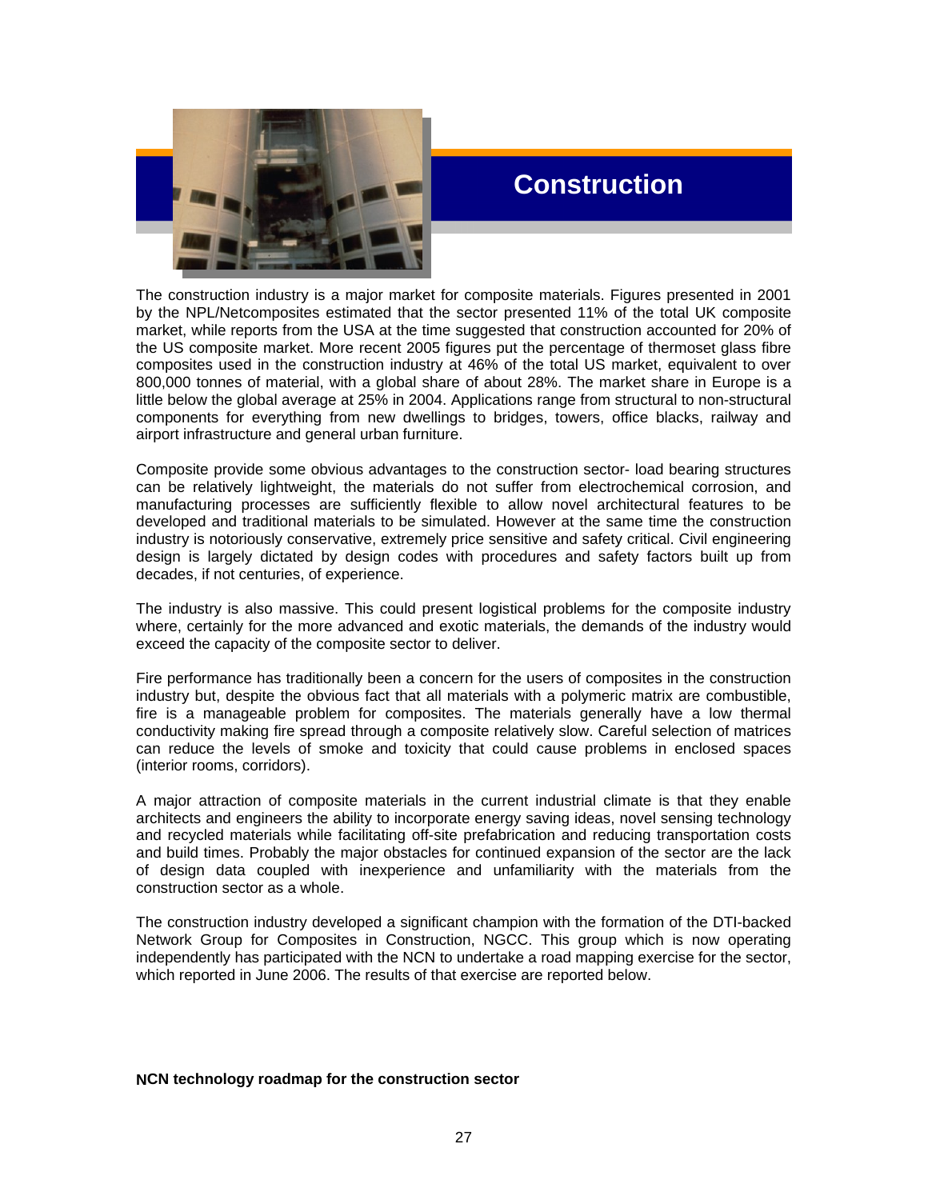# Construction

The construction industry is a major market for composite materials. Figures presented in 2001 by the NPL/Netcomposites estimated that the sector presented 11% of the total UK composite market, while reports from the USA at the time suggested that construction accounted for 20% of the US composite market. More recent 2005 figures put the percentage of thermoset glass fibre composites used in the construction industry at 46% of the total US market, equivalent to over 800,000 tonnes of material, with a global share of about 28%. The market share in Europe is a little below the global average at 25% in 2004. Applications range from structural to non-structural components for everything from new dwellings to bridges, towers, office blacks, railway and airport infrastructure and general urban furniture.

Composite provide some obvious advantages to the construction sector- load bearing structures can be relatively lightweight, the materials do not suffer from electrochemical corrosion, and manufacturing processes are sufficiently flexible to allow novel architectural features to be developed and traditional materials to be simulated. However at the same time the construction industry is notoriously conservative, extremely price sensitive and safety critical. Civil engineering design is largely dictated by design codes with procedures and safety factors built up from decades, if not centuries, of experience.

The industry is also massive. This could present logistical problems for the composite industry where, certainly for the more advanced and exotic materials, the demands of the industry would exceed the capacity of the composite sector to deliver.

Fire performance has traditionally been a concern for the users of composites in the construction industry but, despite the obvious fact that all materials with a polymeric matrix are combustible, fire is a manageable problem for composites. The materials generally have a low thermal conductivity making fire spread through a composite relatively slow. Careful selection of matrices can reduce the levels of smoke and toxicity that could cause problems in enclosed spaces (interior rooms, corridors).

A major attraction of composite materials in the current industrial climate is that they enable architects and engineers the ability to incorporate energy saving ideas, novel sensing technology and recycled materials while facilitating off-site prefabrication and reducing transportation costs and build times. Probably the major obstacles for continued expansion of the sector are the lack of design data coupled with inexperience and unfamiliarity with the materials from the construction sector as a whole.

The construction industry developed a significant champion with the formation of the DTI-backed Network Group for Composites in Construction, NGCC. This group which is now operating independently has participated with the NCN to undertake a road mapping exercise for the sector, which reported in June 2006. The results of that exercise are reported below.

**NCN technology roadmap for the construction sector**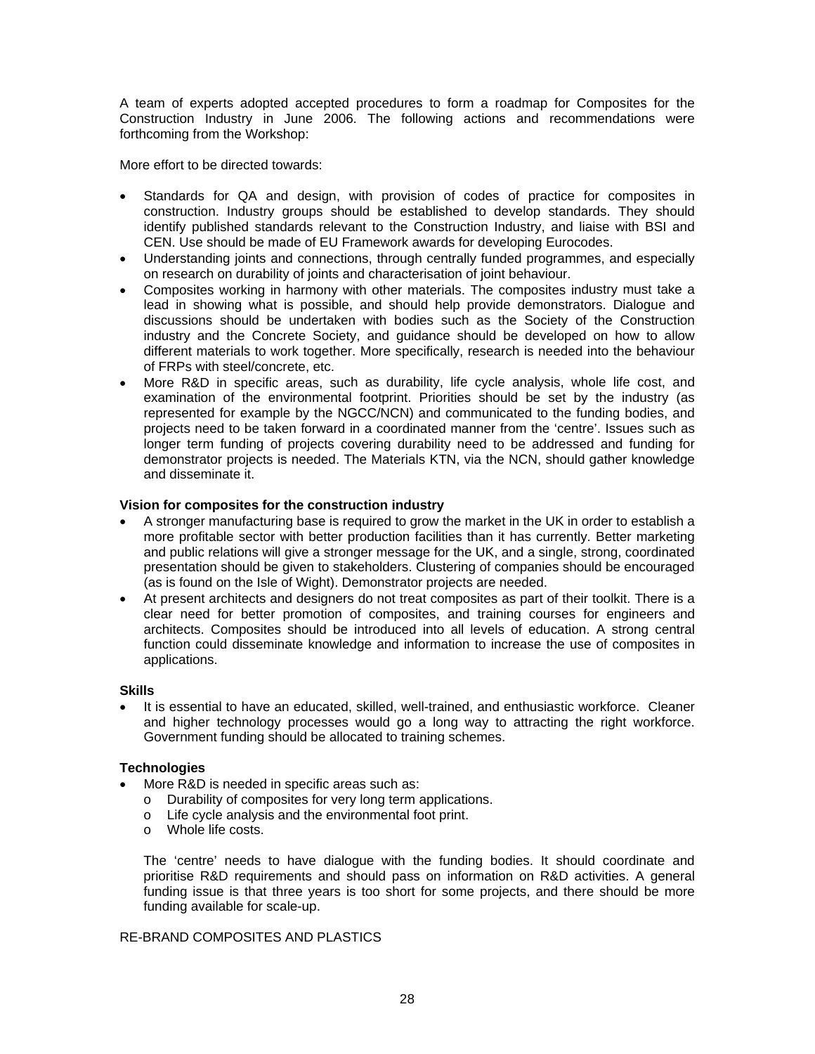A team of experts adopted accepted procedures to form a roadmap for Composites for the Construction Industry in June 2006. The following actions and recommendations were forthcoming from the Workshop:

More effort to be directed towards:

- Standards for QA and design, with provision of codes of practice for composites in construction. Industry groups should be established to develop standards. They should identify published standards relevant to the Construction Industry, and liaise with BSI and CEN. Use should be made of EU Framework awards for developing Eurocodes.
- Understanding joints and connections, through centrally funded programmes, and especially on research on durability of joints and characterisation of joint behaviour.
- Composites working in harmony with other materials. The composites industry must take a lead in showing what is possible, and should help provide demonstrators. Dialogue and discussions should be undertaken with bodies such as the Society of the Construction industry and the Concrete Society, and guidance should be developed on how to allow different materials to work together. More specifically, research is needed into the behaviour of FRPs with steel/concrete, etc.
- More R&D in specific areas, such as durability, life cycle analysis, whole life cost, and examination of the environmental footprint. Priorities should be set by the industry (as represented for example by the NGCC/NCN) and communicated to the funding bodies, and projects need to be taken forward in a coordinated manner from the 'centre'. Issues such as longer term funding of projects covering durability need to be addressed and funding for demonstrator projects is needed. The Materials KTN, via the NCN, should gather knowledge and disseminate it.

**Vision for composites for the construction industry**

- A stronger manufacturing base is required to grow the market in the UK in order to establish a more profitable sector with better production facilities than it has currently. Better marketing and public relations will give a stronger message for the UK, and a single, strong, coordinated presentation should be given to stakeholders. Clustering of companies should be encouraged (as is found on the Isle of Wight). Demonstrator projects are needed.
- At present architects and designers do not treat composites as part of their toolkit. There is a clear need for better promotion of composites, and training courses for engineers and architects. Composites should be introduced into all levels of education. A strong central function could disseminate knowledge and information to increase the use of composites in applications.

**Skills**

- It is essential to have an educated, skilled, well-trained, and enthusiastic workforce. Cleaner and higher technology processes would go a long way to attracting the right workforce. Government funding should be allocated to training schemes.

**Technologies**

- More R&D is needed in specific areas such as:
  - Durability of composites for very long term applications.
  - Life cycle analysis and the environmental foot print.
  - Whole life costs.

  The 'centre' needs to have dialogue with the funding bodies. It should coordinate and prioritise R&D requirements and should pass on information on R&D activities. A general funding issue is that three years is too short for some projects, and there should be more funding available for scale-up.

RE-BRAND COMPOSITES AND PLASTICS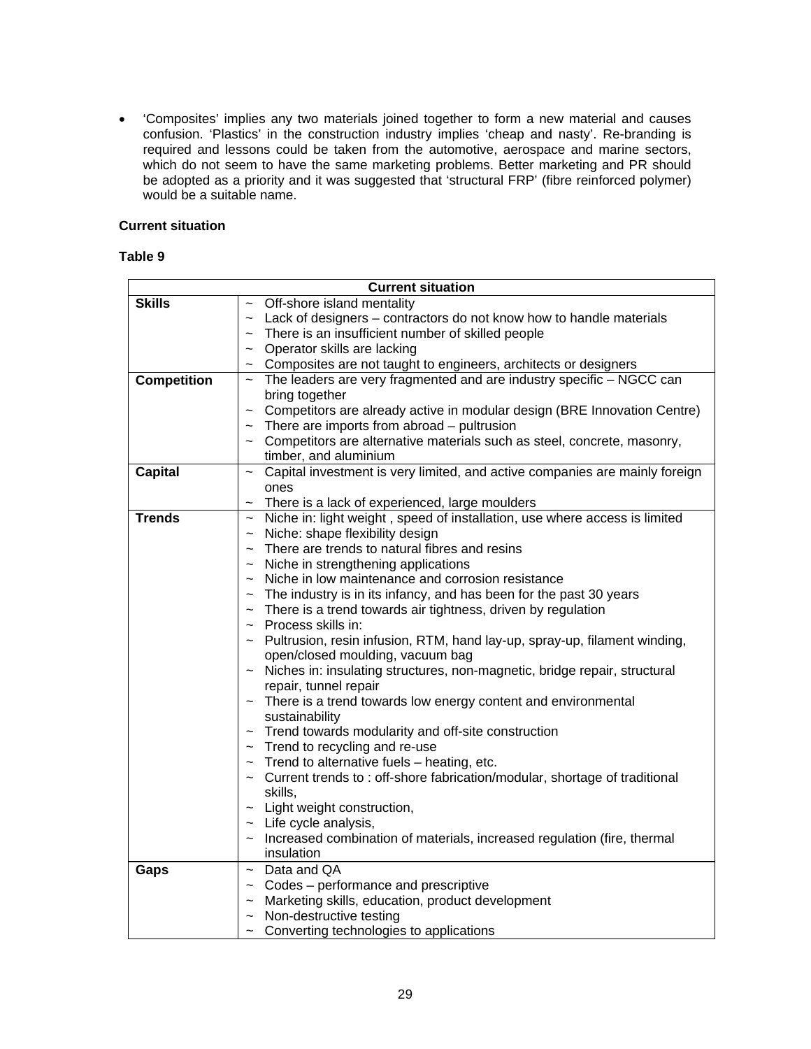- 'Composites' implies any two materials joined together to form a new material and causes confusion. 'Plastics' in the construction industry implies 'cheap and nasty'. Re-branding is required and lessons could be taken from the automotive, aerospace and marine sectors, which do not seem to have the same marketing problems. Better marketing and PR should be adopted as a priority and it was suggested that 'structural FRP' (fibre reinforced polymer) would be a suitable name.

**Current situation**

**Table 9**

| Current situation | |
|---|---|
| **Skills** | ~ Off-shore island mentality<br>~ Lack of designers – contractors do not know how to handle materials<br>~ There is an insufficient number of skilled people<br>~ Operator skills are lacking<br>~ Composites are not taught to engineers, architects or designers |
| **Competition** | ~ The leaders are very fragmented and are industry specific – NGCC can bring together<br>~ Competitors are already active in modular design (BRE Innovation Centre)<br>~ There are imports from abroad – pultrusion<br>~ Competitors are alternative materials such as steel, concrete, masonry, timber, and aluminium |
| **Capital** | ~ Capital investment is very limited, and active companies are mainly foreign ones<br>~ There is a lack of experienced, large moulders |
| **Trends** | ~ Niche in: light weight , speed of installation, use where access is limited<br>~ Niche: shape flexibility design<br>~ There are trends to natural fibres and resins<br>~ Niche in strengthening applications<br>~ Niche in low maintenance and corrosion resistance<br>~ The industry is in its infancy, and has been for the past 30 years<br>~ There is a trend towards air tightness, driven by regulation<br>~ Process skills in:<br>~ Pultrusion, resin infusion, RTM, hand lay-up, spray-up, filament winding, open/closed moulding, vacuum bag<br>~ Niches in: insulating structures, non-magnetic, bridge repair, structural repair, tunnel repair<br>~ There is a trend towards low energy content and environmental sustainability<br>~ Trend towards modularity and off-site construction<br>~ Trend to recycling and re-use<br>~ Trend to alternative fuels – heating, etc.<br>~ Current trends to : off-shore fabrication/modular, shortage of traditional skills,<br>~ Light weight construction,<br>~ Life cycle analysis,<br>~ Increased combination of materials, increased regulation (fire, thermal insulation |
| **Gaps** | ~ Data and QA<br>~ Codes – performance and prescriptive<br>~ Marketing skills, education, product development<br>~ Non-destructive testing<br>~ Converting technologies to applications |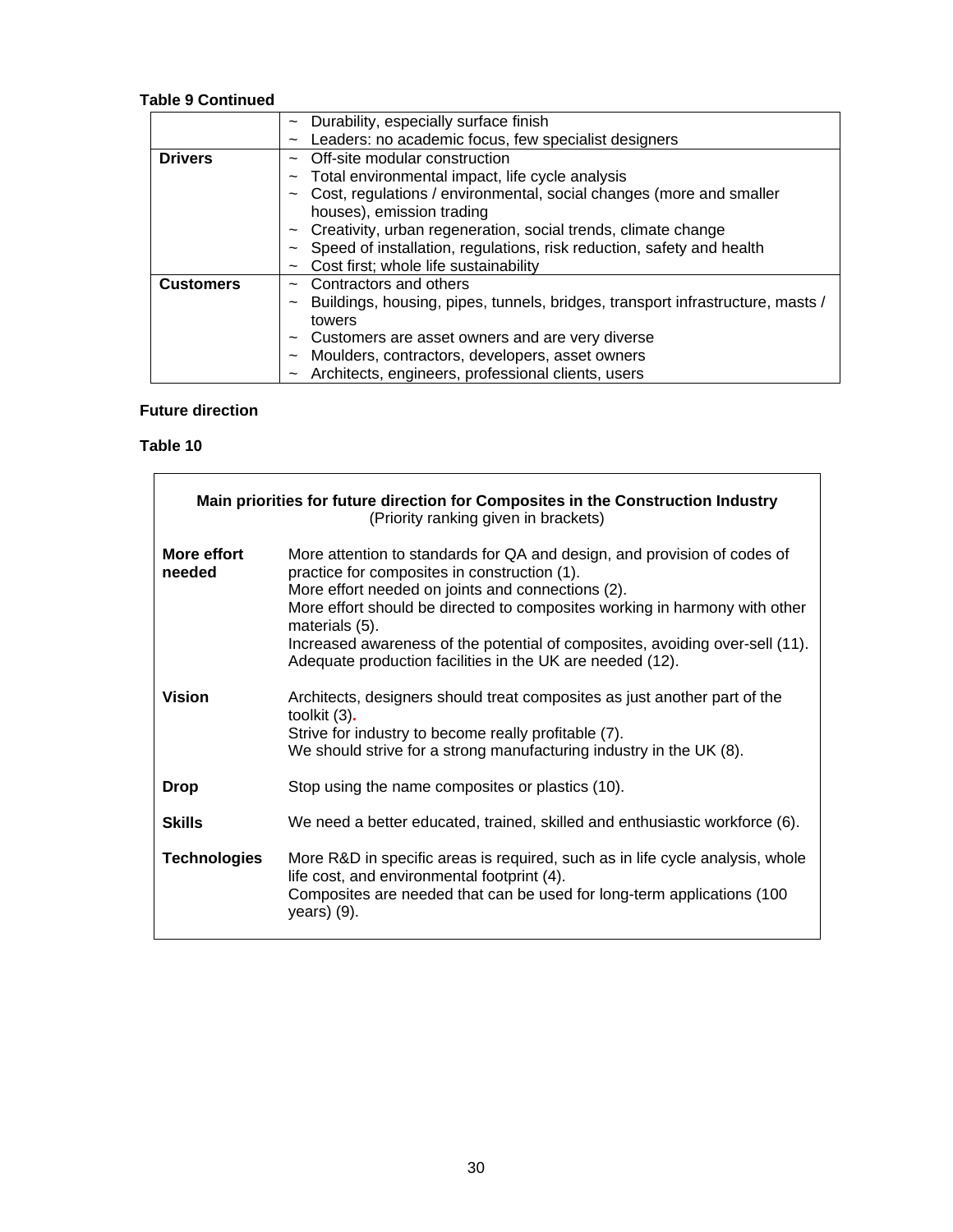**Table 9 Continued**

| | |
|---|---|
| | ~ Durability, especially surface finish<br>~ Leaders: no academic focus, few specialist designers |
| **Drivers** | ~ Off-site modular construction<br>~ Total environmental impact, life cycle analysis<br>~ Cost, regulations / environmental, social changes (more and smaller houses), emission trading<br>~ Creativity, urban regeneration, social trends, climate change<br>~ Speed of installation, regulations, risk reduction, safety and health<br>~ Cost first; whole life sustainability |
| **Customers** | ~ Contractors and others<br>~ Buildings, housing, pipes, tunnels, bridges, transport infrastructure, masts / towers<br>~ Customers are asset owners and are very diverse<br>~ Moulders, contractors, developers, asset owners<br>~ Architects, engineers, professional clients, users |

**Future direction**

**Table 10**

| **Main priorities for future direction for Composites in the Construction Industry**<br>(Priority ranking given in brackets) | |
|---|---|
| **More effort needed** | More attention to standards for QA and design, and provision of codes of practice for composites in construction (1).<br>More effort needed on joints and connections (2).<br>More effort should be directed to composites working in harmony with other materials (5).<br>Increased awareness of the potential of composites, avoiding over-sell (11).<br>Adequate production facilities in the UK are needed (12). |
| **Vision** | Architects, designers should treat composites as just another part of the toolkit (3).<br>Strive for industry to become really profitable (7).<br>We should strive for a strong manufacturing industry in the UK (8). |
| **Drop** | Stop using the name composites or plastics (10). |
| **Skills** | We need a better educated, trained, skilled and enthusiastic workforce (6). |
| **Technologies** | More R&D in specific areas is required, such as in life cycle analysis, whole life cost, and environmental footprint (4).<br>Composites are needed that can be used for long-term applications (100 years) (9). |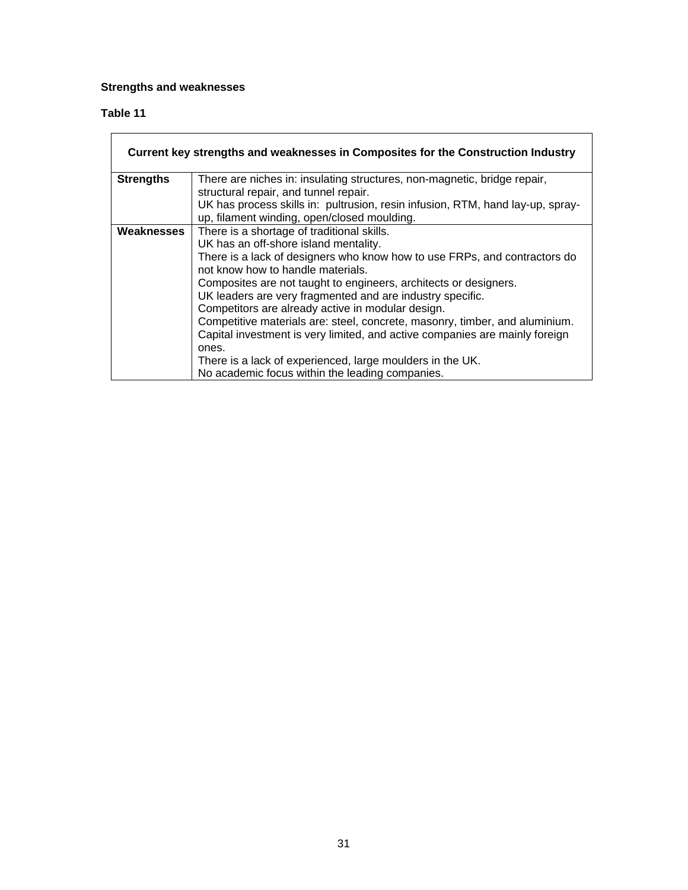**Strengths and weaknesses**

**Table 11**

| Current key strengths and weaknesses in Composites for the Construction Industry | |
|---|---|
| **Strengths** | There are niches in: insulating structures, non-magnetic, bridge repair, structural repair, and tunnel repair.<br>UK has process skills in: pultrusion, resin infusion, RTM, hand lay-up, spray-up, filament winding, open/closed moulding. |
| **Weaknesses** | There is a shortage of traditional skills.<br>UK has an off-shore island mentality.<br>There is a lack of designers who know how to use FRPs, and contractors do not know how to handle materials.<br>Composites are not taught to engineers, architects or designers.<br>UK leaders are very fragmented and are industry specific.<br>Competitors are already active in modular design.<br>Competitive materials are: steel, concrete, masonry, timber, and aluminium.<br>Capital investment is very limited, and active companies are mainly foreign ones.<br>There is a lack of experienced, large moulders in the UK.<br>No academic focus within the leading companies. |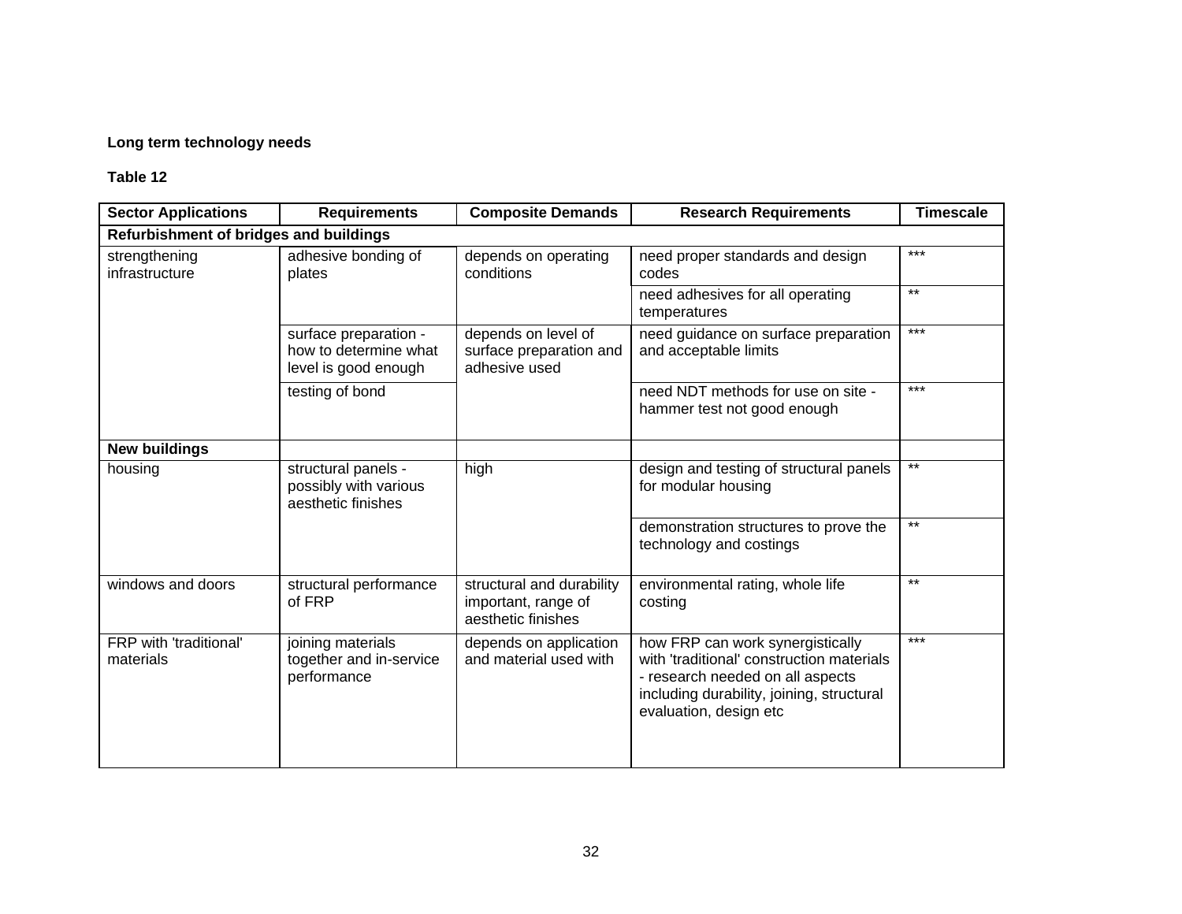**Long term technology needs**

**Table 12**

| Sector Applications | Requirements | Composite Demands | Research Requirements | Timescale |
|---|---|---|---|---|
| **Refurbishment of bridges and buildings** | | | | |
| strengthening infrastructure | adhesive bonding of plates | depends on operating conditions | need proper standards and design codes | *** |
| | | | need adhesives for all operating temperatures | ** |
| | surface preparation - how to determine what level is good enough | depends on level of surface preparation and adhesive used | need guidance on surface preparation and acceptable limits | *** |
| | testing of bond | | need NDT methods for use on site - hammer test not good enough | *** |
| **New buildings** | | | | |
| housing | structural panels - possibly with various aesthetic finishes | high | design and testing of structural panels for modular housing | ** |
| | | | demonstration structures to prove the technology and costings | ** |
| windows and doors | structural performance of FRP | structural and durability important, range of aesthetic finishes | environmental rating, whole life costing | ** |
| FRP with 'traditional' materials | joining materials together and in-service performance | depends on application and material used with | how FRP can work synergistically with 'traditional' construction materials - research needed on all aspects including durability, joining, structural evaluation, design etc | *** |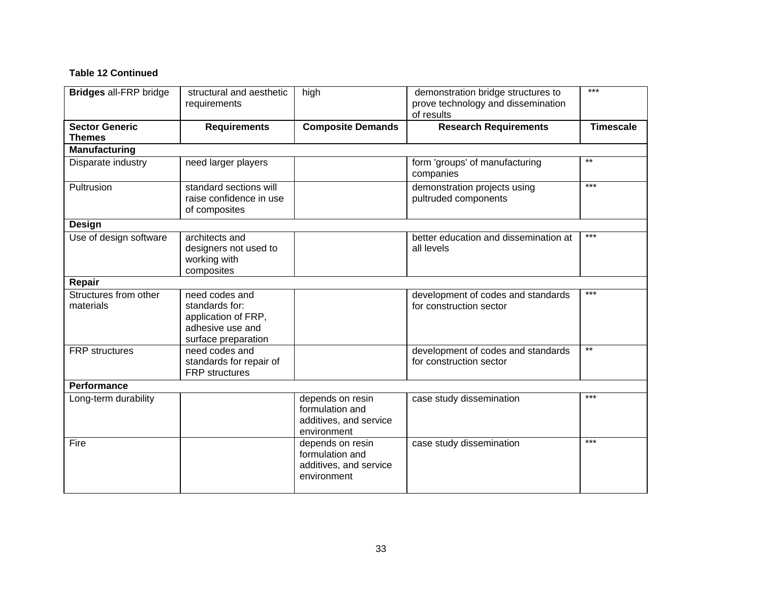**Table 12 Continued**

| **Bridges** all-FRP bridge | structural and aesthetic requirements | high | demonstration bridge structures to prove technology and dissemination of results | *** |
|---|---|---|---|---|
| **Sector Generic Themes** | **Requirements** | **Composite Demands** | **Research Requirements** | **Timescale** |
| **Manufacturing** | | | | |
| Disparate industry | need larger players | | form 'groups' of manufacturing companies | ** |
| Pultrusion | standard sections will raise confidence in use of composites | | demonstration projects using pultruded components | *** |
| **Design** | | | | |
| Use of design software | architects and designers not used to working with composites | | better education and dissemination at all levels | *** |
| **Repair** | | | | |
| Structures from other materials | need codes and standards for: application of FRP, adhesive use and surface preparation | | development of codes and standards for construction sector | *** |
| FRP structures | need codes and standards for repair of FRP structures | | development of codes and standards for construction sector | ** |
| **Performance** | | | | |
| Long-term durability | | depends on resin formulation and additives, and service environment | case study dissemination | *** |
| Fire | | depends on resin formulation and additives, and service environment | case study dissemination | *** |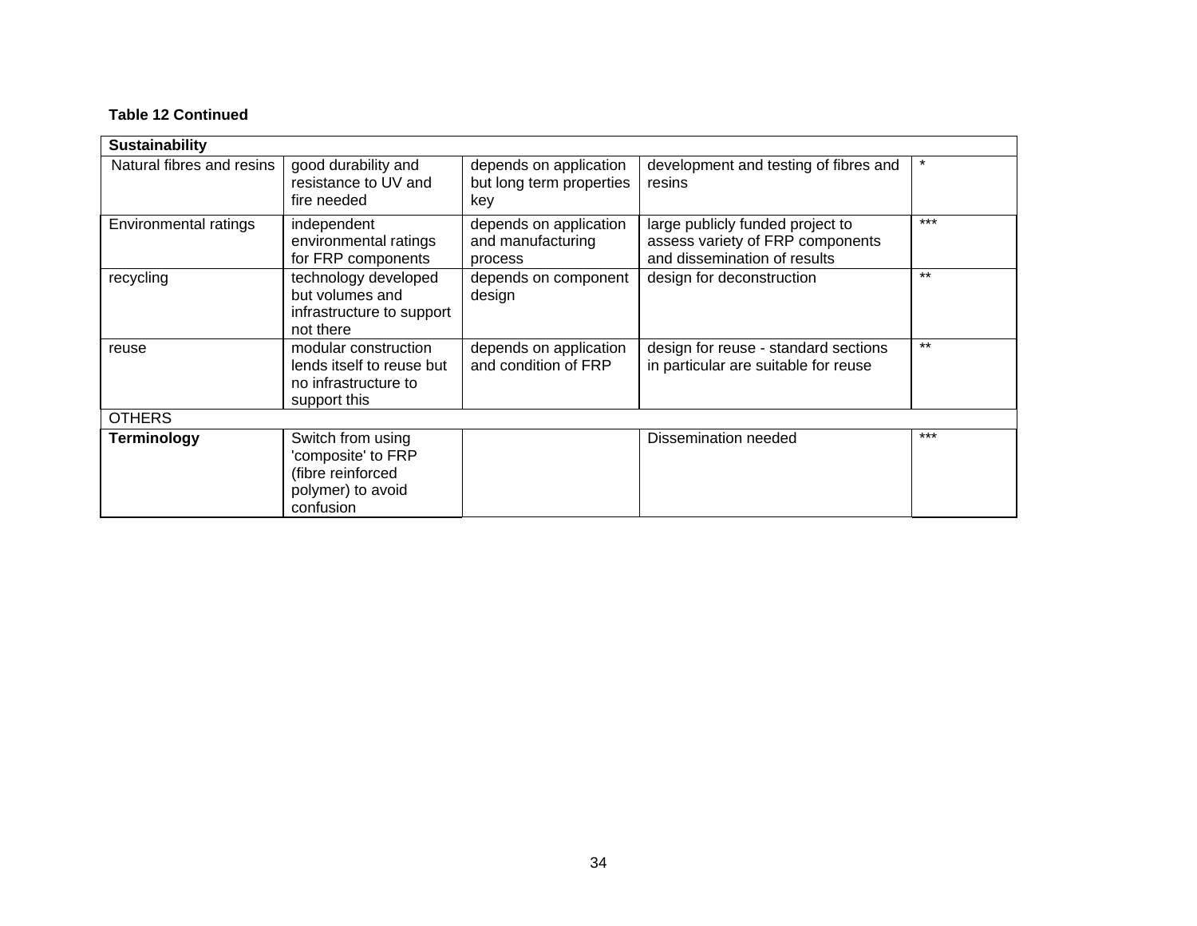**Table 12 Continued**

| **Sustainability** | | | | |
|---|---|---|---|---|
| Natural fibres and resins | good durability and resistance to UV and fire needed | depends on application but long term properties key | development and testing of fibres and resins | * |
| Environmental ratings | independent environmental ratings for FRP components | depends on application and manufacturing process | large publicly funded project to assess variety of FRP components and dissemination of results | *** |
| recycling | technology developed but volumes and infrastructure to support not there | depends on component design | design for deconstruction | ** |
| reuse | modular construction lends itself to reuse but no infrastructure to support this | depends on application and condition of FRP | design for reuse - standard sections in particular are suitable for reuse | ** |
| OTHERS | | | | |
| **Terminology** | Switch from using 'composite' to FRP (fibre reinforced polymer) to avoid confusion | | Dissemination needed | *** |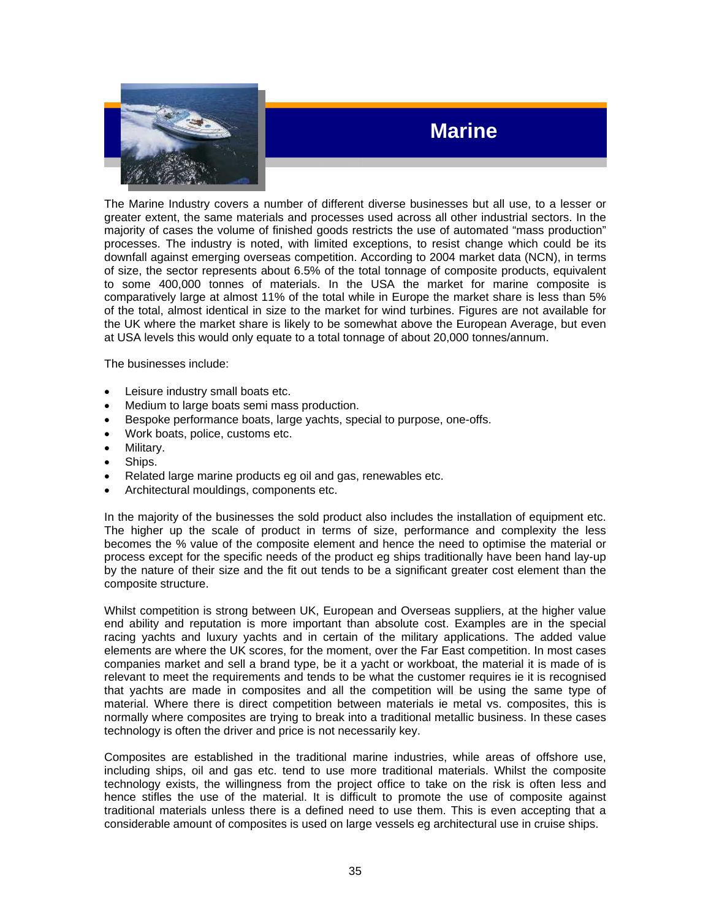# Marine

The Marine Industry covers a number of different diverse businesses but all use, to a lesser or greater extent, the same materials and processes used across all other industrial sectors. In the majority of cases the volume of finished goods restricts the use of automated "mass production" processes. The industry is noted, with limited exceptions, to resist change which could be its downfall against emerging overseas competition. According to 2004 market data (NCN), in terms of size, the sector represents about 6.5% of the total tonnage of composite products, equivalent to some 400,000 tonnes of materials. In the USA the market for marine composite is comparatively large at almost 11% of the total while in Europe the market share is less than 5% of the total, almost identical in size to the market for wind turbines. Figures are not available for the UK where the market share is likely to be somewhat above the European Average, but even at USA levels this would only equate to a total tonnage of about 20,000 tonnes/annum.

The businesses include:

- Leisure industry small boats etc.
- Medium to large boats semi mass production.
- Bespoke performance boats, large yachts, special to purpose, one-offs.
- Work boats, police, customs etc.
- Military.
- Ships.
- Related large marine products eg oil and gas, renewables etc.
- Architectural mouldings, components etc.

In the majority of the businesses the sold product also includes the installation of equipment etc. The higher up the scale of product in terms of size, performance and complexity the less becomes the % value of the composite element and hence the need to optimise the material or process except for the specific needs of the product eg ships traditionally have been hand lay-up by the nature of their size and the fit out tends to be a significant greater cost element than the composite structure.

Whilst competition is strong between UK, European and Overseas suppliers, at the higher value end ability and reputation is more important than absolute cost. Examples are in the special racing yachts and luxury yachts and in certain of the military applications. The added value elements are where the UK scores, for the moment, over the Far East competition. In most cases companies market and sell a brand type, be it a yacht or workboat, the material it is made of is relevant to meet the requirements and tends to be what the customer requires ie it is recognised that yachts are made in composites and all the competition will be using the same type of material. Where there is direct competition between materials ie metal vs. composites, this is normally where composites are trying to break into a traditional metallic business. In these cases technology is often the driver and price is not necessarily key.

Composites are established in the traditional marine industries, while areas of offshore use, including ships, oil and gas etc. tend to use more traditional materials. Whilst the composite technology exists, the willingness from the project office to take on the risk is often less and hence stifles the use of the material. It is difficult to promote the use of composite against traditional materials unless there is a defined need to use them. This is even accepting that a considerable amount of composites is used on large vessels eg architectural use in cruise ships.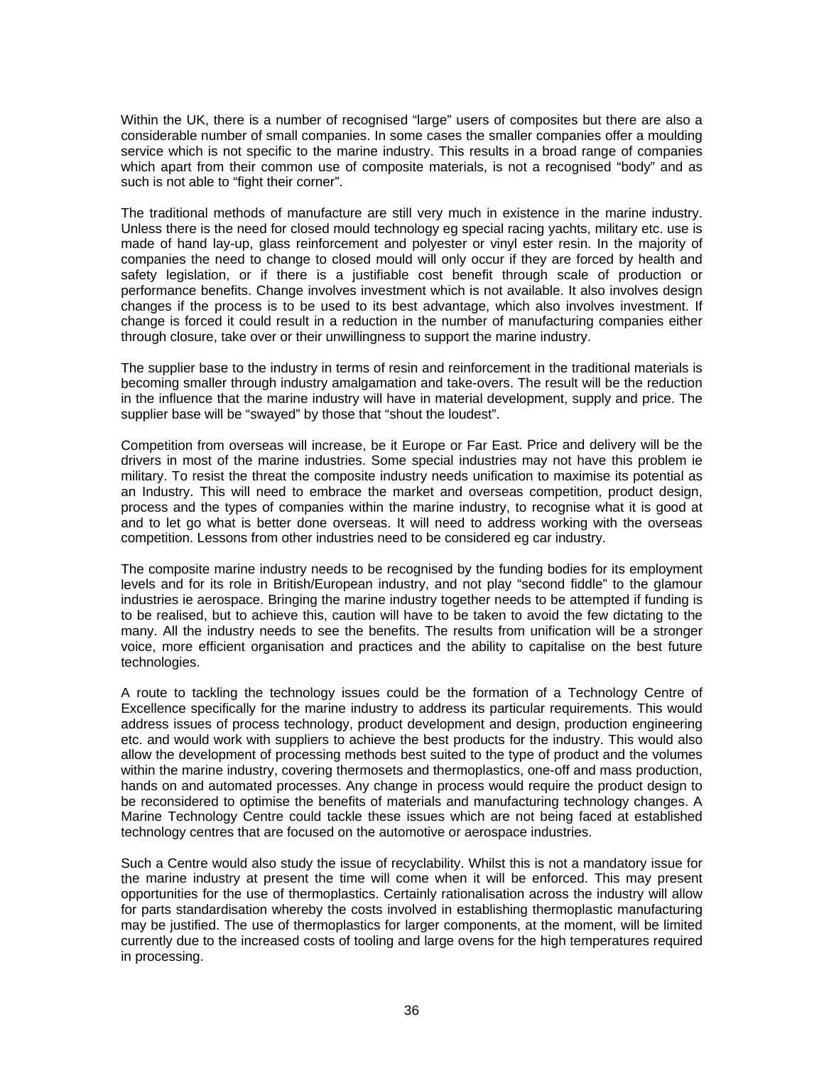Within the UK, there is a number of recognised "large" users of composites but there are also a considerable number of small companies. In some cases the smaller companies offer a moulding service which is not specific to the marine industry. This results in a broad range of companies which apart from their common use of composite materials, is not a recognised "body" and as such is not able to "fight their corner".

The traditional methods of manufacture are still very much in existence in the marine industry. Unless there is the need for closed mould technology eg special racing yachts, military etc. use is made of hand lay-up, glass reinforcement and polyester or vinyl ester resin. In the majority of companies the need to change to closed mould will only occur if they are forced by health and safety legislation, or if there is a justifiable cost benefit through scale of production or performance benefits. Change involves investment which is not available. It also involves design changes if the process is to be used to its best advantage, which also involves investment. If change is forced it could result in a reduction in the number of manufacturing companies either through closure, take over or their unwillingness to support the marine industry.

The supplier base to the industry in terms of resin and reinforcement in the traditional materials is becoming smaller through industry amalgamation and take-overs. The result will be the reduction in the influence that the marine industry will have in material development, supply and price. The supplier base will be "swayed" by those that "shout the loudest".

Competition from overseas will increase, be it Europe or Far East. Price and delivery will be the drivers in most of the marine industries. Some special industries may not have this problem ie military. To resist the threat the composite industry needs unification to maximise its potential as an Industry. This will need to embrace the market and overseas competition, product design, process and the types of companies within the marine industry, to recognise what it is good at and to let go what is better done overseas. It will need to address working with the overseas competition. Lessons from other industries need to be considered eg car industry.

The composite marine industry needs to be recognised by the funding bodies for its employment levels and for its role in British/European industry, and not play "second fiddle" to the glamour industries ie aerospace. Bringing the marine industry together needs to be attempted if funding is to be realised, but to achieve this, caution will have to be taken to avoid the few dictating to the many. All the industry needs to see the benefits. The results from unification will be a stronger voice, more efficient organisation and practices and the ability to capitalise on the best future technologies.

A route to tackling the technology issues could be the formation of a Technology Centre of Excellence specifically for the marine industry to address its particular requirements. This would address issues of process technology, product development and design, production engineering etc. and would work with suppliers to achieve the best products for the industry. This would also allow the development of processing methods best suited to the type of product and the volumes within the marine industry, covering thermosets and thermoplastics, one-off and mass production, hands on and automated processes. Any change in process would require the product design to be reconsidered to optimise the benefits of materials and manufacturing technology changes. A Marine Technology Centre could tackle these issues which are not being faced at established technology centres that are focused on the automotive or aerospace industries.

Such a Centre would also study the issue of recyclability. Whilst this is not a mandatory issue for the marine industry at present the time will come when it will be enforced. This may present opportunities for the use of thermoplastics. Certainly rationalisation across the industry will allow for parts standardisation whereby the costs involved in establishing thermoplastic manufacturing may be justified. The use of thermoplastics for larger components, at the moment, will be limited currently due to the increased costs of tooling and large ovens for the high temperatures required in processing.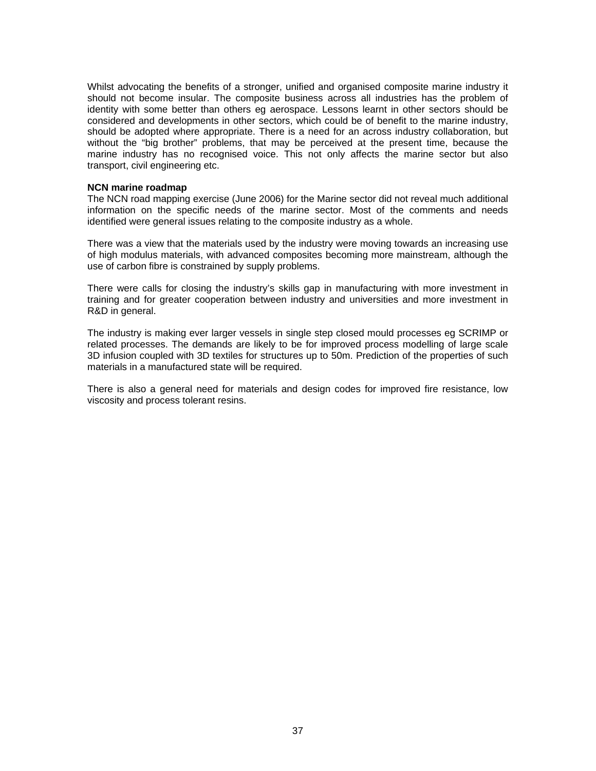Whilst advocating the benefits of a stronger, unified and organised composite marine industry it should not become insular. The composite business across all industries has the problem of identity with some better than others eg aerospace. Lessons learnt in other sectors should be considered and developments in other sectors, which could be of benefit to the marine industry, should be adopted where appropriate. There is a need for an across industry collaboration, but without the "big brother" problems, that may be perceived at the present time, because the marine industry has no recognised voice. This not only affects the marine sector but also transport, civil engineering etc.

**NCN marine roadmap**

The NCN road mapping exercise (June 2006) for the Marine sector did not reveal much additional information on the specific needs of the marine sector. Most of the comments and needs identified were general issues relating to the composite industry as a whole.

There was a view that the materials used by the industry were moving towards an increasing use of high modulus materials, with advanced composites becoming more mainstream, although the use of carbon fibre is constrained by supply problems.

There were calls for closing the industry's skills gap in manufacturing with more investment in training and for greater cooperation between industry and universities and more investment in R&D in general.

The industry is making ever larger vessels in single step closed mould processes eg SCRIMP or related processes. The demands are likely to be for improved process modelling of large scale 3D infusion coupled with 3D textiles for structures up to 50m. Prediction of the properties of such materials in a manufactured state will be required.

There is also a general need for materials and design codes for improved fire resistance, low viscosity and process tolerant resins.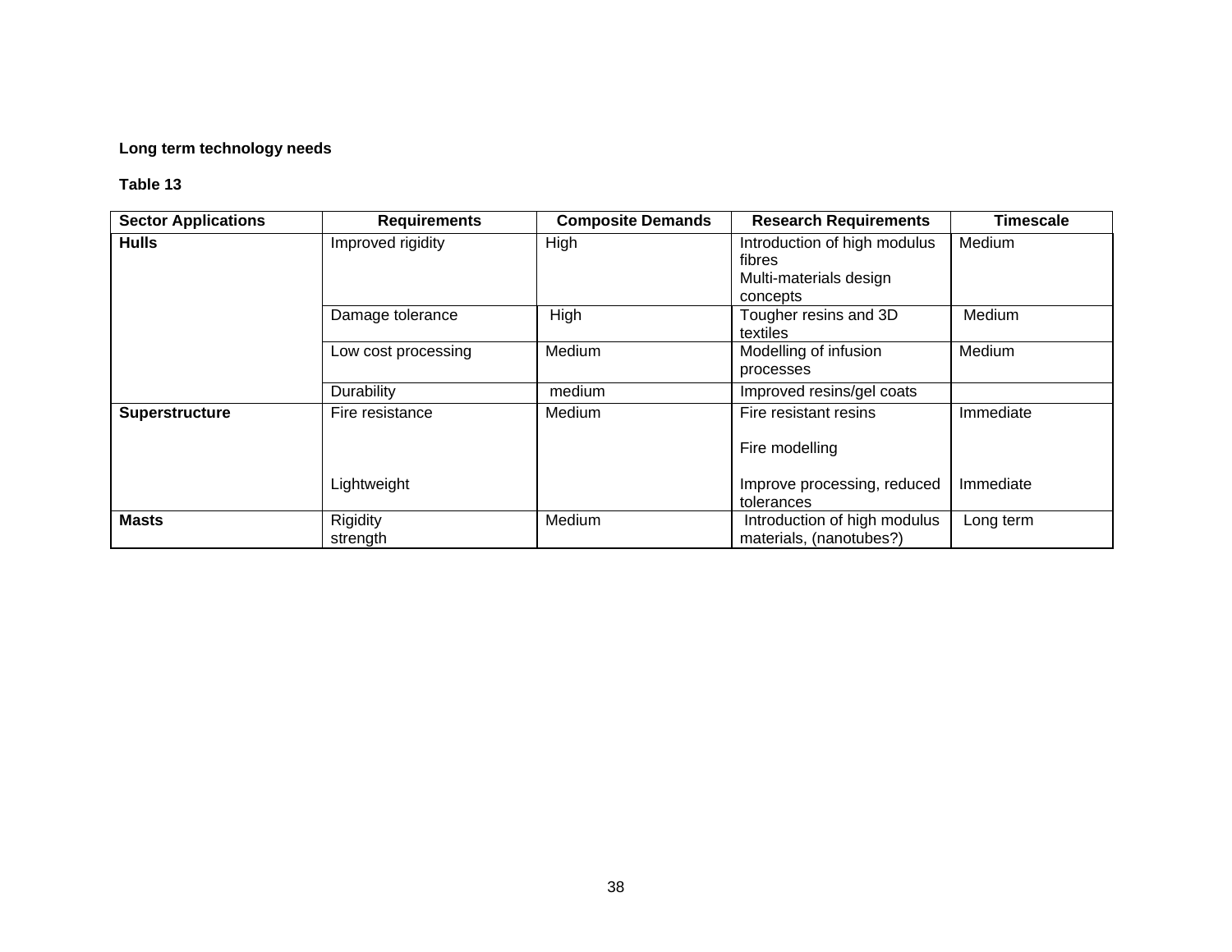**Long term technology needs**

**Table 13**

| Sector Applications | Requirements | Composite Demands | Research Requirements | Timescale |
|---|---|---|---|---|
| **Hulls** | Improved rigidity | High | Introduction of high modulus fibres<br>Multi-materials design concepts | Medium |
| | Damage tolerance | High | Tougher resins and 3D textiles | Medium |
| | Low cost processing | Medium | Modelling of infusion processes | Medium |
| | Durability | medium | Improved resins/gel coats | |
| **Superstructure** | Fire resistance | Medium | Fire resistant resins<br><br>Fire modelling | Immediate |
| | Lightweight | | Improve processing, reduced tolerances | Immediate |
| **Masts** | Rigidity<br>strength | Medium | Introduction of high modulus materials, (nanotubes?) | Long term |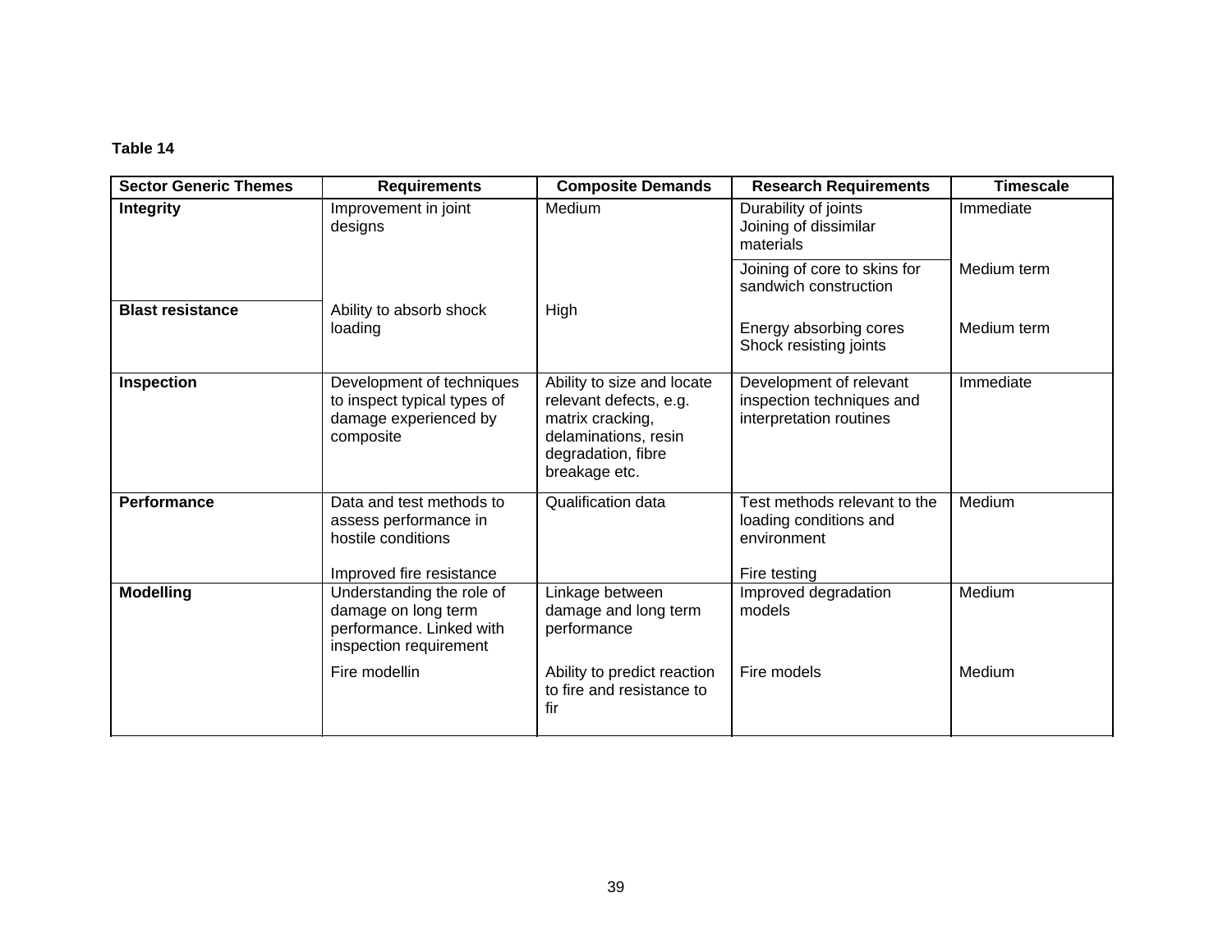**Table 14**

| Sector Generic Themes | Requirements | Composite Demands | Research Requirements | Timescale |
|---|---|---|---|---|
| **Integrity** | Improvement in joint designs | Medium | Durability of joints<br>Joining of dissimilar materials | Immediate |
| | | | Joining of core to skins for sandwich construction | Medium term |
| **Blast resistance** | Ability to absorb shock loading | High | Energy absorbing cores<br>Shock resisting joints | Medium term |
| **Inspection** | Development of techniques to inspect typical types of damage experienced by composite | Ability to size and locate relevant defects, e.g. matrix cracking, delaminations, resin degradation, fibre breakage etc. | Development of relevant inspection techniques and interpretation routines | Immediate |
| **Performance** | Data and test methods to assess performance in hostile conditions<br><br>Improved fire resistance | Qualification data | Test methods relevant to the loading conditions and environment<br><br>Fire testing | Medium |
| **Modelling** | Understanding the role of damage on long term performance. Linked with inspection requirement | Linkage between damage and long term performance | Improved degradation models | Medium |
| | Fire modellin | Ability to predict reaction to fire and resistance to fir | Fire models | Medium |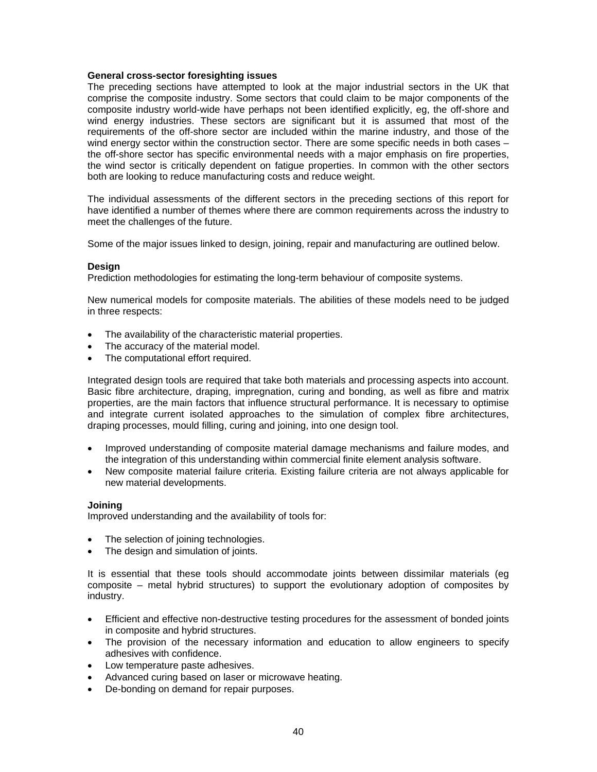### General cross-sector foresighting issues

The preceding sections have attempted to look at the major industrial sectors in the UK that comprise the composite industry. Some sectors that could claim to be major components of the composite industry world-wide have perhaps not been identified explicitly, eg, the off-shore and wind energy industries. These sectors are significant but it is assumed that most of the requirements of the off-shore sector are included within the marine industry, and those of the wind energy sector within the construction sector. There are some specific needs in both cases – the off-shore sector has specific environmental needs with a major emphasis on fire properties, the wind sector is critically dependent on fatigue properties. In common with the other sectors both are looking to reduce manufacturing costs and reduce weight.

The individual assessments of the different sectors in the preceding sections of this report for have identified a number of themes where there are common requirements across the industry to meet the challenges of the future.

Some of the major issues linked to design, joining, repair and manufacturing are outlined below.

#### Design

Prediction methodologies for estimating the long-term behaviour of composite systems.

New numerical models for composite materials. The abilities of these models need to be judged in three respects:

- The availability of the characteristic material properties.
- The accuracy of the material model.
- The computational effort required.

Integrated design tools are required that take both materials and processing aspects into account. Basic fibre architecture, draping, impregnation, curing and bonding, as well as fibre and matrix properties, are the main factors that influence structural performance. It is necessary to optimise and integrate current isolated approaches to the simulation of complex fibre architectures, draping processes, mould filling, curing and joining, into one design tool.

- Improved understanding of composite material damage mechanisms and failure modes, and the integration of this understanding within commercial finite element analysis software.
- New composite material failure criteria. Existing failure criteria are not always applicable for new material developments.

#### Joining

Improved understanding and the availability of tools for:

- The selection of joining technologies.
- The design and simulation of joints.

It is essential that these tools should accommodate joints between dissimilar materials (eg composite – metal hybrid structures) to support the evolutionary adoption of composites by industry.

- Efficient and effective non-destructive testing procedures for the assessment of bonded joints in composite and hybrid structures.
- The provision of the necessary information and education to allow engineers to specify adhesives with confidence.
- Low temperature paste adhesives.
- Advanced curing based on laser or microwave heating.
- De-bonding on demand for repair purposes.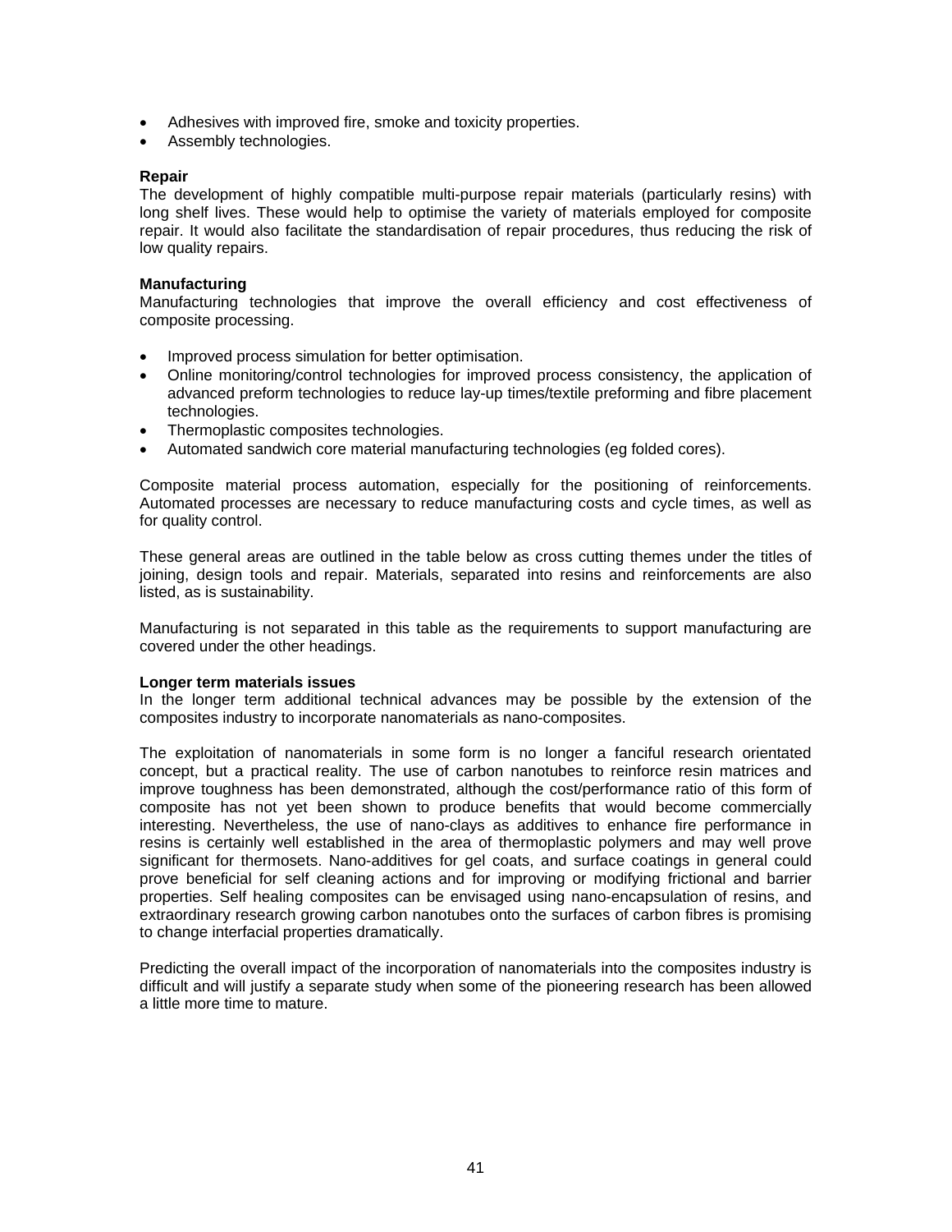- Adhesives with improved fire, smoke and toxicity properties.
- Assembly technologies.

**Repair**

The development of highly compatible multi-purpose repair materials (particularly resins) with long shelf lives. These would help to optimise the variety of materials employed for composite repair. It would also facilitate the standardisation of repair procedures, thus reducing the risk of low quality repairs.

**Manufacturing**

Manufacturing technologies that improve the overall efficiency and cost effectiveness of composite processing.

- Improved process simulation for better optimisation.
- Online monitoring/control technologies for improved process consistency, the application of advanced preform technologies to reduce lay-up times/textile preforming and fibre placement technologies.
- Thermoplastic composites technologies.
- Automated sandwich core material manufacturing technologies (eg folded cores).

Composite material process automation, especially for the positioning of reinforcements. Automated processes are necessary to reduce manufacturing costs and cycle times, as well as for quality control.

These general areas are outlined in the table below as cross cutting themes under the titles of joining, design tools and repair. Materials, separated into resins and reinforcements are also listed, as is sustainability.

Manufacturing is not separated in this table as the requirements to support manufacturing are covered under the other headings.

**Longer term materials issues**

In the longer term additional technical advances may be possible by the extension of the composites industry to incorporate nanomaterials as nano-composites.

The exploitation of nanomaterials in some form is no longer a fanciful research orientated concept, but a practical reality. The use of carbon nanotubes to reinforce resin matrices and improve toughness has been demonstrated, although the cost/performance ratio of this form of composite has not yet been shown to produce benefits that would become commercially interesting. Nevertheless, the use of nano-clays as additives to enhance fire performance in resins is certainly well established in the area of thermoplastic polymers and may well prove significant for thermosets. Nano-additives for gel coats, and surface coatings in general could prove beneficial for self cleaning actions and for improving or modifying frictional and barrier properties. Self healing composites can be envisaged using nano-encapsulation of resins, and extraordinary research growing carbon nanotubes onto the surfaces of carbon fibres is promising to change interfacial properties dramatically.

Predicting the overall impact of the incorporation of nanomaterials into the composites industry is difficult and will justify a separate study when some of the pioneering research has been allowed a little more time to mature.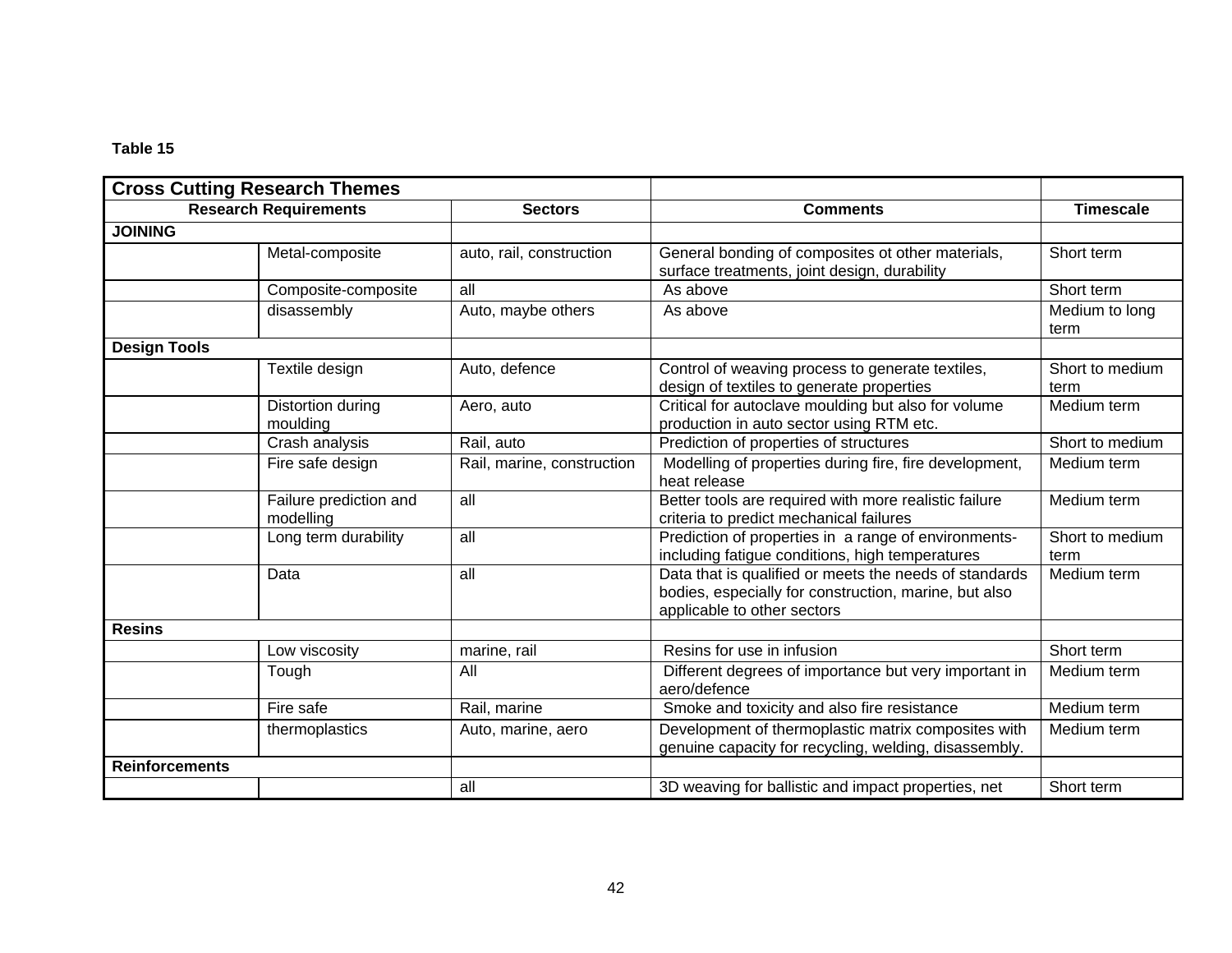**Table 15**

| Cross Cutting Research Themes | | | | |
|---|---|---|---|---|
| **Research Requirements** | | **Sectors** | **Comments** | **Timescale** |
| **JOINING** | | | | |
| | Metal-composite | auto, rail, construction | General bonding of composites ot other materials, surface treatments, joint design, durability | Short term |
| | Composite-composite | all | As above | Short term |
| | disassembly | Auto, maybe others | As above | Medium to long term |
| **Design Tools** | | | | |
| | Textile design | Auto, defence | Control of weaving process to generate textiles, design of textiles to generate properties | Short to medium term |
| | Distortion during moulding | Aero, auto | Critical for autoclave moulding but also for volume production in auto sector using RTM etc. | Medium term |
| | Crash analysis | Rail, auto | Prediction of properties of structures | Short to medium |
| | Fire safe design | Rail, marine, construction | Modelling of properties during fire, fire development, heat release | Medium term |
| | Failure prediction and modelling | all | Better tools are required with more realistic failure criteria to predict mechanical failures | Medium term |
| | Long term durability | all | Prediction of properties in a range of environments- including fatigue conditions, high temperatures | Short to medium term |
| | Data | all | Data that is qualified or meets the needs of standards bodies, especially for construction, marine, but also applicable to other sectors | Medium term |
| **Resins** | | | | |
| | Low viscosity | marine, rail | Resins for use in infusion | Short term |
| | Tough | All | Different degrees of importance but very important in aero/defence | Medium term |
| | Fire safe | Rail, marine | Smoke and toxicity and also fire resistance | Medium term |
| | thermoplastics | Auto, marine, aero | Development of thermoplastic matrix composites with genuine capacity for recycling, welding, disassembly. | Medium term |
| **Reinforcements** | | | | |
| | | all | 3D weaving for ballistic and impact properties, net | Short term |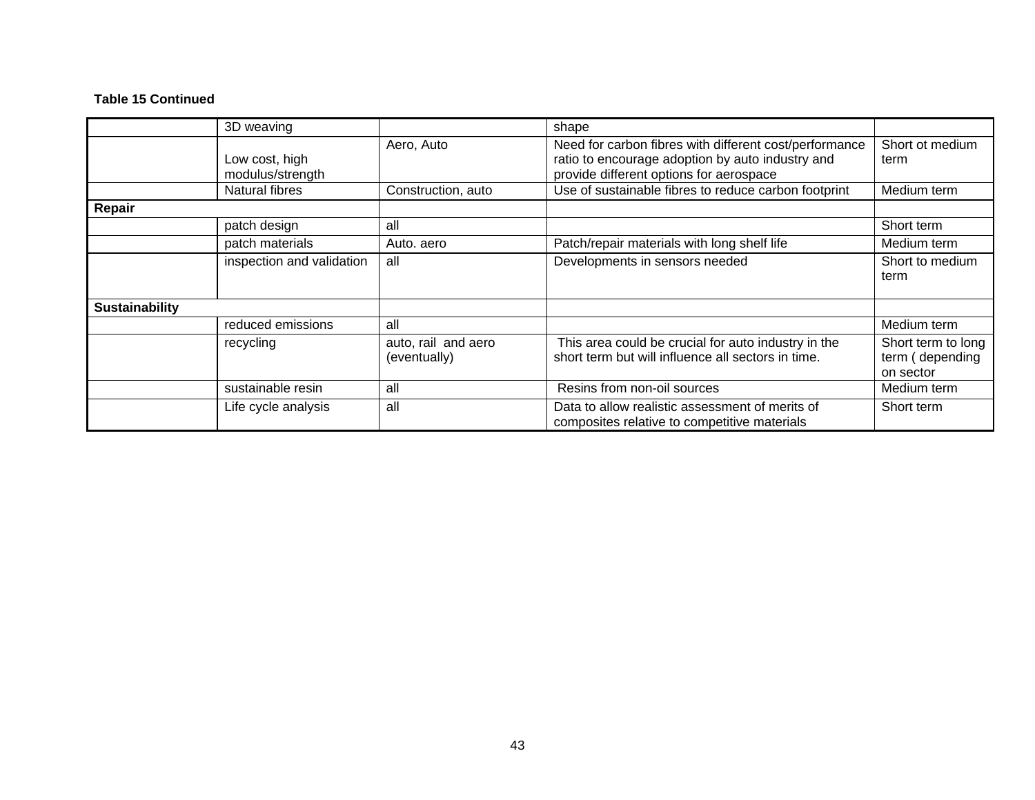**Table 15 Continued**

| | | | | |
|---|---|---|---|---|
| | 3D weaving | | shape | |
| | Low cost, high modulus/strength | Aero, Auto | Need for carbon fibres with different cost/performance ratio to encourage adoption by auto industry and provide different options for aerospace | Short ot medium term |
| | Natural fibres | Construction, auto | Use of sustainable fibres to reduce carbon footprint | Medium term |
| **Repair** | | | | |
| | patch design | all | | Short term |
| | patch materials | Auto. aero | Patch/repair materials with long shelf life | Medium term |
| | inspection and validation | all | Developments in sensors needed | Short to medium term |
| **Sustainability** | | | | |
| | reduced emissions | all | | Medium term |
| | recycling | auto, rail and aero (eventually) | This area could be crucial for auto industry in the short term but will influence all sectors in time. | Short term to long term ( depending on sector |
| | sustainable resin | all | Resins from non-oil sources | Medium term |
| | Life cycle analysis | all | Data to allow realistic assessment of merits of composites relative to competitive materials | Short term |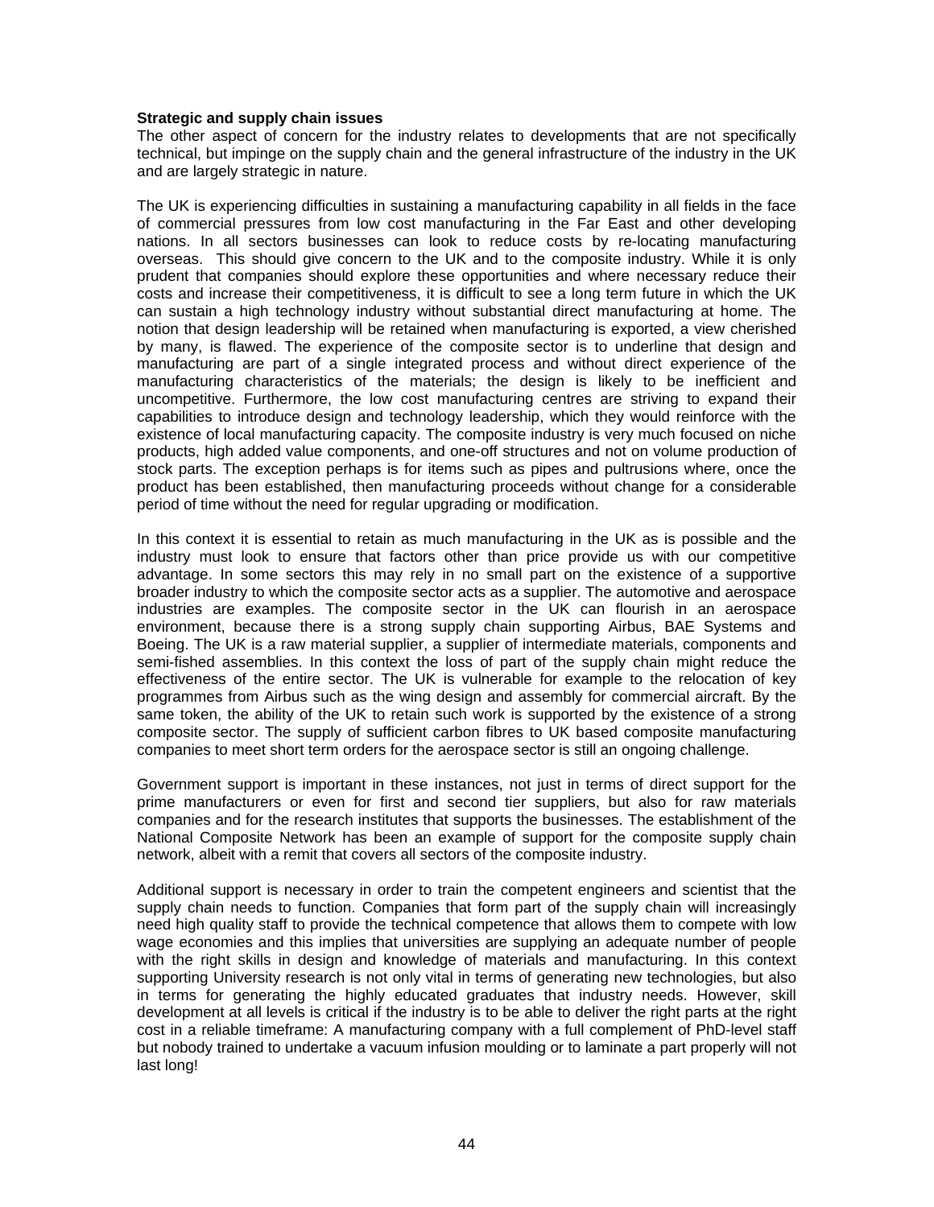**Strategic and supply chain issues**

The other aspect of concern for the industry relates to developments that are not specifically technical, but impinge on the supply chain and the general infrastructure of the industry in the UK and are largely strategic in nature.

The UK is experiencing difficulties in sustaining a manufacturing capability in all fields in the face of commercial pressures from low cost manufacturing in the Far East and other developing nations. In all sectors businesses can look to reduce costs by re-locating manufacturing overseas. This should give concern to the UK and to the composite industry. While it is only prudent that companies should explore these opportunities and where necessary reduce their costs and increase their competitiveness, it is difficult to see a long term future in which the UK can sustain a high technology industry without substantial direct manufacturing at home. The notion that design leadership will be retained when manufacturing is exported, a view cherished by many, is flawed. The experience of the composite sector is to underline that design and manufacturing are part of a single integrated process and without direct experience of the manufacturing characteristics of the materials; the design is likely to be inefficient and uncompetitive. Furthermore, the low cost manufacturing centres are striving to expand their capabilities to introduce design and technology leadership, which they would reinforce with the existence of local manufacturing capacity. The composite industry is very much focused on niche products, high added value components, and one-off structures and not on volume production of stock parts. The exception perhaps is for items such as pipes and pultrusions where, once the product has been established, then manufacturing proceeds without change for a considerable period of time without the need for regular upgrading or modification.

In this context it is essential to retain as much manufacturing in the UK as is possible and the industry must look to ensure that factors other than price provide us with our competitive advantage. In some sectors this may rely in no small part on the existence of a supportive broader industry to which the composite sector acts as a supplier. The automotive and aerospace industries are examples. The composite sector in the UK can flourish in an aerospace environment, because there is a strong supply chain supporting Airbus, BAE Systems and Boeing. The UK is a raw material supplier, a supplier of intermediate materials, components and semi-fished assemblies. In this context the loss of part of the supply chain might reduce the effectiveness of the entire sector. The UK is vulnerable for example to the relocation of key programmes from Airbus such as the wing design and assembly for commercial aircraft. By the same token, the ability of the UK to retain such work is supported by the existence of a strong composite sector. The supply of sufficient carbon fibres to UK based composite manufacturing companies to meet short term orders for the aerospace sector is still an ongoing challenge.

Government support is important in these instances, not just in terms of direct support for the prime manufacturers or even for first and second tier suppliers, but also for raw materials companies and for the research institutes that supports the businesses. The establishment of the National Composite Network has been an example of support for the composite supply chain network, albeit with a remit that covers all sectors of the composite industry.

Additional support is necessary in order to train the competent engineers and scientist that the supply chain needs to function. Companies that form part of the supply chain will increasingly need high quality staff to provide the technical competence that allows them to compete with low wage economies and this implies that universities are supplying an adequate number of people with the right skills in design and knowledge of materials and manufacturing. In this context supporting University research is not only vital in terms of generating new technologies, but also in terms for generating the highly educated graduates that industry needs. However, skill development at all levels is critical if the industry is to be able to deliver the right parts at the right cost in a reliable timeframe: A manufacturing company with a full complement of PhD-level staff but nobody trained to undertake a vacuum infusion moulding or to laminate a part properly will not last long!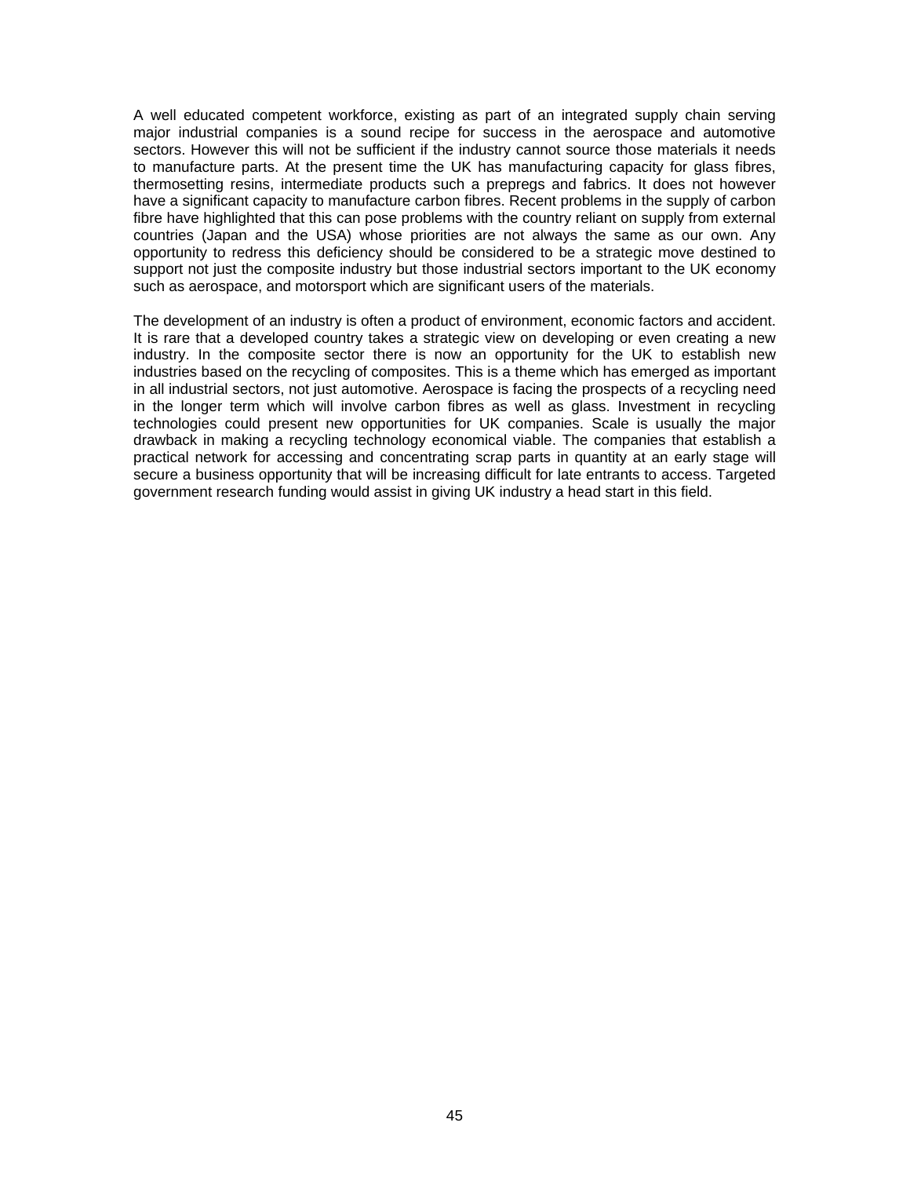A well educated competent workforce, existing as part of an integrated supply chain serving major industrial companies is a sound recipe for success in the aerospace and automotive sectors. However this will not be sufficient if the industry cannot source those materials it needs to manufacture parts. At the present time the UK has manufacturing capacity for glass fibres, thermosetting resins, intermediate products such a prepregs and fabrics. It does not however have a significant capacity to manufacture carbon fibres. Recent problems in the supply of carbon fibre have highlighted that this can pose problems with the country reliant on supply from external countries (Japan and the USA) whose priorities are not always the same as our own. Any opportunity to redress this deficiency should be considered to be a strategic move destined to support not just the composite industry but those industrial sectors important to the UK economy such as aerospace, and motorsport which are significant users of the materials.

The development of an industry is often a product of environment, economic factors and accident. It is rare that a developed country takes a strategic view on developing or even creating a new industry. In the composite sector there is now an opportunity for the UK to establish new industries based on the recycling of composites. This is a theme which has emerged as important in all industrial sectors, not just automotive. Aerospace is facing the prospects of a recycling need in the longer term which will involve carbon fibres as well as glass. Investment in recycling technologies could present new opportunities for UK companies. Scale is usually the major drawback in making a recycling technology economical viable. The companies that establish a practical network for accessing and concentrating scrap parts in quantity at an early stage will secure a business opportunity that will be increasing difficult for late entrants to access. Targeted government research funding would assist in giving UK industry a head start in this field.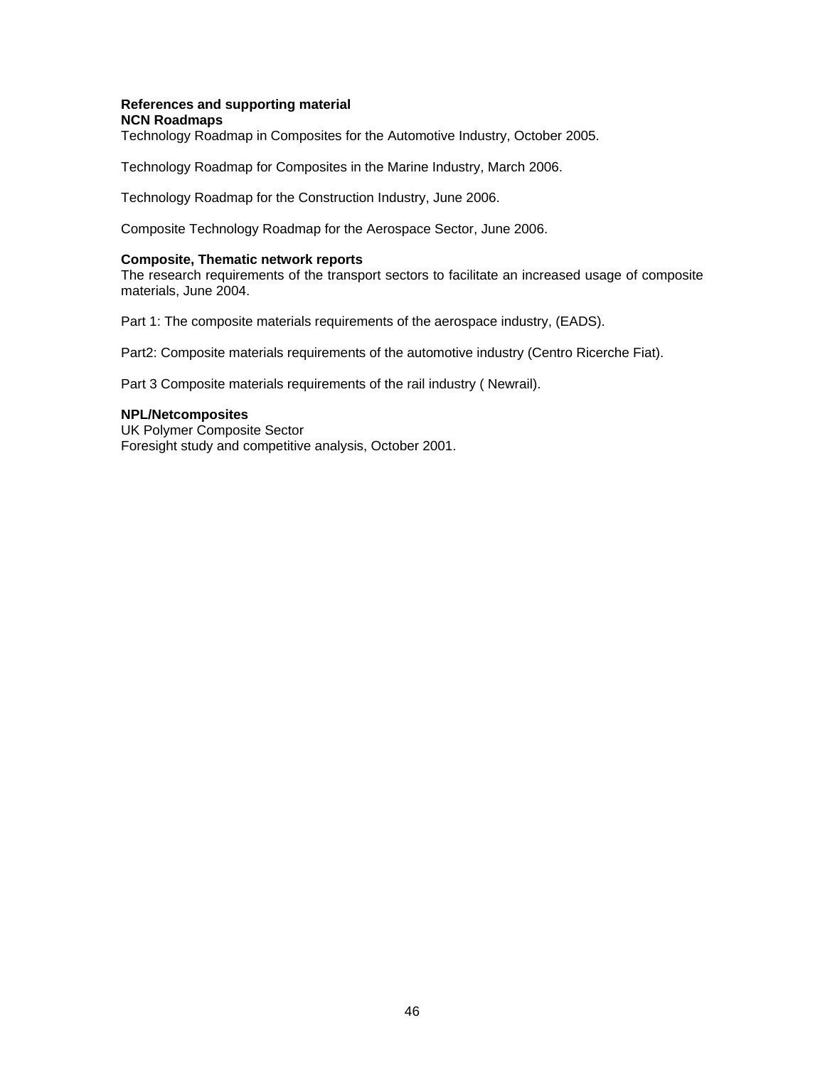**References and supporting material**

**NCN Roadmaps**

Technology Roadmap in Composites for the Automotive Industry, October 2005.

Technology Roadmap for Composites in the Marine Industry, March 2006.

Technology Roadmap for the Construction Industry, June 2006.

Composite Technology Roadmap for the Aerospace Sector, June 2006.

**Composite, Thematic network reports**

The research requirements of the transport sectors to facilitate an increased usage of composite materials, June 2004.

Part 1: The composite materials requirements of the aerospace industry, (EADS).

Part2: Composite materials requirements of the automotive industry (Centro Ricerche Fiat).

Part 3 Composite materials requirements of the rail industry ( Newrail).

**NPL/Netcomposites**

UK Polymer Composite Sector
Foresight study and competitive analysis, October 2001.